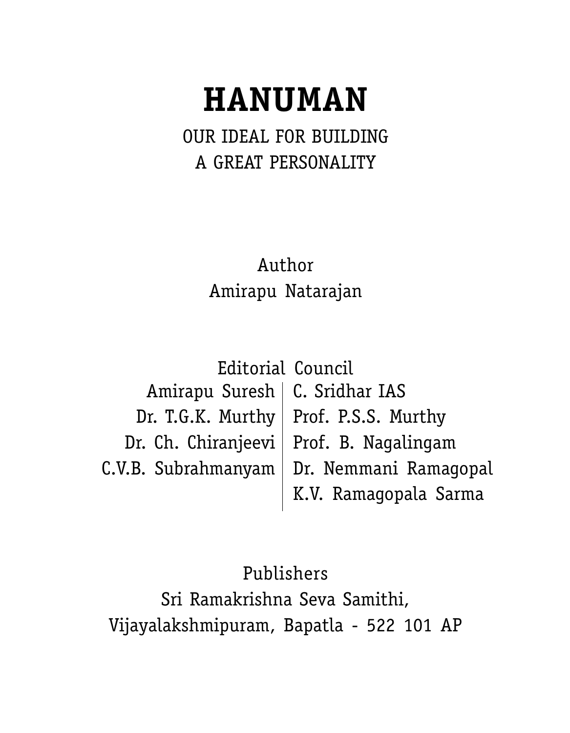# HANUMAN

OUR IDEAL FOR BUILDING
A GREAT PERSONALITY

Author
Amirapu Natarajan

Editorial Council

| | |
|---|---|
| Amirapu Suresh | C. Sridhar IAS |
| Dr. T.G.K. Murthy | Prof. P.S.S. Murthy |
| Dr. Ch. Chiranjeevi | Prof. B. Nagalingam |
| C.V.B. Subrahmanyam | Dr. Nemmani Ramagopal |
| | K.V. Ramagopala Sarma |

Publishers
Sri Ramakrishna Seva Samithi,
Vijayalakshmipuram, Bapatla - 522 101 AP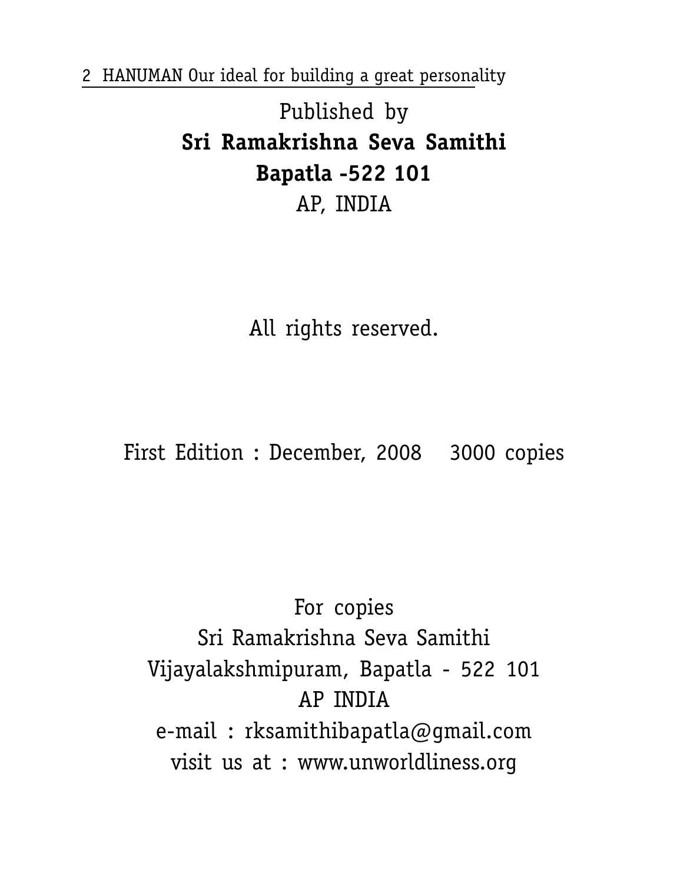Published by

**Sri Ramakrishna Seva Samithi**

**Bapatla -522 101**

AP, INDIA

All rights reserved.

First Edition : December, 2008    3000 copies

For copies

Sri Ramakrishna Seva Samithi

Vijayalakshmipuram, Bapatla - 522 101

AP INDIA

e-mail : rksamithibapatla@gmail.com

visit us at : www.unworldliness.org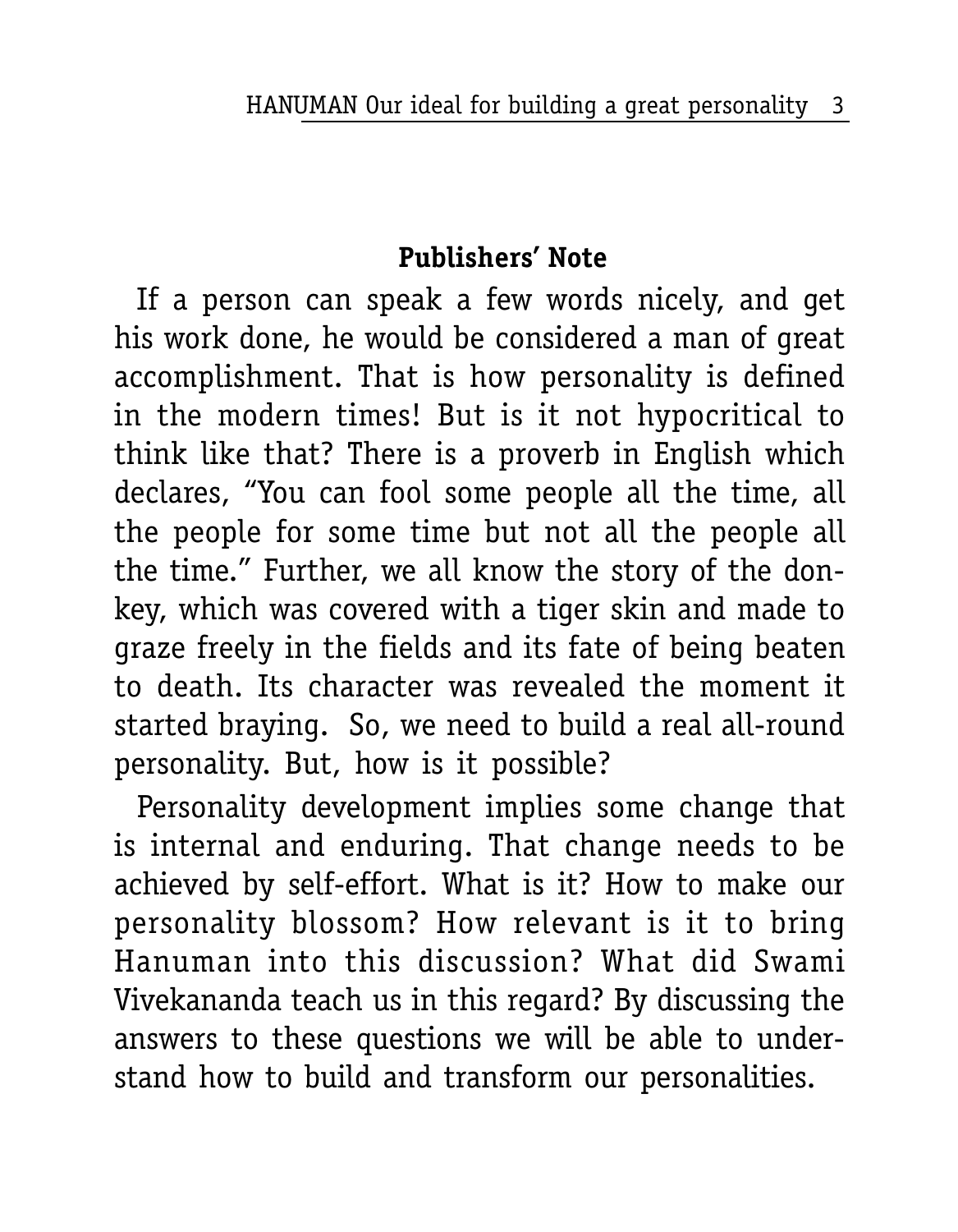## Publishers' Note

If a person can speak a few words nicely, and get his work done, he would be considered a man of great accomplishment. That is how personality is defined in the modern times! But is it not hypocritical to think like that? There is a proverb in English which declares, "You can fool some people all the time, all the people for some time but not all the people all the time." Further, we all know the story of the donkey, which was covered with a tiger skin and made to graze freely in the fields and its fate of being beaten to death. Its character was revealed the moment it started braying. So, we need to build a real all-round personality. But, how is it possible?

Personality development implies some change that is internal and enduring. That change needs to be achieved by self-effort. What is it? How to make our personality blossom? How relevant is it to bring Hanuman into this discussion? What did Swami Vivekananda teach us in this regard? By discussing the answers to these questions we will be able to understand how to build and transform our personalities.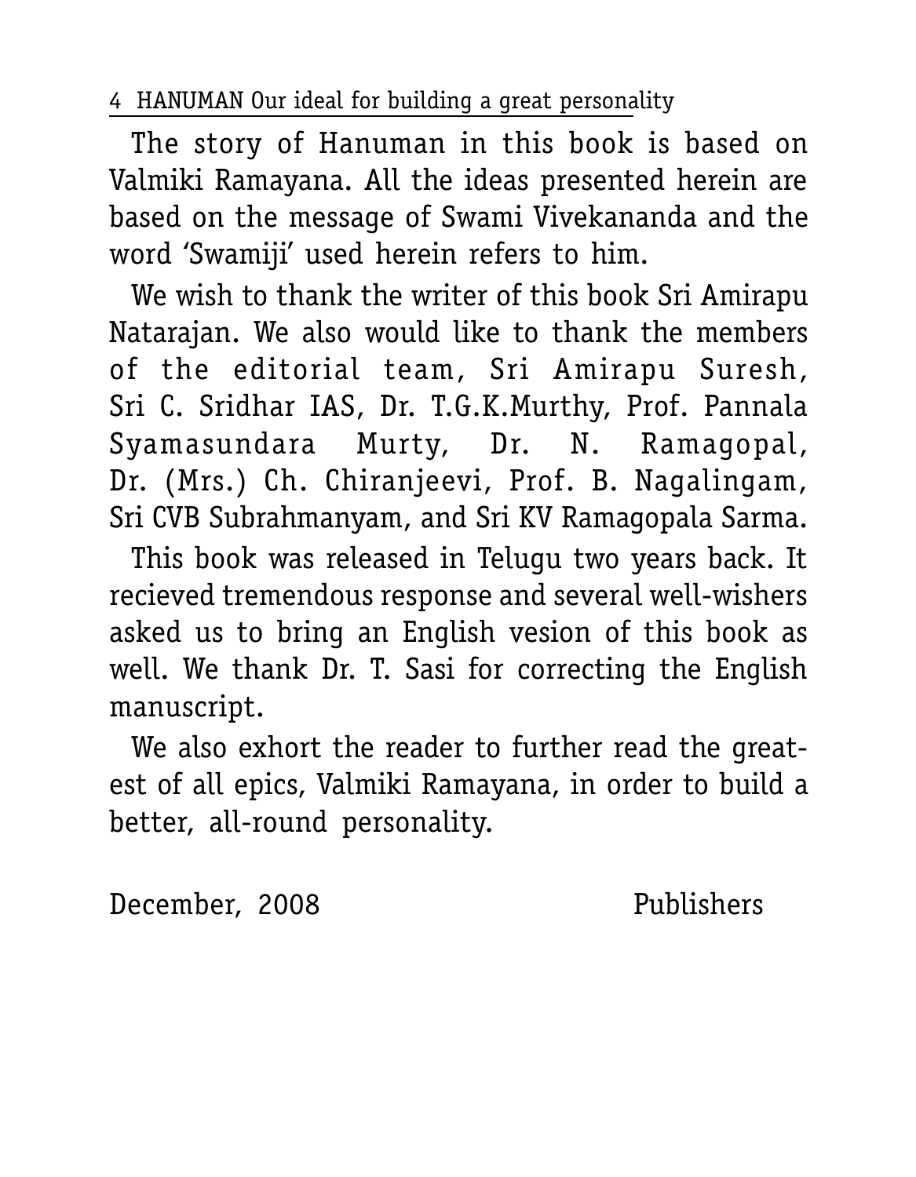The story of Hanuman in this book is based on Valmiki Ramayana. All the ideas presented herein are based on the message of Swami Vivekananda and the word 'Swamiji' used herein refers to him.

We wish to thank the writer of this book Sri Amirapu Natarajan. We also would like to thank the members of the editorial team, Sri Amirapu Suresh, Sri C. Sridhar IAS, Dr. T.G.K.Murthy, Prof. Pannala Syamasundara Murty, Dr. N. Ramagopal, Dr. (Mrs.) Ch. Chiranjeevi, Prof. B. Nagalingam, Sri CVB Subrahmanyam, and Sri KV Ramagopala Sarma.

This book was released in Telugu two years back. It recieved tremendous response and several well-wishers asked us to bring an English vesion of this book as well. We thank Dr. T. Sasi for correcting the English manuscript.

We also exhort the reader to further read the greatest of all epics, Valmiki Ramayana, in order to build a better, all-round personality.

December, 2008 — Publishers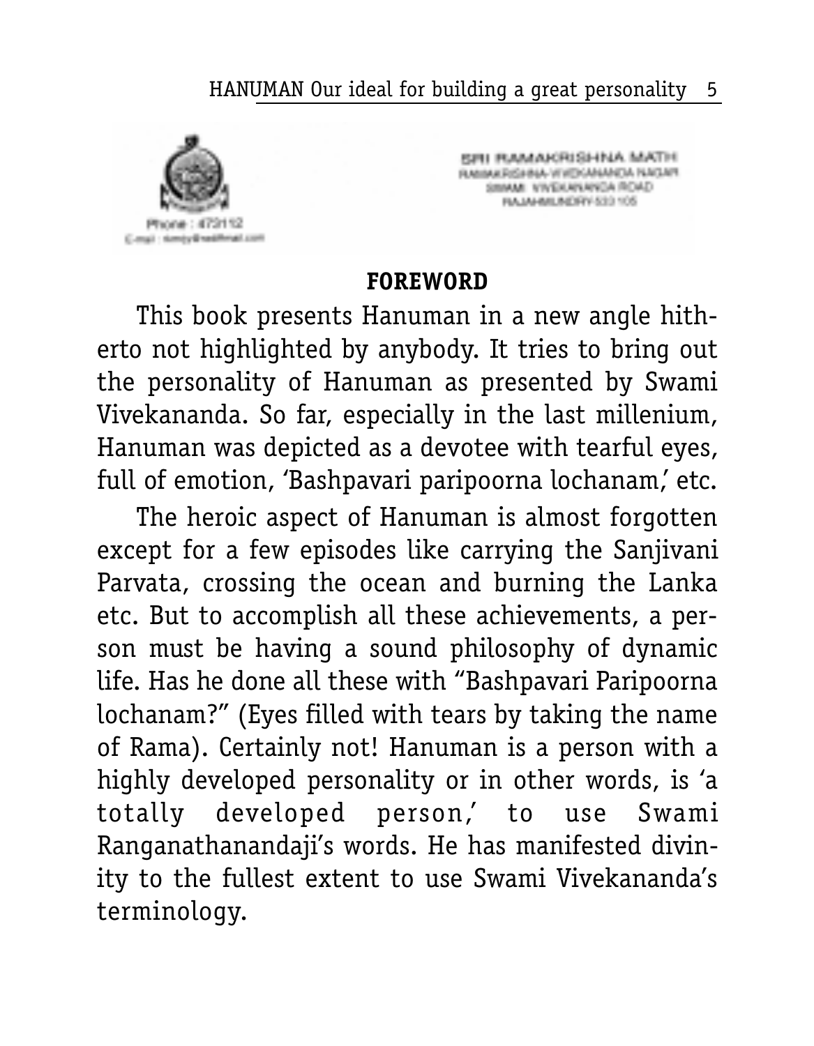SRI RAMAKRISHNA MATH
RAMAKRISHNA-VIVEKANANDA NAGAR
SWAMI VIVEKANANDA ROAD
RAJAHMUNDRY-533 105

Phone : 472112
E-mail : [unclear]

## FOREWORD

This book presents Hanuman in a new angle hitherto not highlighted by anybody. It tries to bring out the personality of Hanuman as presented by Swami Vivekananda. So far, especially in the last millenium, Hanuman was depicted as a devotee with tearful eyes, full of emotion, 'Bashpavari paripoorna lochanam,' etc.

The heroic aspect of Hanuman is almost forgotten except for a few episodes like carrying the Sanjivani Parvata, crossing the ocean and burning the Lanka etc. But to accomplish all these achievements, a person must be having a sound philosophy of dynamic life. Has he done all these with "Bashpavari Paripoorna lochanam?" (Eyes filled with tears by taking the name of Rama). Certainly not! Hanuman is a person with a highly developed personality or in other words, is 'a totally developed person,' to use Swami Ranganathanandaji's words. He has manifested divinity to the fullest extent to use Swami Vivekananda's terminology.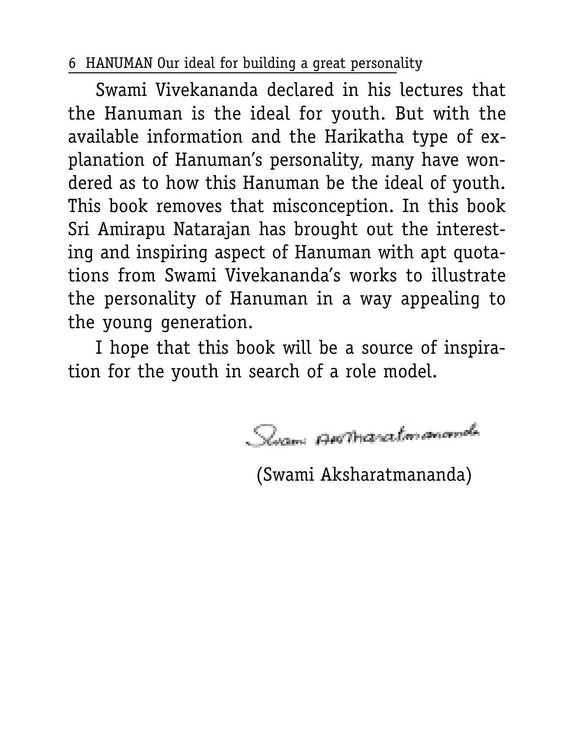Swami Vivekananda declared in his lectures that the Hanuman is the ideal for youth. But with the available information and the Harikatha type of explanation of Hanuman's personality, many have wondered as to how this Hanuman be the ideal of youth. This book removes that misconception. In this book Sri Amirapu Natarajan has brought out the interesting and inspiring aspect of Hanuman with apt quotations from Swami Vivekananda's works to illustrate the personality of Hanuman in a way appealing to the young generation.

I hope that this book will be a source of inspiration for the youth in search of a role model.

Swami Aksharatmananda

(Swami Aksharatmananda)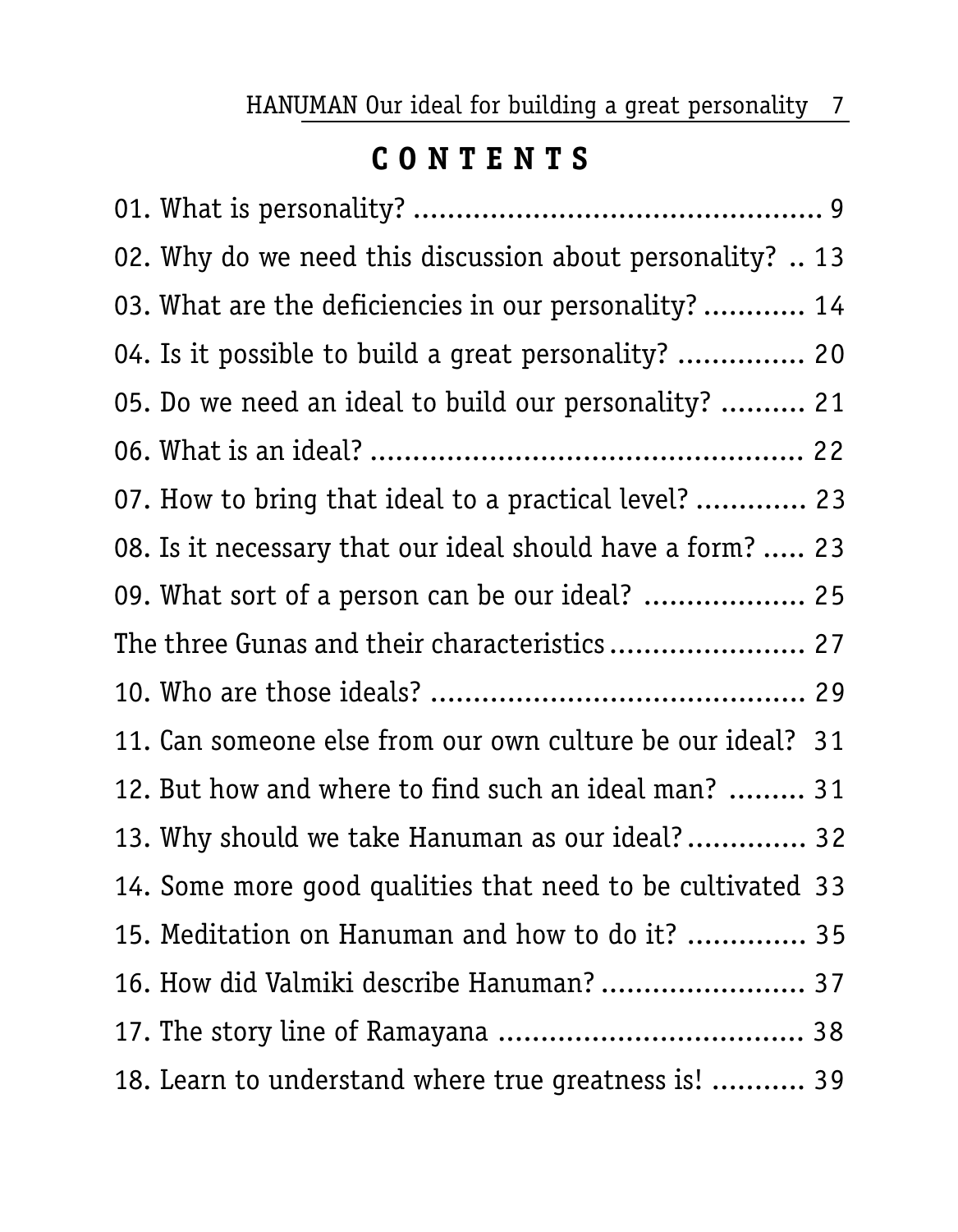# CONTENTS

01. What is personality? ................................................ 9
02. Why do we need this discussion about personality? .. 13
03. What are the deficiencies in our personality? ............ 14
04. Is it possible to build a great personality? ............... 20
05. Do we need an ideal to build our personality? .......... 21
06. What is an ideal? .................................................. 22
07. How to bring that ideal to a practical level? ............. 23
08. Is it necessary that our ideal should have a form? ..... 23
09. What sort of a person can be our ideal? .................. 25

The three Gunas and their characteristics ....................... 27

10. Who are those ideals? ........................................... 29
11. Can someone else from our own culture be our ideal? 31
12. But how and where to find such an ideal man? ......... 31
13. Why should we take Hanuman as our ideal? ............. 32
14. Some more good qualities that need to be cultivated 33
15. Meditation on Hanuman and how to do it? ............. 35
16. How did Valmiki describe Hanuman? ........................ 37
17. The story line of Ramayana .................................... 38
18. Learn to understand where true greatness is! ........... 39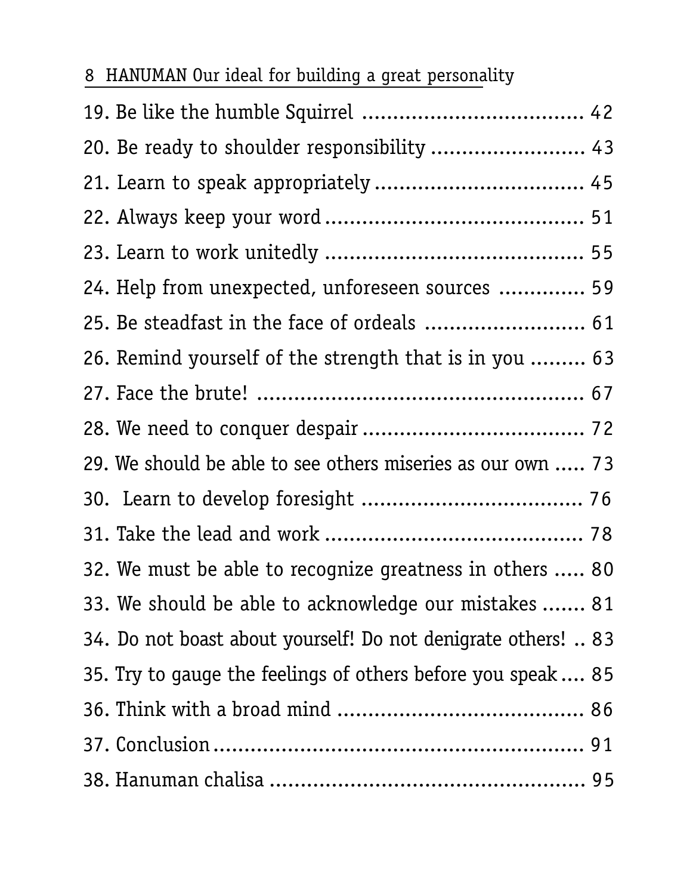19. Be like the humble Squirrel .................................... 42
20. Be ready to shoulder responsibility ......................... 43
21. Learn to speak appropriately ................................. 45
22. Always keep your word ......................................... 51
23. Learn to work unitedly ......................................... 55
24. Help from unexpected, unforeseen sources .............. 59
25. Be steadfast in the face of ordeals .......................... 61
26. Remind yourself of the strength that is in you ......... 63
27. Face the brute! .................................................... 67
28. We need to conquer despair .................................... 72
29. We should be able to see others miseries as our own ..... 73
30. Learn to develop foresight .................................... 76
31. Take the lead and work ......................................... 78
32. We must be able to recognize greatness in others ..... 80
33. We should be able to acknowledge our mistakes ....... 81
34. Do not boast about yourself! Do not denigrate others! .. 83
35. Try to gauge the feelings of others before you speak .... 85
36. Think with a broad mind ....................................... 86
37. Conclusion ........................................................... 91
38. Hanuman chalisa .................................................. 95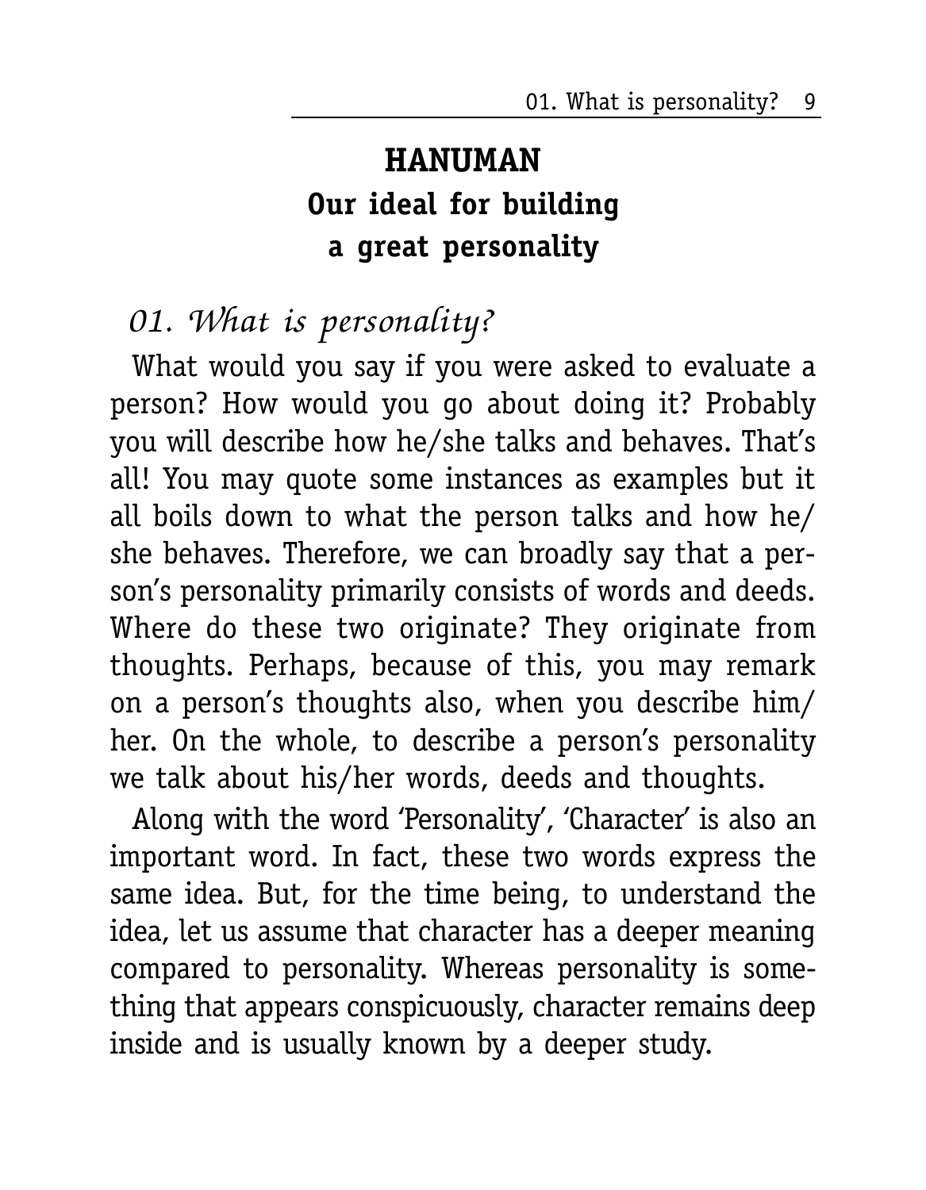# HANUMAN
# Our ideal for building a great personality

## *01. What is personality?*

What would you say if you were asked to evaluate a person? How would you go about doing it? Probably you will describe how he/she talks and behaves. That's all! You may quote some instances as examples but it all boils down to what the person talks and how he/she behaves. Therefore, we can broadly say that a person's personality primarily consists of words and deeds. Where do these two originate? They originate from thoughts. Perhaps, because of this, you may remark on a person's thoughts also, when you describe him/her. On the whole, to describe a person's personality we talk about his/her words, deeds and thoughts.

Along with the word 'Personality', 'Character' is also an important word. In fact, these two words express the same idea. But, for the time being, to understand the idea, let us assume that character has a deeper meaning compared to personality. Whereas personality is something that appears conspicuously, character remains deep inside and is usually known by a deeper study.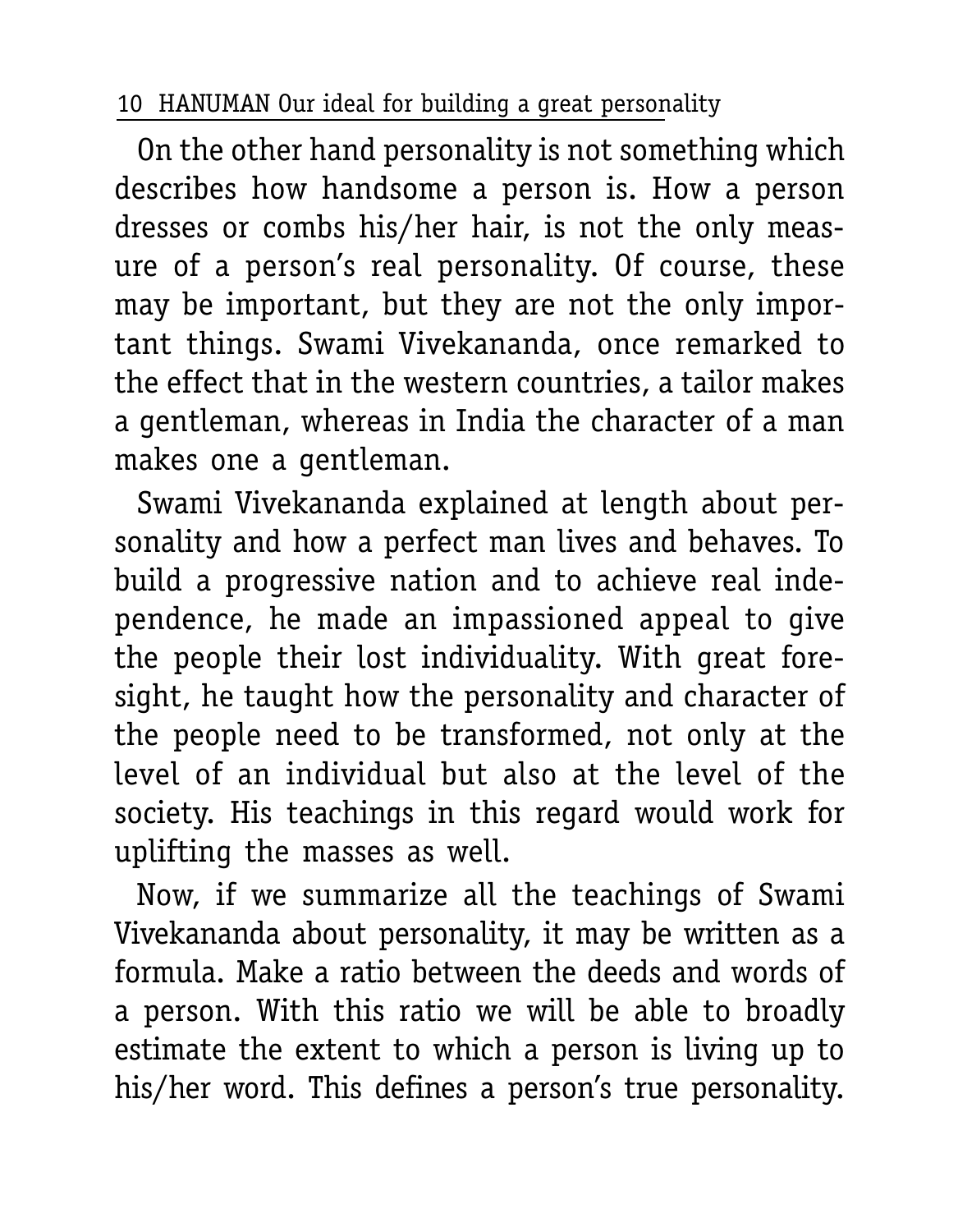On the other hand personality is not something which describes how handsome a person is. How a person dresses or combs his/her hair, is not the only measure of a person's real personality. Of course, these may be important, but they are not the only important things. Swami Vivekananda, once remarked to the effect that in the western countries, a tailor makes a gentleman, whereas in India the character of a man makes one a gentleman.

Swami Vivekananda explained at length about personality and how a perfect man lives and behaves. To build a progressive nation and to achieve real independence, he made an impassioned appeal to give the people their lost individuality. With great foresight, he taught how the personality and character of the people need to be transformed, not only at the level of an individual but also at the level of the society. His teachings in this regard would work for uplifting the masses as well.

Now, if we summarize all the teachings of Swami Vivekananda about personality, it may be written as a formula. Make a ratio between the deeds and words of a person. With this ratio we will be able to broadly estimate the extent to which a person is living up to his/her word. This defines a person's true personality.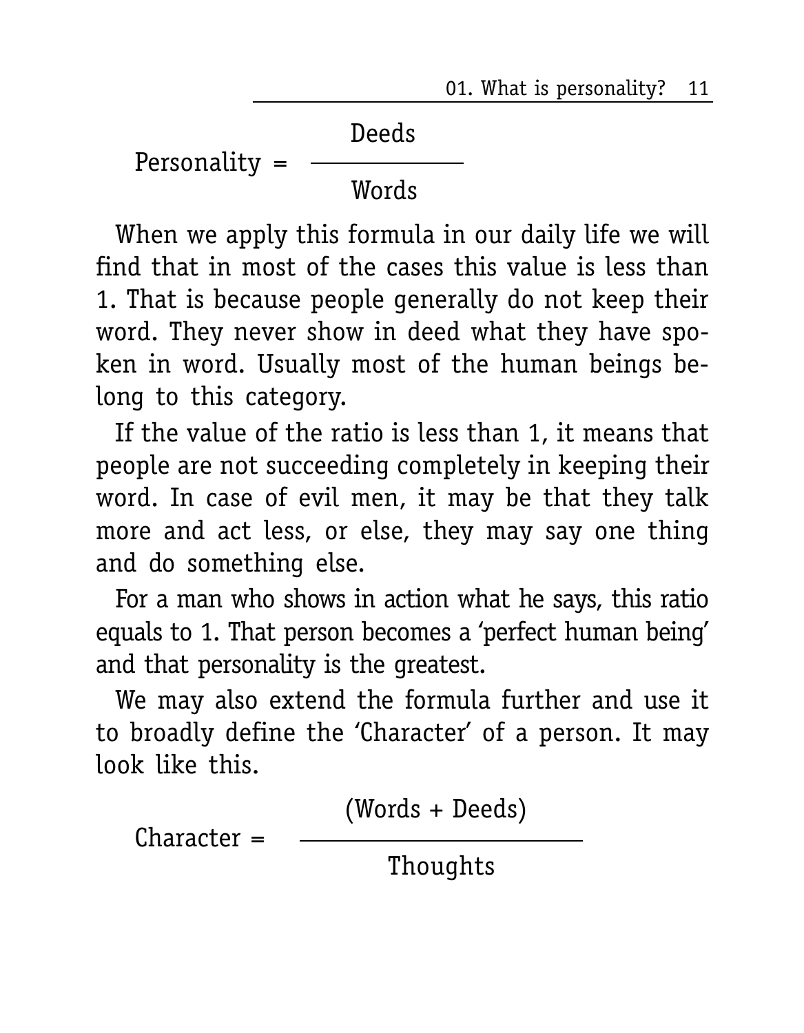$$\text{Personality} = \frac{\text{Deeds}}{\text{Words}}$$

When we apply this formula in our daily life we will find that in most of the cases this value is less than 1. That is because people generally do not keep their word. They never show in deed what they have spoken in word. Usually most of the human beings belong to this category.

If the value of the ratio is less than 1, it means that people are not succeeding completely in keeping their word. In case of evil men, it may be that they talk more and act less, or else, they may say one thing and do something else.

For a man who shows in action what he says, this ratio equals to 1. That person becomes a 'perfect human being' and that personality is the greatest.

We may also extend the formula further and use it to broadly define the 'Character' of a person. It may look like this.

$$\text{Character} = \frac{(\text{Words} + \text{Deeds})}{\text{Thoughts}}$$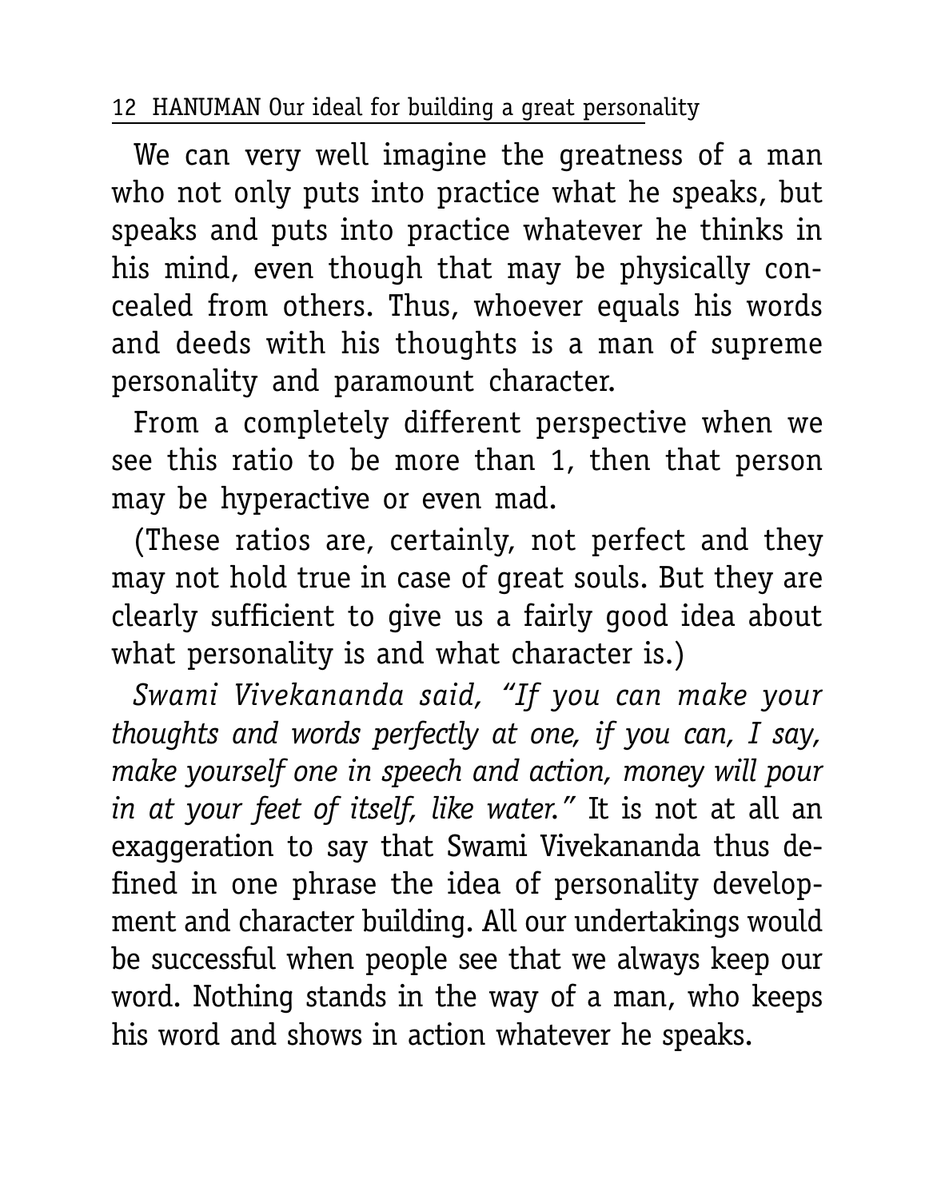We can very well imagine the greatness of a man who not only puts into practice what he speaks, but speaks and puts into practice whatever he thinks in his mind, even though that may be physically concealed from others. Thus, whoever equals his words and deeds with his thoughts is a man of supreme personality and paramount character.

From a completely different perspective when we see this ratio to be more than 1, then that person may be hyperactive or even mad.

(These ratios are, certainly, not perfect and they may not hold true in case of great souls. But they are clearly sufficient to give us a fairly good idea about what personality is and what character is.)

*Swami Vivekananda said, "If you can make your thoughts and words perfectly at one, if you can, I say, make yourself one in speech and action, money will pour in at your feet of itself, like water."* It is not at all an exaggeration to say that Swami Vivekananda thus defined in one phrase the idea of personality development and character building. All our undertakings would be successful when people see that we always keep our word. Nothing stands in the way of a man, who keeps his word and shows in action whatever he speaks.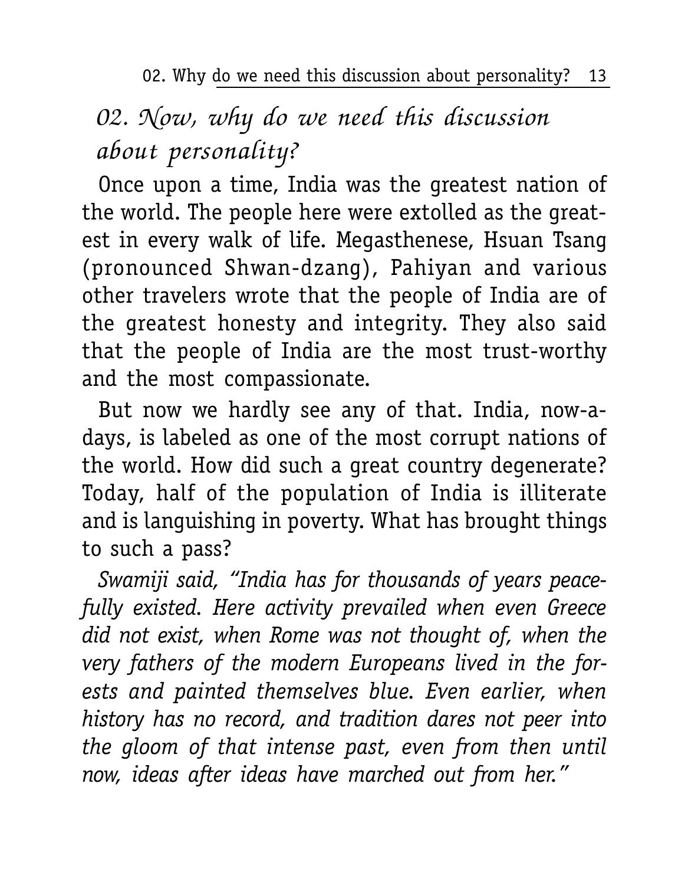## 02. Now, why do we need this discussion about personality?

Once upon a time, India was the greatest nation of the world. The people here were extolled as the greatest in every walk of life. Megasthenese, Hsuan Tsang (pronounced Shwan-dzang), Pahiyan and various other travelers wrote that the people of India are of the greatest honesty and integrity. They also said that the people of India are the most trust-worthy and the most compassionate.

But now we hardly see any of that. India, now-a-days, is labeled as one of the most corrupt nations of the world. How did such a great country degenerate? Today, half of the population of India is illiterate and is languishing in poverty. What has brought things to such a pass?

*Swamiji said, "India has for thousands of years peacefully existed. Here activity prevailed when even Greece did not exist, when Rome was not thought of, when the very fathers of the modern Europeans lived in the forests and painted themselves blue. Even earlier, when history has no record, and tradition dares not peer into the gloom of that intense past, even from then until now, ideas after ideas have marched out from her."*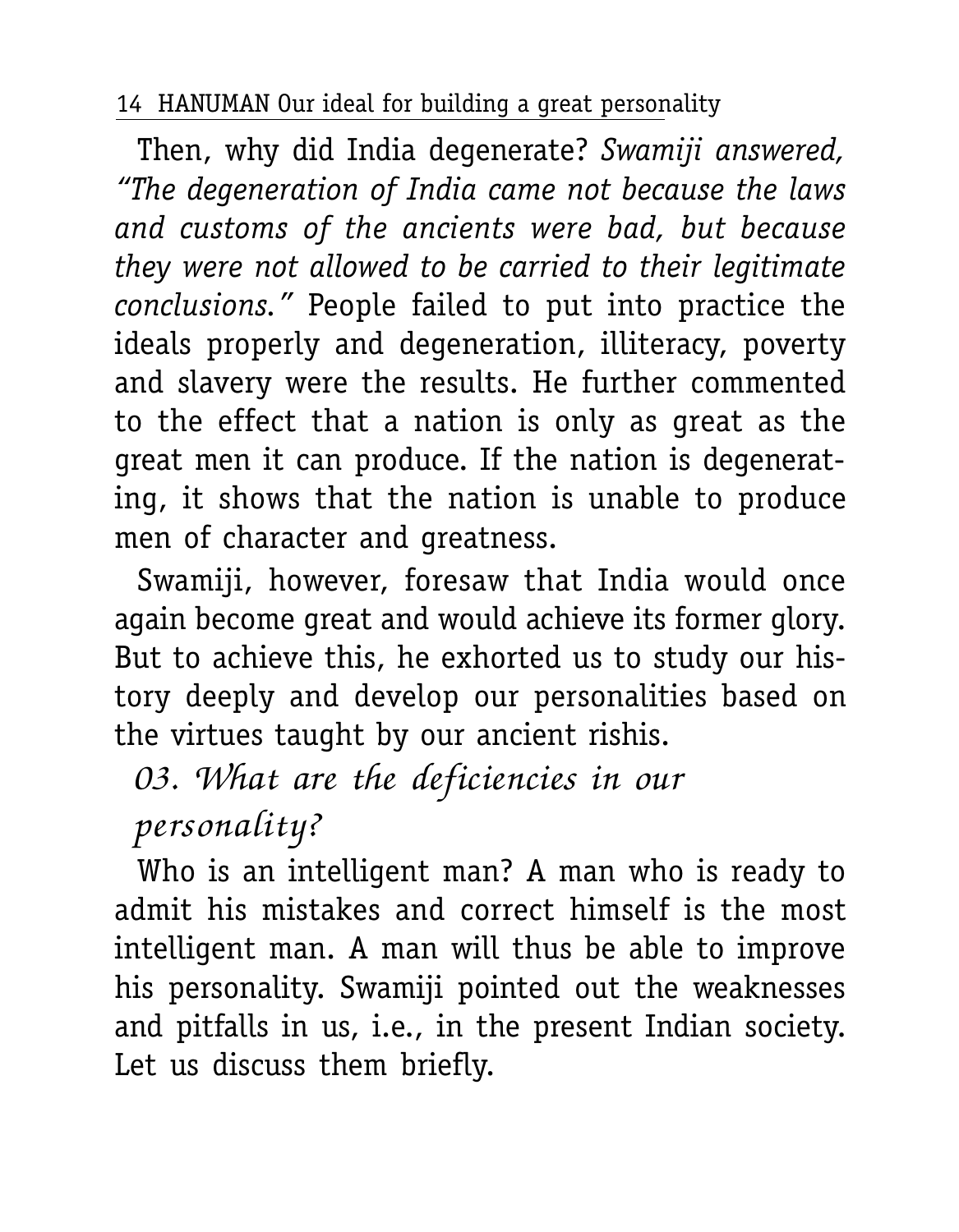Then, why did India degenerate? *Swamiji answered, "The degeneration of India came not because the laws and customs of the ancients were bad, but because they were not allowed to be carried to their legitimate conclusions."* People failed to put into practice the ideals properly and degeneration, illiteracy, poverty and slavery were the results. He further commented to the effect that a nation is only as great as the great men it can produce. If the nation is degenerating, it shows that the nation is unable to produce men of character and greatness.

Swamiji, however, foresaw that India would once again become great and would achieve its former glory. But to achieve this, he exhorted us to study our history deeply and develop our personalities based on the virtues taught by our ancient rishis.

## *03. What are the deficiencies in our personality?*

Who is an intelligent man? A man who is ready to admit his mistakes and correct himself is the most intelligent man. A man will thus be able to improve his personality. Swamiji pointed out the weaknesses and pitfalls in us, i.e., in the present Indian society. Let us discuss them briefly.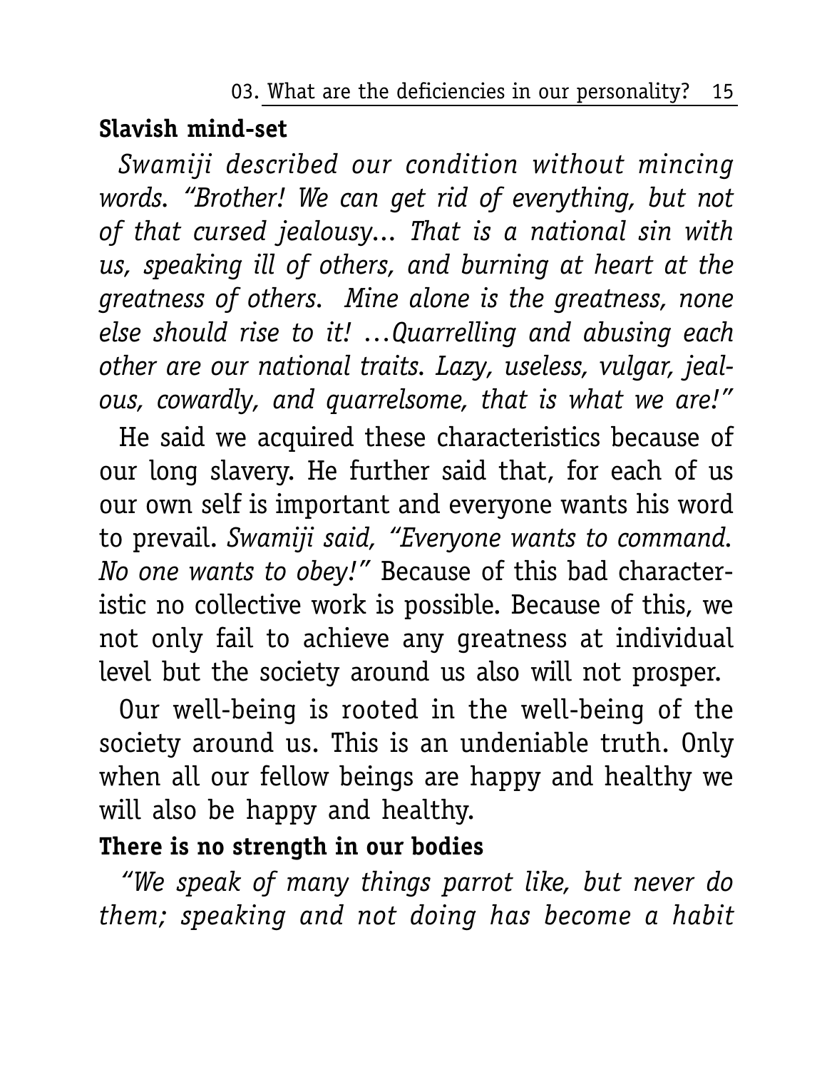**Slavish mind-set**

*Swamiji described our condition without mincing words. "Brother! We can get rid of everything, but not of that cursed jealousy... That is a national sin with us, speaking ill of others, and burning at heart at the greatness of others. Mine alone is the greatness, none else should rise to it! ...Quarrelling and abusing each other are our national traits. Lazy, useless, vulgar, jealous, cowardly, and quarrelsome, that is what we are!"*

He said we acquired these characteristics because of our long slavery. He further said that, for each of us our own self is important and everyone wants his word to prevail. *Swamiji said, "Everyone wants to command. No one wants to obey!"* Because of this bad characteristic no collective work is possible. Because of this, we not only fail to achieve any greatness at individual level but the society around us also will not prosper.

Our well-being is rooted in the well-being of the society around us. This is an undeniable truth. Only when all our fellow beings are happy and healthy we will also be happy and healthy.

**There is no strength in our bodies**

*"We speak of many things parrot like, but never do them; speaking and not doing has become a habit*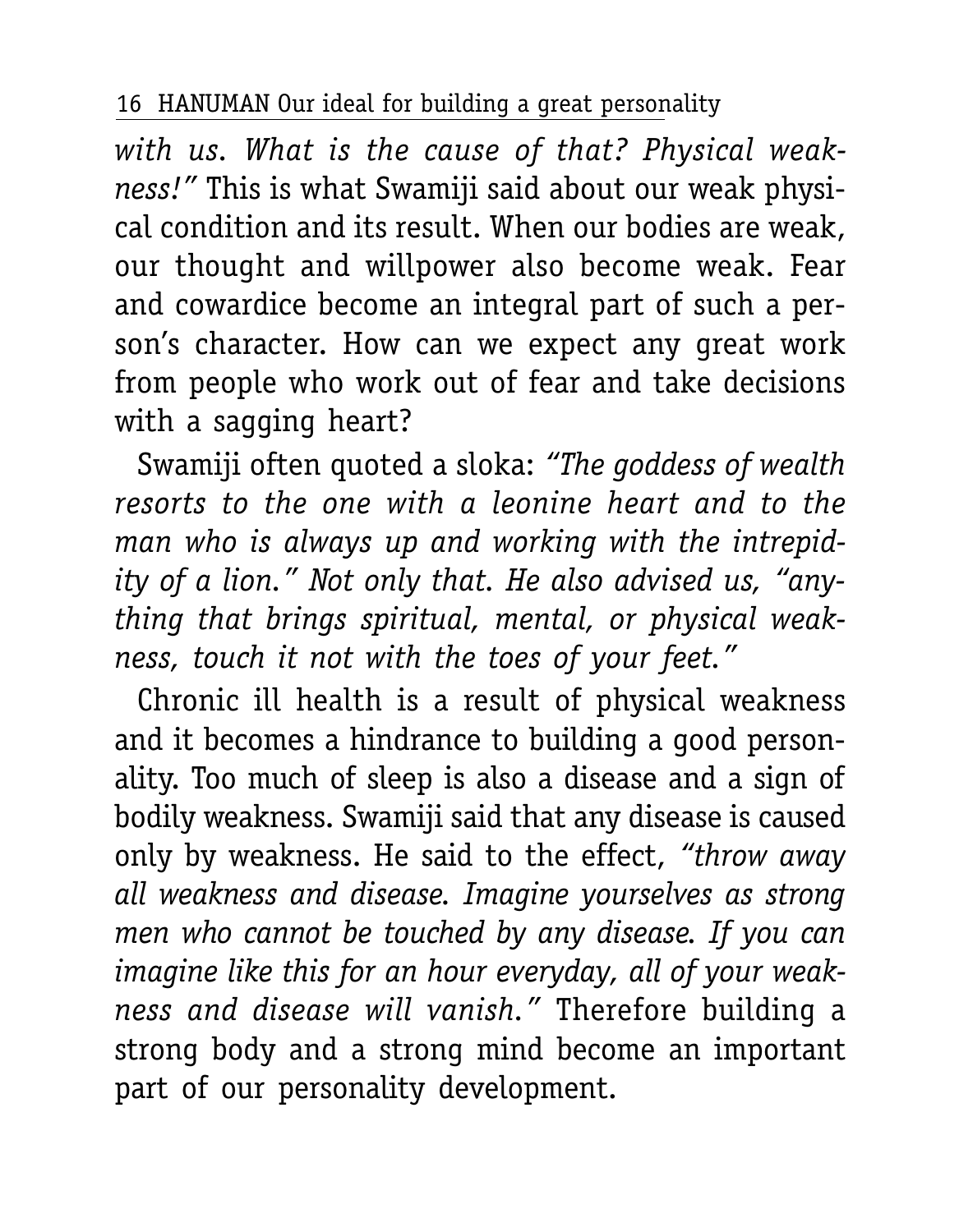*with us. What is the cause of that? Physical weakness!"* This is what Swamiji said about our weak physical condition and its result. When our bodies are weak, our thought and willpower also become weak. Fear and cowardice become an integral part of such a person's character. How can we expect any great work from people who work out of fear and take decisions with a sagging heart?

Swamiji often quoted a sloka: *"The goddess of wealth resorts to the one with a leonine heart and to the man who is always up and working with the intrepidity of a lion." Not only that. He also advised us, "anything that brings spiritual, mental, or physical weakness, touch it not with the toes of your feet."*

Chronic ill health is a result of physical weakness and it becomes a hindrance to building a good personality. Too much of sleep is also a disease and a sign of bodily weakness. Swamiji said that any disease is caused only by weakness. He said to the effect, *"throw away all weakness and disease. Imagine yourselves as strong men who cannot be touched by any disease. If you can imagine like this for an hour everyday, all of your weakness and disease will vanish."* Therefore building a strong body and a strong mind become an important part of our personality development.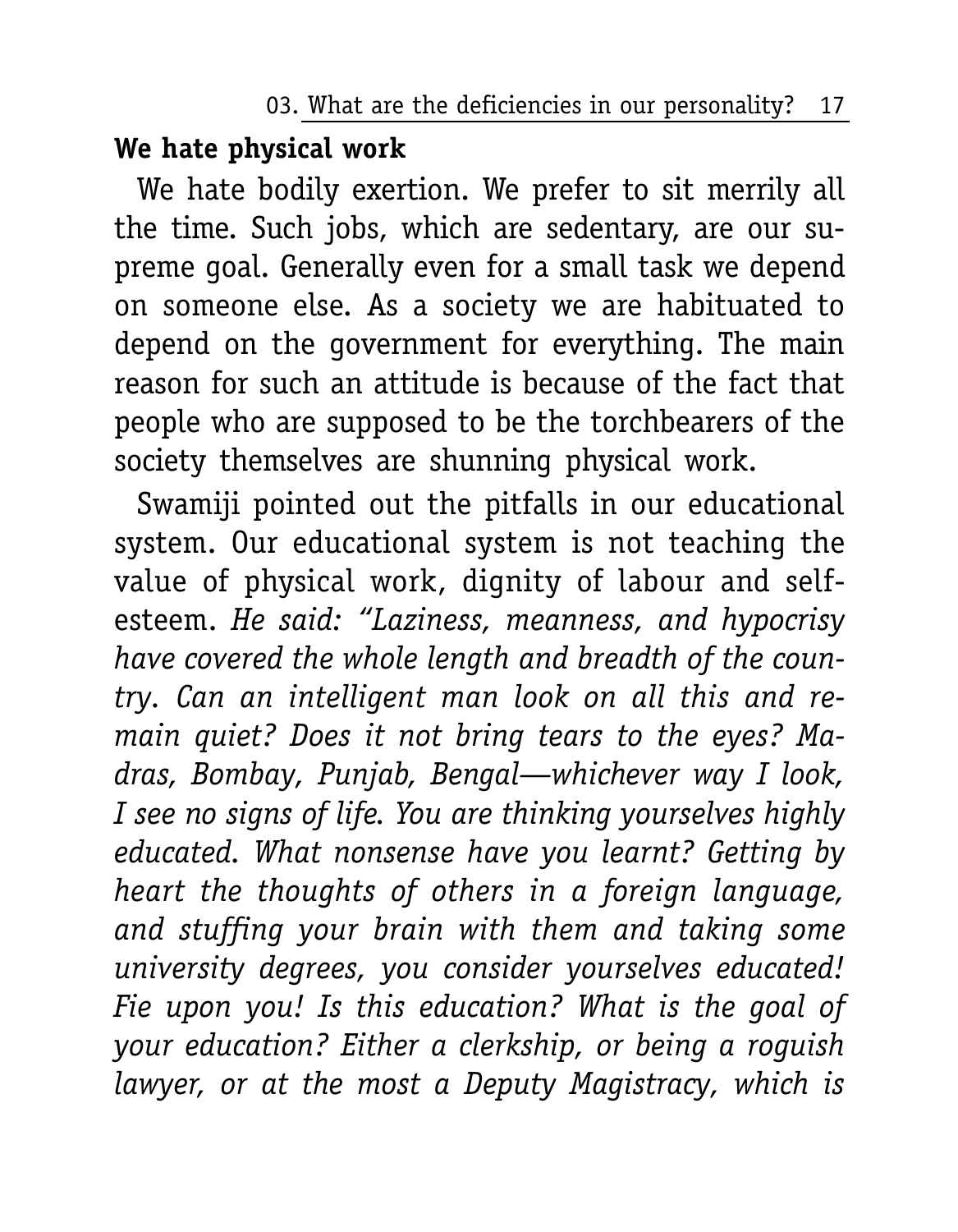## We hate physical work

We hate bodily exertion. We prefer to sit merrily all the time. Such jobs, which are sedentary, are our supreme goal. Generally even for a small task we depend on someone else. As a society we are habituated to depend on the government for everything. The main reason for such an attitude is because of the fact that people who are supposed to be the torchbearers of the society themselves are shunning physical work.

Swamiji pointed out the pitfalls in our educational system. Our educational system is not teaching the value of physical work, dignity of labour and self-esteem. *He said: "Laziness, meanness, and hypocrisy have covered the whole length and breadth of the country. Can an intelligent man look on all this and remain quiet? Does it not bring tears to the eyes? Madras, Bombay, Punjab, Bengal—whichever way I look, I see no signs of life. You are thinking yourselves highly educated. What nonsense have you learnt? Getting by heart the thoughts of others in a foreign language, and stuffing your brain with them and taking some university degrees, you consider yourselves educated! Fie upon you! Is this education? What is the goal of your education? Either a clerkship, or being a roguish lawyer, or at the most a Deputy Magistracy, which is*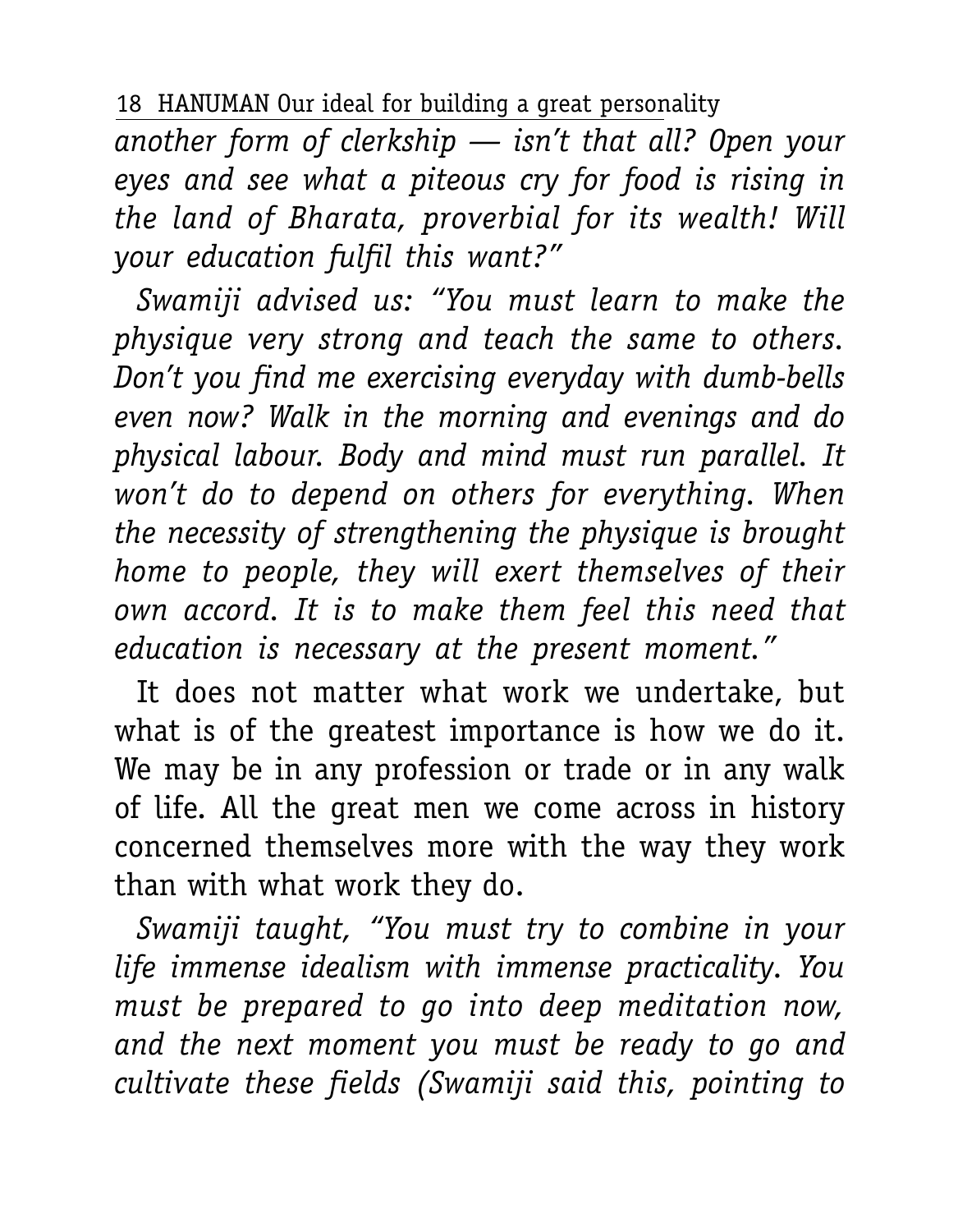*another form of clerkship — isn't that all? Open your eyes and see what a piteous cry for food is rising in the land of Bharata, proverbial for its wealth! Will your education fulfil this want?"*

*Swamiji advised us: "You must learn to make the physique very strong and teach the same to others. Don't you find me exercising everyday with dumb-bells even now? Walk in the morning and evenings and do physical labour. Body and mind must run parallel. It won't do to depend on others for everything. When the necessity of strengthening the physique is brought home to people, they will exert themselves of their own accord. It is to make them feel this need that education is necessary at the present moment."*

It does not matter what work we undertake, but what is of the greatest importance is how we do it. We may be in any profession or trade or in any walk of life. All the great men we come across in history concerned themselves more with the way they work than with what work they do.

*Swamiji taught, "You must try to combine in your life immense idealism with immense practicality. You must be prepared to go into deep meditation now, and the next moment you must be ready to go and cultivate these fields (Swamiji said this, pointing to*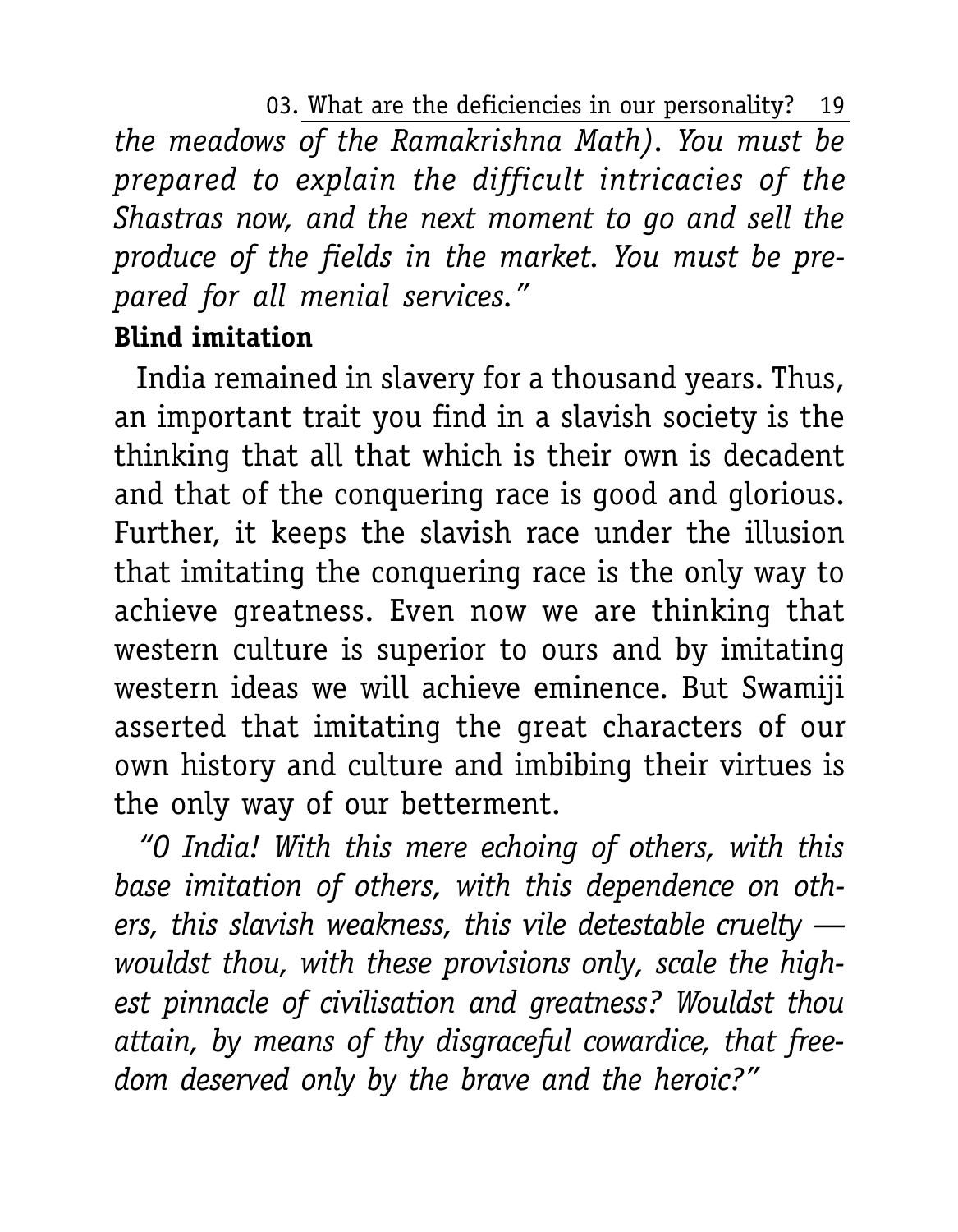*the meadows of the Ramakrishna Math). You must be prepared to explain the difficult intricacies of the Shastras now, and the next moment to go and sell the produce of the fields in the market. You must be prepared for all menial services."*

**Blind imitation**

India remained in slavery for a thousand years. Thus, an important trait you find in a slavish society is the thinking that all that which is their own is decadent and that of the conquering race is good and glorious. Further, it keeps the slavish race under the illusion that imitating the conquering race is the only way to achieve greatness. Even now we are thinking that western culture is superior to ours and by imitating western ideas we will achieve eminence. But Swamiji asserted that imitating the great characters of our own history and culture and imbibing their virtues is the only way of our betterment.

*"O India! With this mere echoing of others, with this base imitation of others, with this dependence on others, this slavish weakness, this vile detestable cruelty — wouldst thou, with these provisions only, scale the highest pinnacle of civilisation and greatness? Wouldst thou attain, by means of thy disgraceful cowardice, that freedom deserved only by the brave and the heroic?"*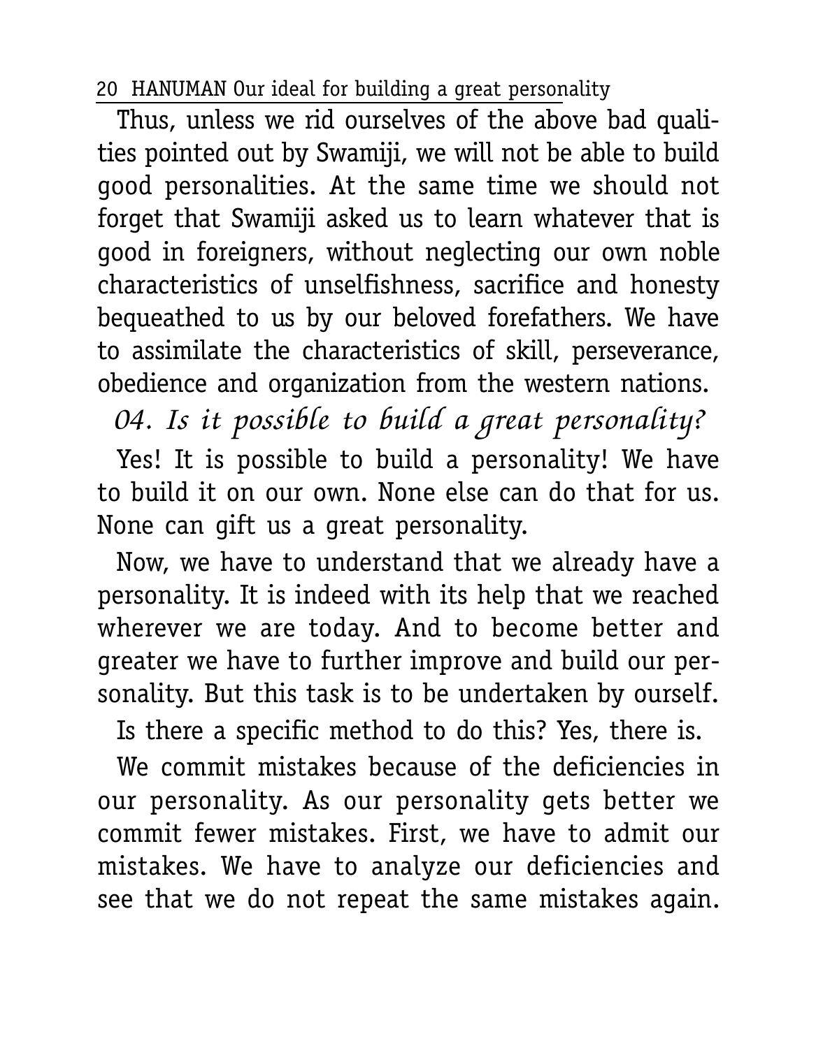Thus, unless we rid ourselves of the above bad qualities pointed out by Swamiji, we will not be able to build good personalities. At the same time we should not forget that Swamiji asked us to learn whatever that is good in foreigners, without neglecting our own noble characteristics of unselfishness, sacrifice and honesty bequeathed to us by our beloved forefathers. We have to assimilate the characteristics of skill, perseverance, obedience and organization from the western nations.

## *04. Is it possible to build a great personality?*

Yes! It is possible to build a personality! We have to build it on our own. None else can do that for us. None can gift us a great personality.

Now, we have to understand that we already have a personality. It is indeed with its help that we reached wherever we are today. And to become better and greater we have to further improve and build our personality. But this task is to be undertaken by ourself.

Is there a specific method to do this? Yes, there is.

We commit mistakes because of the deficiencies in our personality. As our personality gets better we commit fewer mistakes. First, we have to admit our mistakes. We have to analyze our deficiencies and see that we do not repeat the same mistakes again.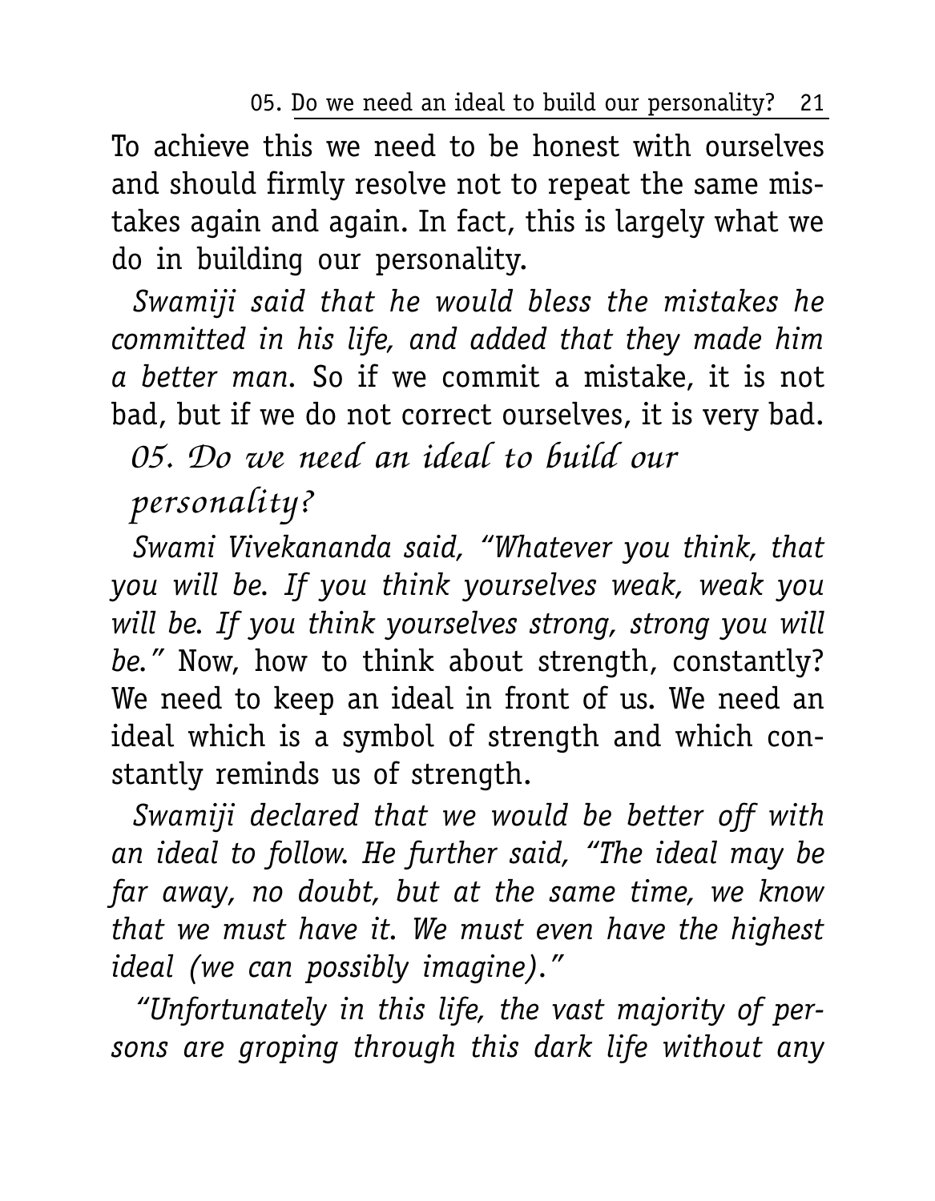To achieve this we need to be honest with ourselves and should firmly resolve not to repeat the same mistakes again and again. In fact, this is largely what we do in building our personality.

*Swamiji said that he would bless the mistakes he committed in his life, and added that they made him a better man.* So if we commit a mistake, it is not bad, but if we do not correct ourselves, it is very bad.

## *05. Do we need an ideal to build our personality?*

*Swami Vivekananda said, "Whatever you think, that you will be. If you think yourselves weak, weak you will be. If you think yourselves strong, strong you will be."* Now, how to think about strength, constantly? We need to keep an ideal in front of us. We need an ideal which is a symbol of strength and which constantly reminds us of strength.

*Swamiji declared that we would be better off with an ideal to follow. He further said, "The ideal may be far away, no doubt, but at the same time, we know that we must have it. We must even have the highest ideal (we can possibly imagine)."*

*"Unfortunately in this life, the vast majority of persons are groping through this dark life without any*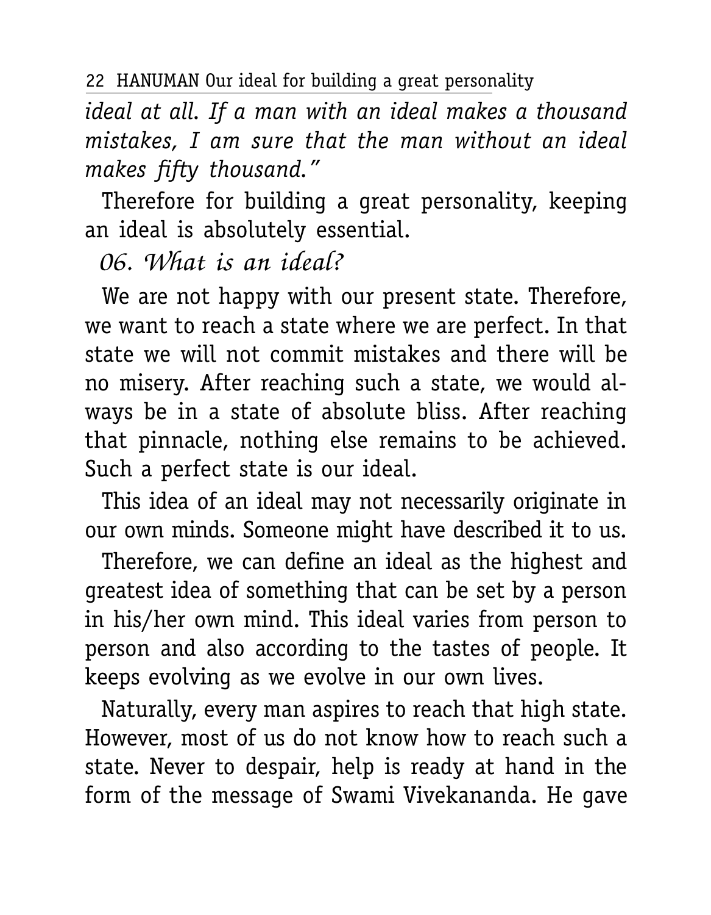*ideal at all. If a man with an ideal makes a thousand mistakes, I am sure that the man without an ideal makes fifty thousand."*

Therefore for building a great personality, keeping an ideal is absolutely essential.

## 06. What is an ideal?

We are not happy with our present state. Therefore, we want to reach a state where we are perfect. In that state we will not commit mistakes and there will be no misery. After reaching such a state, we would always be in a state of absolute bliss. After reaching that pinnacle, nothing else remains to be achieved. Such a perfect state is our ideal.

This idea of an ideal may not necessarily originate in our own minds. Someone might have described it to us.

Therefore, we can define an ideal as the highest and greatest idea of something that can be set by a person in his/her own mind. This ideal varies from person to person and also according to the tastes of people. It keeps evolving as we evolve in our own lives.

Naturally, every man aspires to reach that high state. However, most of us do not know how to reach such a state. Never to despair, help is ready at hand in the form of the message of Swami Vivekananda. He gave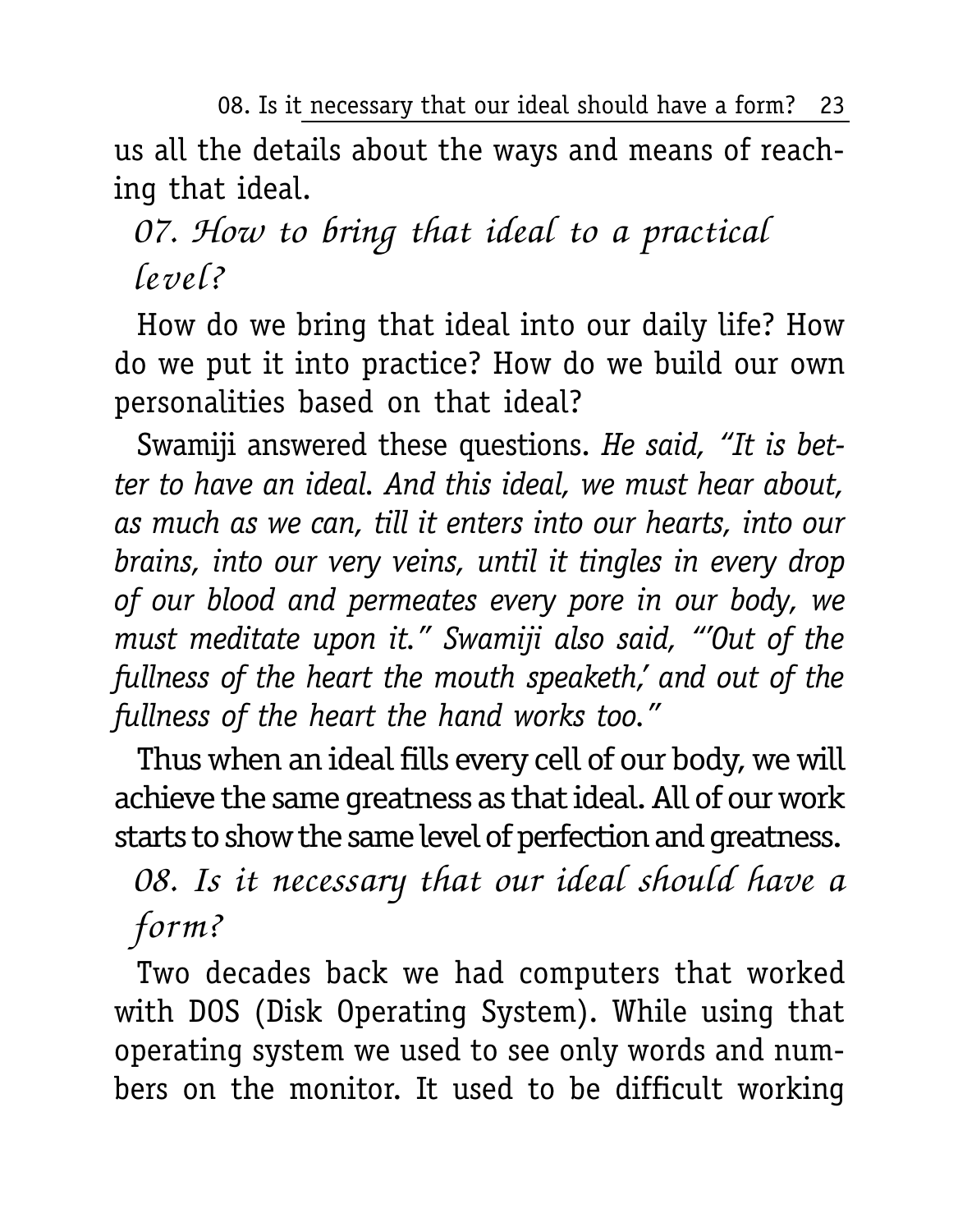us all the details about the ways and means of reaching that ideal.

## *07. How to bring that ideal to a practical level?*

How do we bring that ideal into our daily life? How do we put it into practice? How do we build our own personalities based on that ideal?

Swamiji answered these questions. *He said, "It is better to have an ideal. And this ideal, we must hear about, as much as we can, till it enters into our hearts, into our brains, into our very veins, until it tingles in every drop of our blood and permeates every pore in our body, we must meditate upon it." Swamiji also said, "'Out of the fullness of the heart the mouth speaketh,' and out of the fullness of the heart the hand works too."*

Thus when an ideal fills every cell of our body, we will achieve the same greatness as that ideal. All of our work starts to show the same level of perfection and greatness.

## *08. Is it necessary that our ideal should have a form?*

Two decades back we had computers that worked with DOS (Disk Operating System). While using that operating system we used to see only words and numbers on the monitor. It used to be difficult working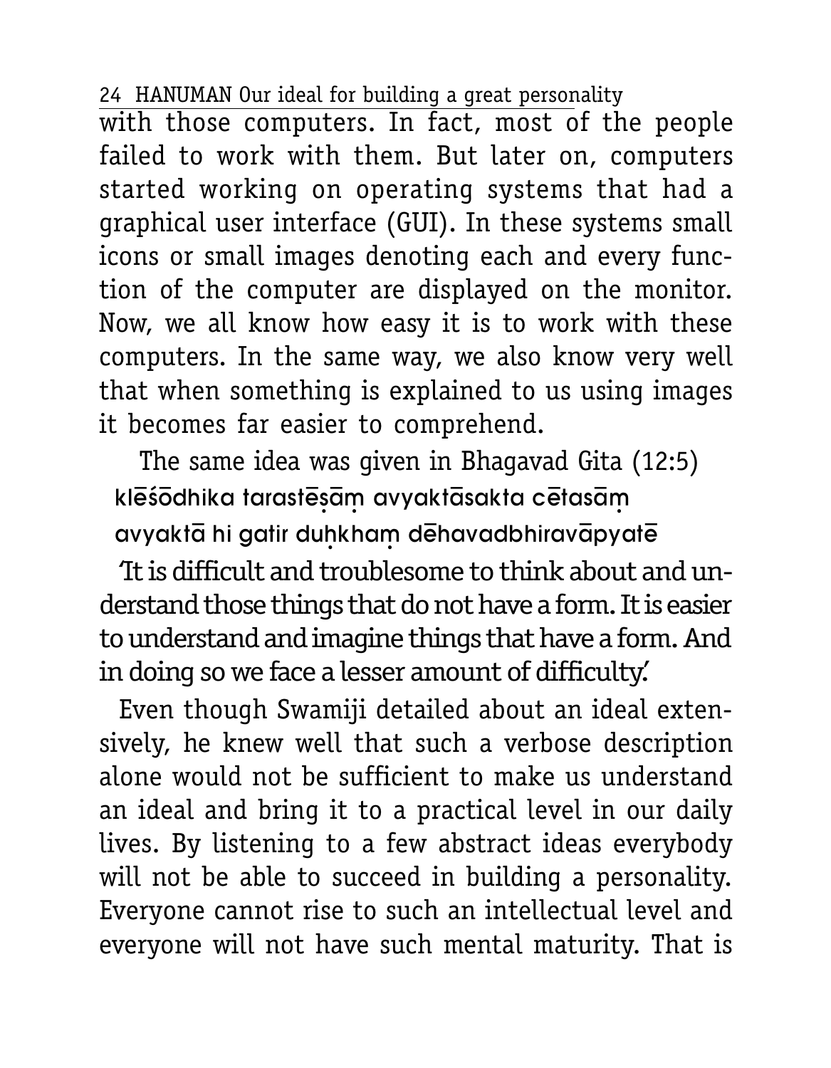with those computers. In fact, most of the people failed to work with them. But later on, computers started working on operating systems that had a graphical user interface (GUI). In these systems small icons or small images denoting each and every function of the computer are displayed on the monitor. Now, we all know how easy it is to work with these computers. In the same way, we also know very well that when something is explained to us using images it becomes far easier to comprehend.

The same idea was given in Bhagavad Gita (12:5)

klēśōdhika tarastēṣāṃ avyaktāsakta cētasāṃ
avyaktā hi gatir duḥkhaṃ dēhavadbhiravāpyatē

'It is difficult and troublesome to think about and understand those things that do not have a form. It is easier to understand and imagine things that have a form. And in doing so we face a lesser amount of difficulty.'

Even though Swamiji detailed about an ideal extensively, he knew well that such a verbose description alone would not be sufficient to make us understand an ideal and bring it to a practical level in our daily lives. By listening to a few abstract ideas everybody will not be able to succeed in building a personality. Everyone cannot rise to such an intellectual level and everyone will not have such mental maturity. That is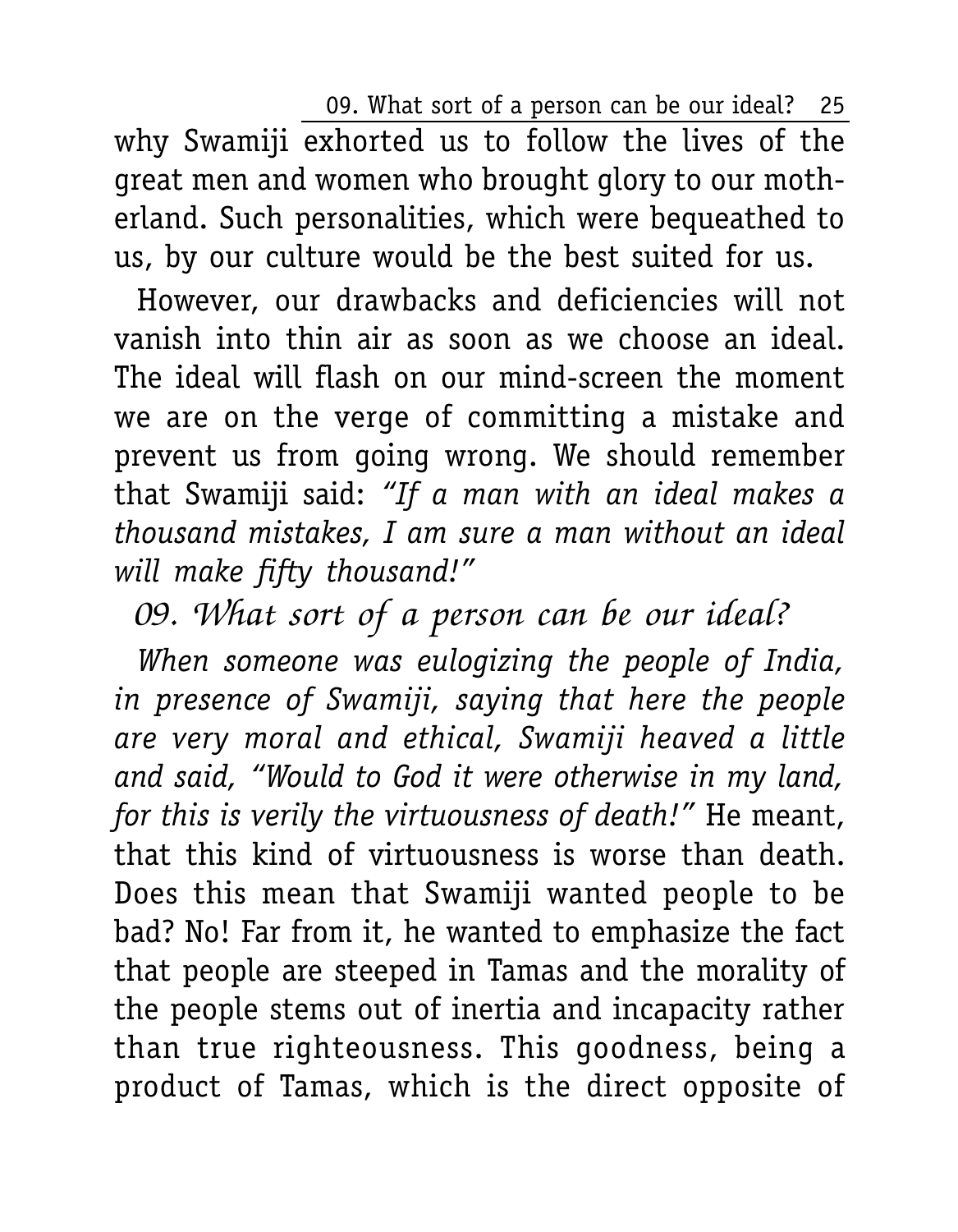why Swamiji exhorted us to follow the lives of the great men and women who brought glory to our motherland. Such personalities, which were bequeathed to us, by our culture would be the best suited for us.

However, our drawbacks and deficiencies will not vanish into thin air as soon as we choose an ideal. The ideal will flash on our mind-screen the moment we are on the verge of committing a mistake and prevent us from going wrong. We should remember that Swamiji said: *"If a man with an ideal makes a thousand mistakes, I am sure a man without an ideal will make fifty thousand!"*

## 09. What sort of a person can be our ideal?

*When someone was eulogizing the people of India, in presence of Swamiji, saying that here the people are very moral and ethical, Swamiji heaved a little and said, "Would to God it were otherwise in my land, for this is verily the virtuousness of death!"* He meant, that this kind of virtuousness is worse than death. Does this mean that Swamiji wanted people to be bad? No! Far from it, he wanted to emphasize the fact that people are steeped in Tamas and the morality of the people stems out of inertia and incapacity rather than true righteousness. This goodness, being a product of Tamas, which is the direct opposite of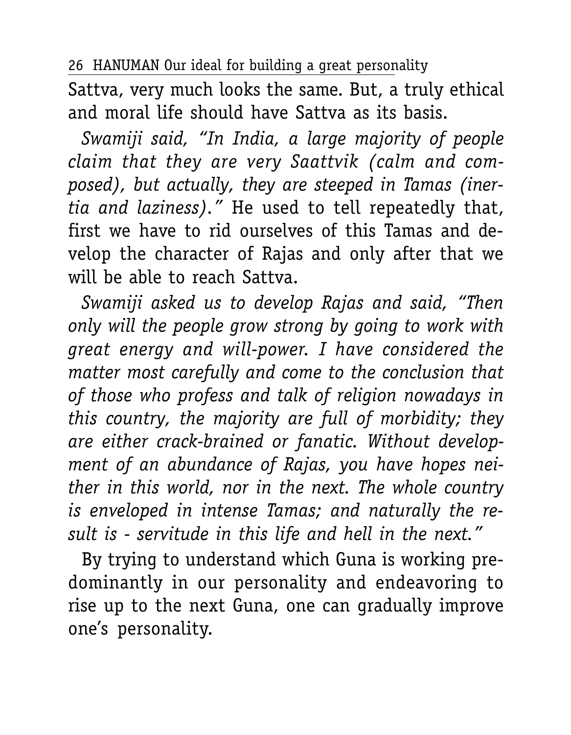Sattva, very much looks the same. But, a truly ethical and moral life should have Sattva as its basis.

*Swamiji said, "In India, a large majority of people claim that they are very Saattvik (calm and composed), but actually, they are steeped in Tamas (inertia and laziness)."* He used to tell repeatedly that, first we have to rid ourselves of this Tamas and develop the character of Rajas and only after that we will be able to reach Sattva.

*Swamiji asked us to develop Rajas and said, "Then only will the people grow strong by going to work with great energy and will-power. I have considered the matter most carefully and come to the conclusion that of those who profess and talk of religion nowadays in this country, the majority are full of morbidity; they are either crack-brained or fanatic. Without development of an abundance of Rajas, you have hopes neither in this world, nor in the next. The whole country is enveloped in intense Tamas; and naturally the result is - servitude in this life and hell in the next."*

By trying to understand which Guna is working predominantly in our personality and endeavoring to rise up to the next Guna, one can gradually improve one's personality.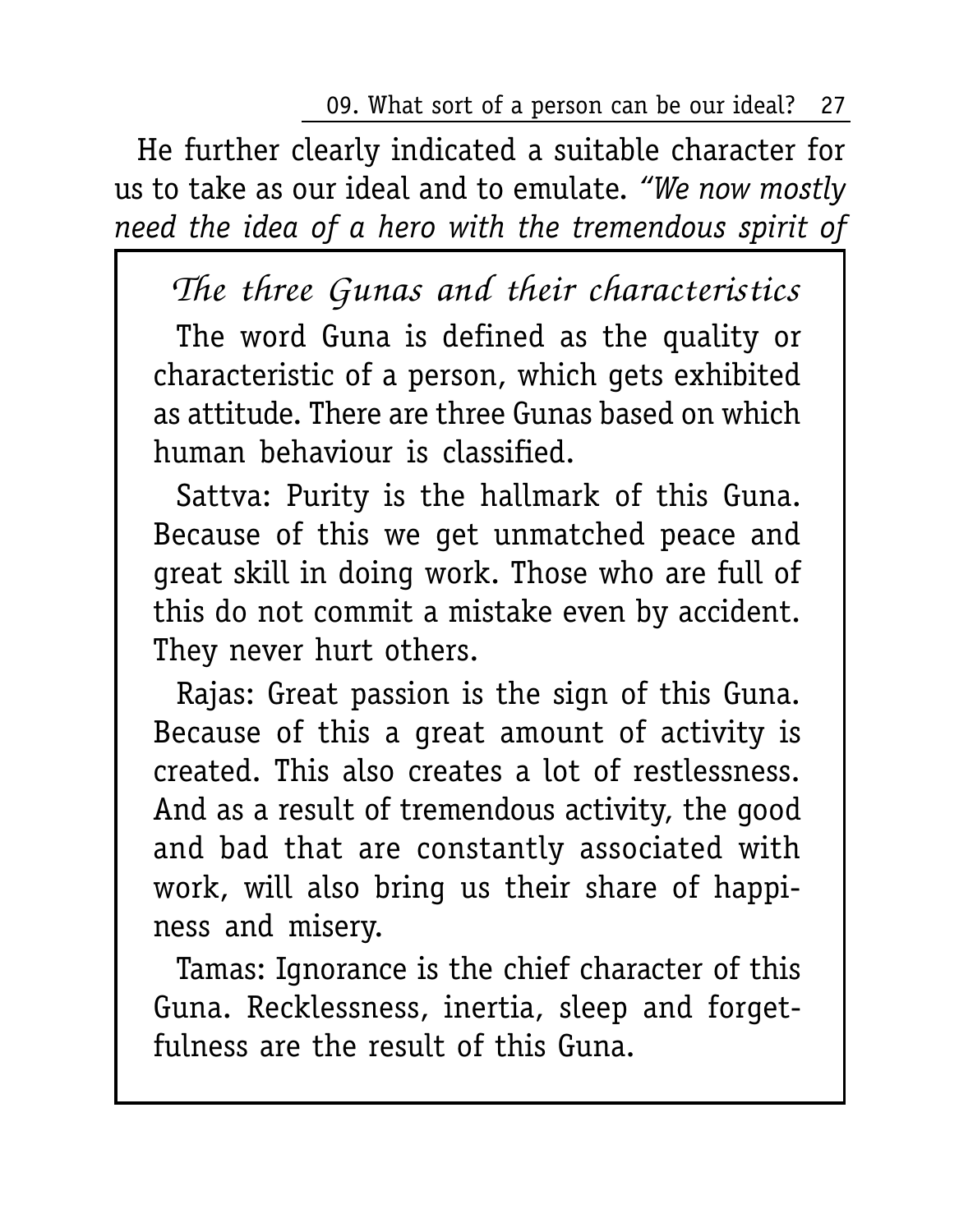He further clearly indicated a suitable character for us to take as our ideal and to emulate. *"We now mostly need the idea of a hero with the tremendous spirit of*

### The three Gunas and their characteristics

The word Guna is defined as the quality or characteristic of a person, which gets exhibited as attitude. There are three Gunas based on which human behaviour is classified.

Sattva: Purity is the hallmark of this Guna. Because of this we get unmatched peace and great skill in doing work. Those who are full of this do not commit a mistake even by accident. They never hurt others.

Rajas: Great passion is the sign of this Guna. Because of this a great amount of activity is created. This also creates a lot of restlessness. And as a result of tremendous activity, the good and bad that are constantly associated with work, will also bring us their share of happiness and misery.

Tamas: Ignorance is the chief character of this Guna. Recklessness, inertia, sleep and forgetfulness are the result of this Guna.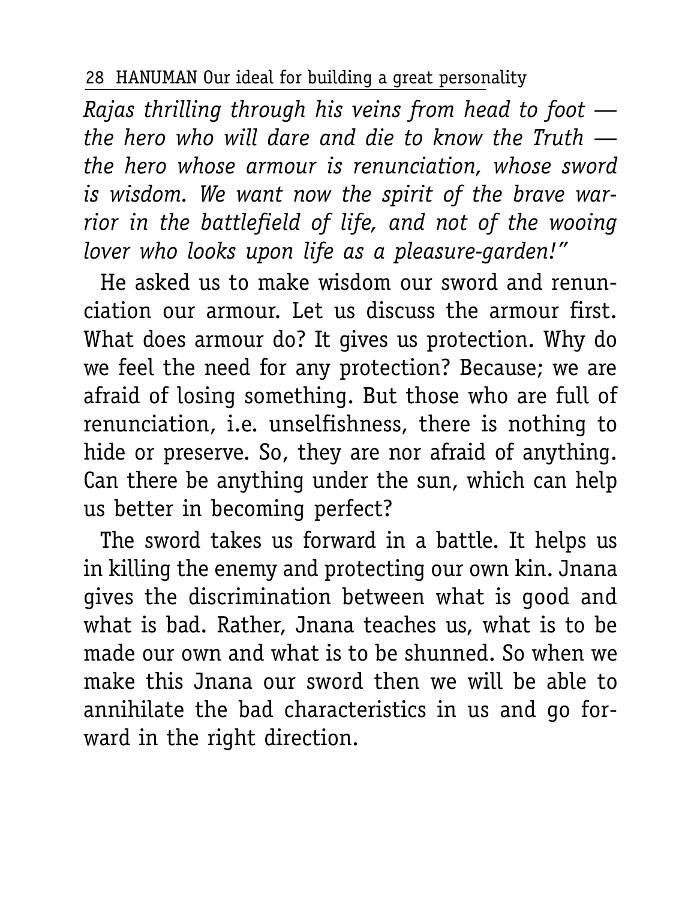*Rajas thrilling through his veins from head to foot — the hero who will dare and die to know the Truth — the hero whose armour is renunciation, whose sword is wisdom. We want now the spirit of the brave warrior in the battlefield of life, and not of the wooing lover who looks upon life as a pleasure-garden!"*

He asked us to make wisdom our sword and renunciation our armour. Let us discuss the armour first. What does armour do? It gives us protection. Why do we feel the need for any protection? Because; we are afraid of losing something. But those who are full of renunciation, i.e. unselfishness, there is nothing to hide or preserve. So, they are nor afraid of anything. Can there be anything under the sun, which can help us better in becoming perfect?

The sword takes us forward in a battle. It helps us in killing the enemy and protecting our own kin. Jnana gives the discrimination between what is good and what is bad. Rather, Jnana teaches us, what is to be made our own and what is to be shunned. So when we make this Jnana our sword then we will be able to annihilate the bad characteristics in us and go forward in the right direction.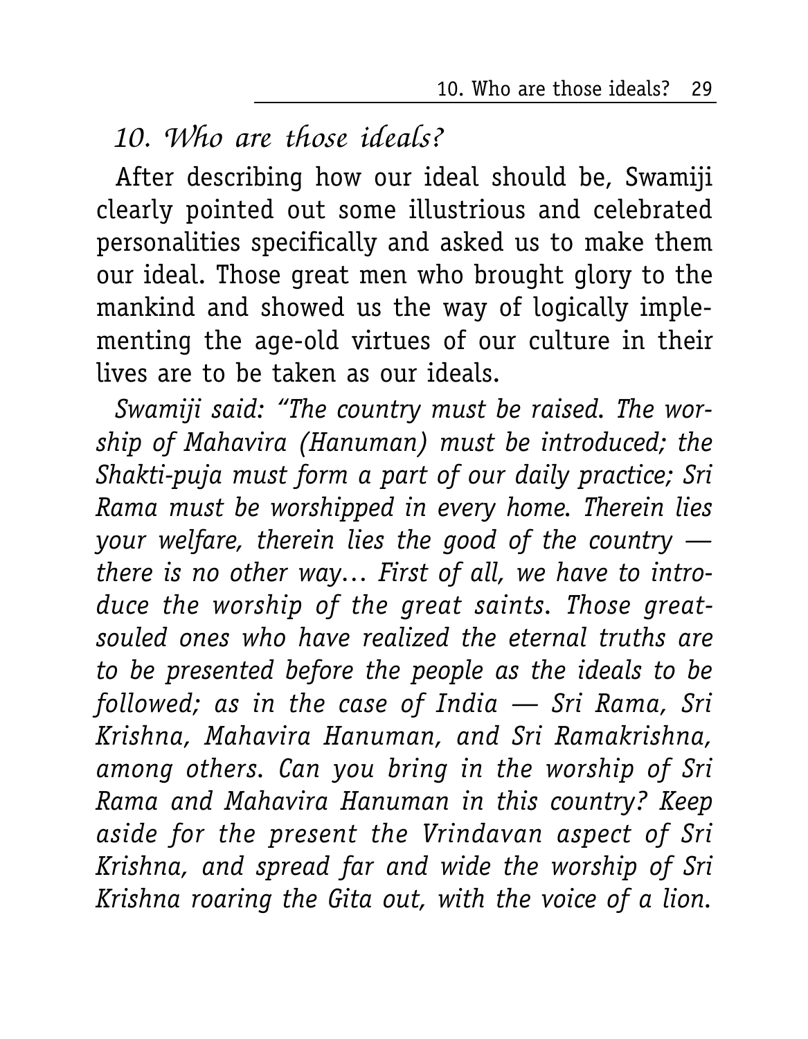## *10. Who are those ideals?*

After describing how our ideal should be, Swamiji clearly pointed out some illustrious and celebrated personalities specifically and asked us to make them our ideal. Those great men who brought glory to the mankind and showed us the way of logically implementing the age-old virtues of our culture in their lives are to be taken as our ideals.

*Swamiji said: "The country must be raised. The worship of Mahavira (Hanuman) must be introduced; the Shakti-puja must form a part of our daily practice; Sri Rama must be worshipped in every home. Therein lies your welfare, therein lies the good of the country — there is no other way… First of all, we have to introduce the worship of the great saints. Those great-souled ones who have realized the eternal truths are to be presented before the people as the ideals to be followed; as in the case of India — Sri Rama, Sri Krishna, Mahavira Hanuman, and Sri Ramakrishna, among others. Can you bring in the worship of Sri Rama and Mahavira Hanuman in this country? Keep aside for the present the Vrindavan aspect of Sri Krishna, and spread far and wide the worship of Sri Krishna roaring the Gita out, with the voice of a lion.*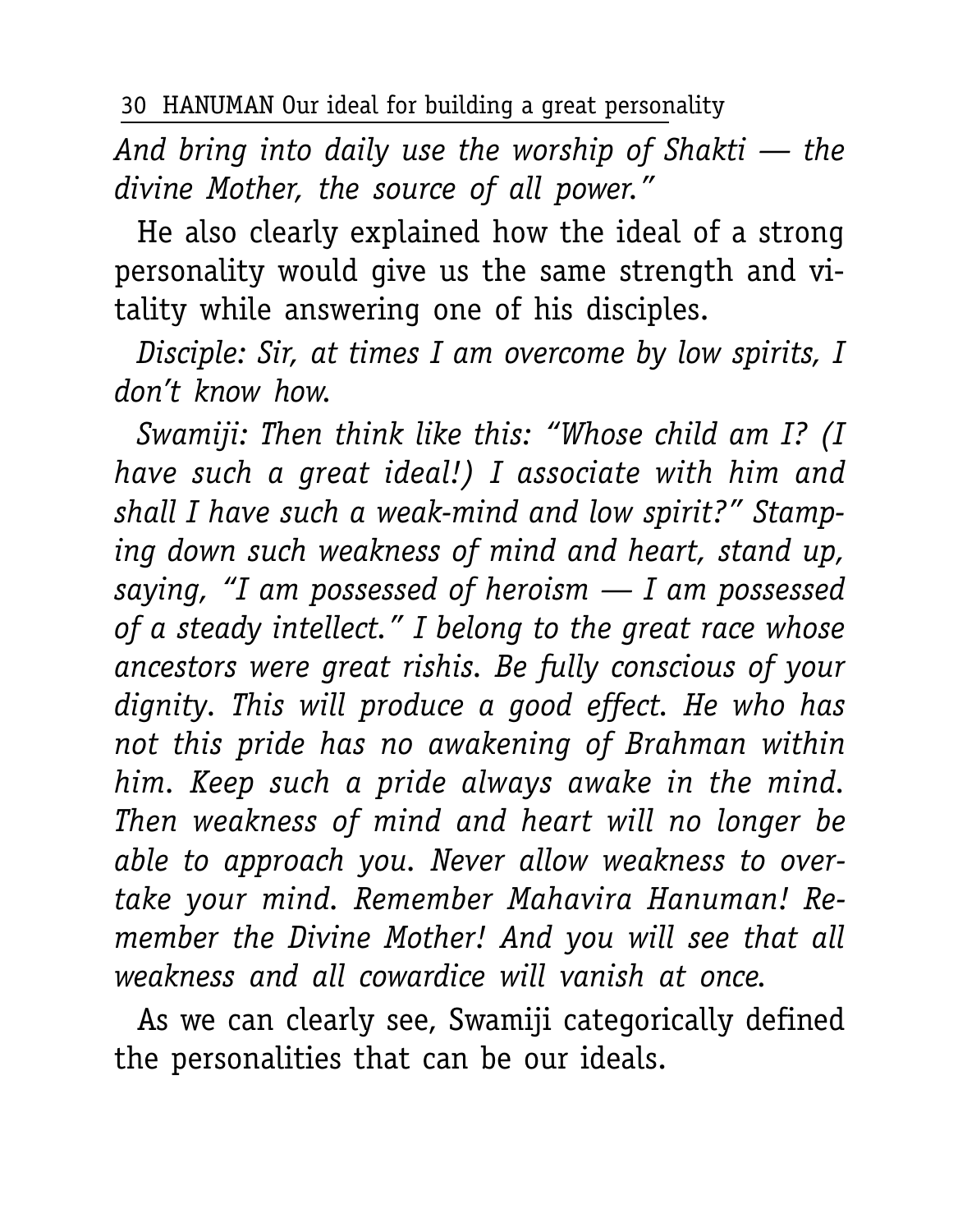*And bring into daily use the worship of Shakti — the divine Mother, the source of all power."*

He also clearly explained how the ideal of a strong personality would give us the same strength and vitality while answering one of his disciples.

*Disciple: Sir, at times I am overcome by low spirits, I don't know how.*

*Swamiji: Then think like this: "Whose child am I? (I have such a great ideal!) I associate with him and shall I have such a weak-mind and low spirit?" Stamping down such weakness of mind and heart, stand up, saying, "I am possessed of heroism — I am possessed of a steady intellect." I belong to the great race whose ancestors were great rishis. Be fully conscious of your dignity. This will produce a good effect. He who has not this pride has no awakening of Brahman within him. Keep such a pride always awake in the mind. Then weakness of mind and heart will no longer be able to approach you. Never allow weakness to overtake your mind. Remember Mahavira Hanuman! Remember the Divine Mother! And you will see that all weakness and all cowardice will vanish at once.*

As we can clearly see, Swamiji categorically defined the personalities that can be our ideals.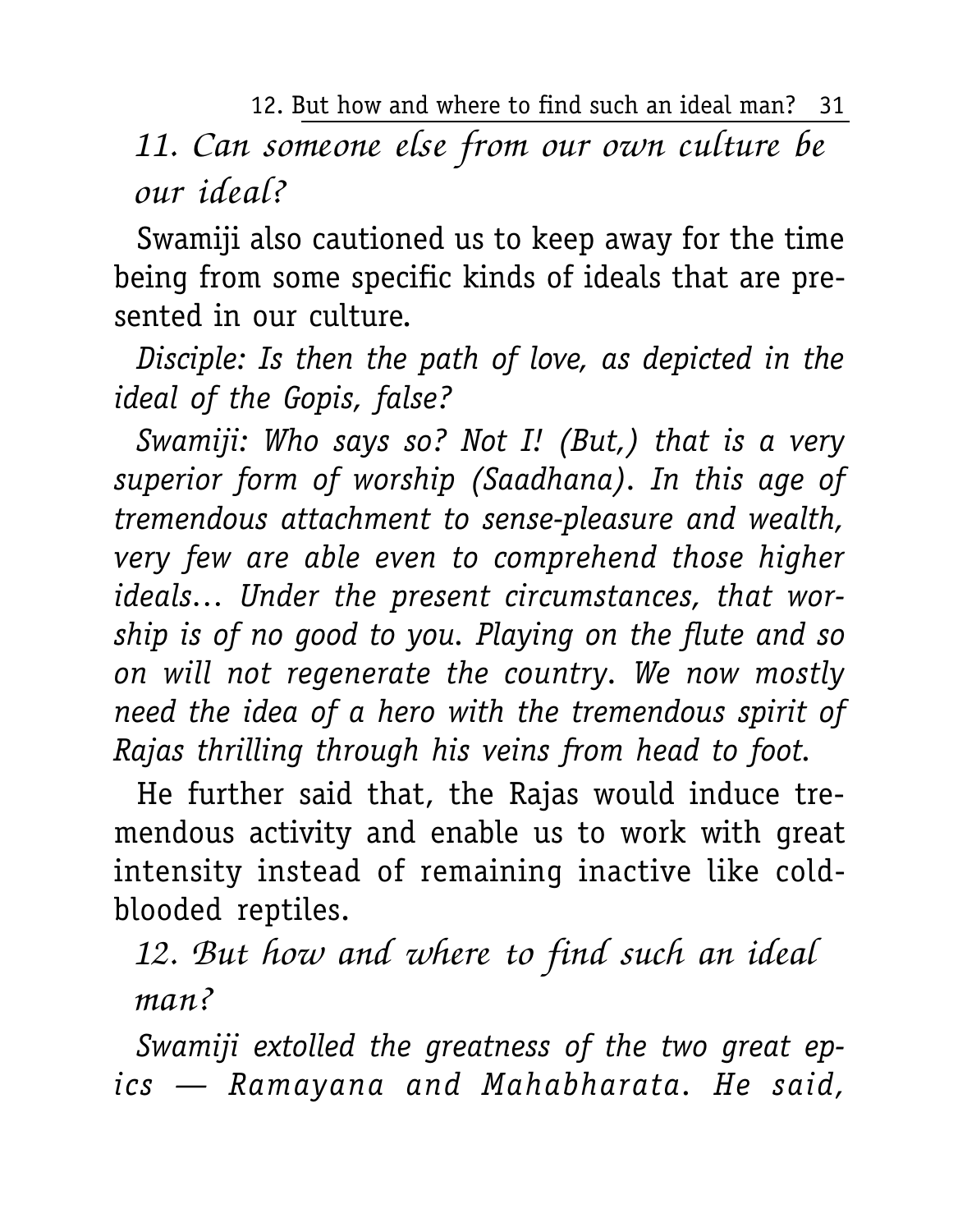## *11. Can someone else from our own culture be our ideal?*

Swamiji also cautioned us to keep away for the time being from some specific kinds of ideals that are presented in our culture.

*Disciple: Is then the path of love, as depicted in the ideal of the Gopis, false?*

*Swamiji: Who says so? Not I! (But,) that is a very superior form of worship (Saadhana). In this age of tremendous attachment to sense-pleasure and wealth, very few are able even to comprehend those higher ideals… Under the present circumstances, that worship is of no good to you. Playing on the flute and so on will not regenerate the country. We now mostly need the idea of a hero with the tremendous spirit of Rajas thrilling through his veins from head to foot.*

He further said that, the Rajas would induce tremendous activity and enable us to work with great intensity instead of remaining inactive like cold-blooded reptiles.

## *12. But how and where to find such an ideal man?*

*Swamiji extolled the greatness of the two great epics — Ramayana and Mahabharata. He said,*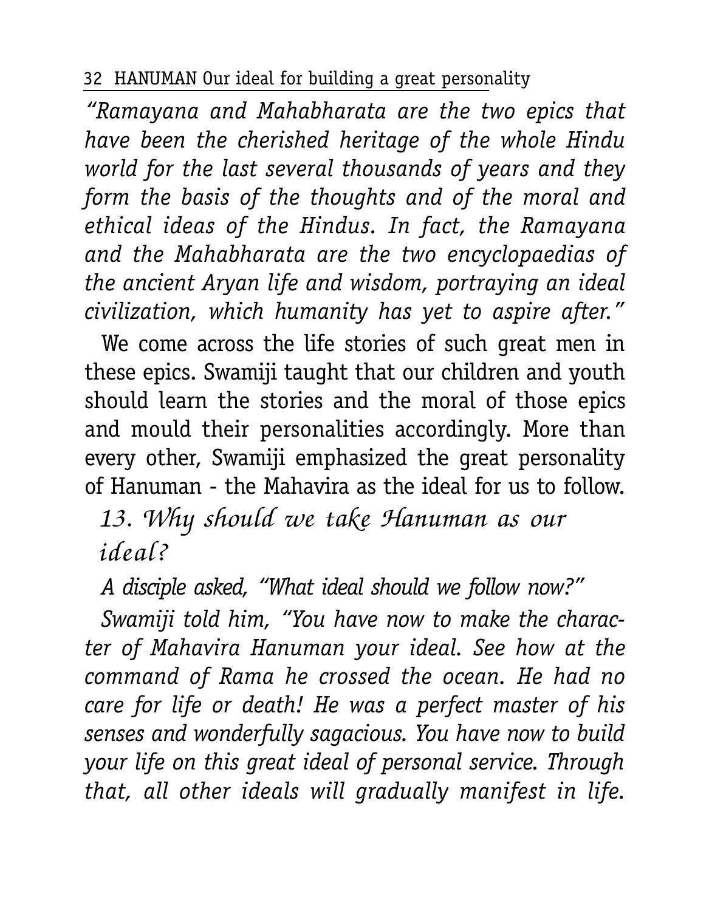*"Ramayana and Mahabharata are the two epics that have been the cherished heritage of the whole Hindu world for the last several thousands of years and they form the basis of the thoughts and of the moral and ethical ideas of the Hindus. In fact, the Ramayana and the Mahabharata are the two encyclopaedias of the ancient Aryan life and wisdom, portraying an ideal civilization, which humanity has yet to aspire after."*

We come across the life stories of such great men in these epics. Swamiji taught that our children and youth should learn the stories and the moral of those epics and mould their personalities accordingly. More than every other, Swamiji emphasized the great personality of Hanuman - the Mahavira as the ideal for us to follow.

## 13. Why should we take Hanuman as our ideal?

*A disciple asked, "What ideal should we follow now?"*

*Swamiji told him, "You have now to make the character of Mahavira Hanuman your ideal. See how at the command of Rama he crossed the ocean. He had no care for life or death! He was a perfect master of his senses and wonderfully sagacious. You have now to build your life on this great ideal of personal service. Through that, all other ideals will gradually manifest in life.*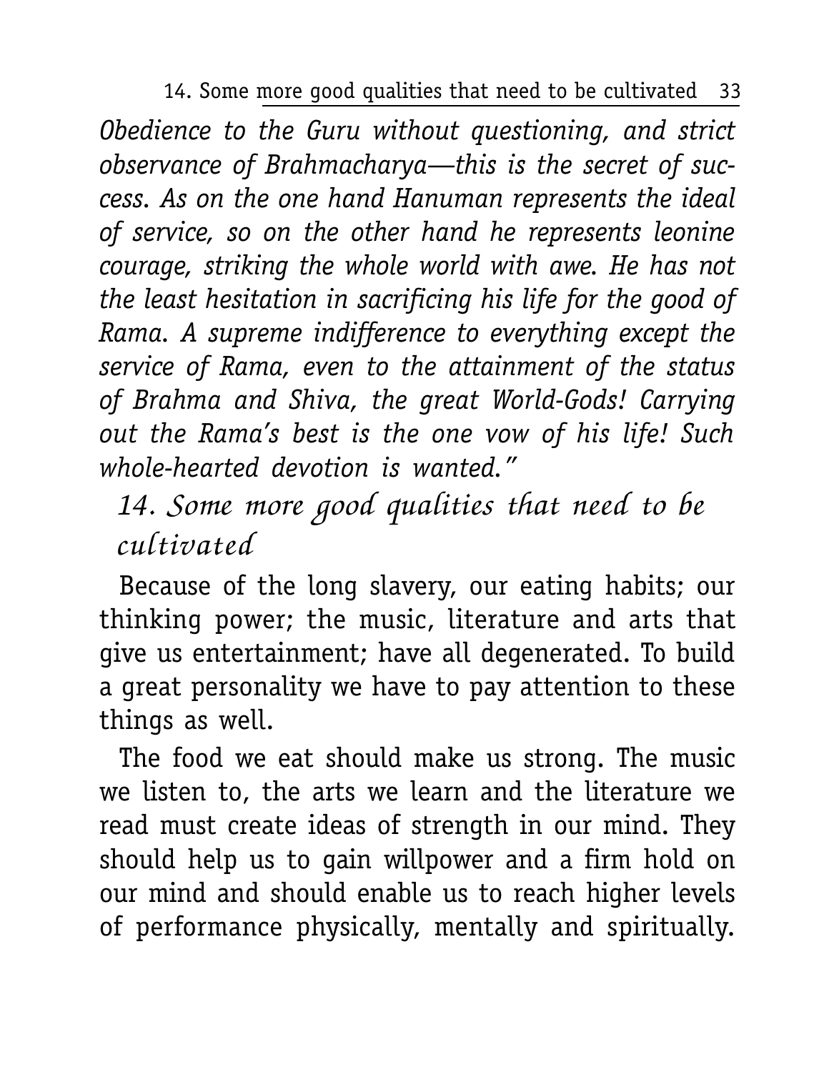*Obedience to the Guru without questioning, and strict observance of Brahmacharya—this is the secret of success. As on the one hand Hanuman represents the ideal of service, so on the other hand he represents leonine courage, striking the whole world with awe. He has not the least hesitation in sacrificing his life for the good of Rama. A supreme indifference to everything except the service of Rama, even to the attainment of the status of Brahma and Shiva, the great World-Gods! Carrying out the Rama's best is the one vow of his life! Such whole-hearted devotion is wanted."*

## 14. Some more good qualities that need to be cultivated

Because of the long slavery, our eating habits; our thinking power; the music, literature and arts that give us entertainment; have all degenerated. To build a great personality we have to pay attention to these things as well.

The food we eat should make us strong. The music we listen to, the arts we learn and the literature we read must create ideas of strength in our mind. They should help us to gain willpower and a firm hold on our mind and should enable us to reach higher levels of performance physically, mentally and spiritually.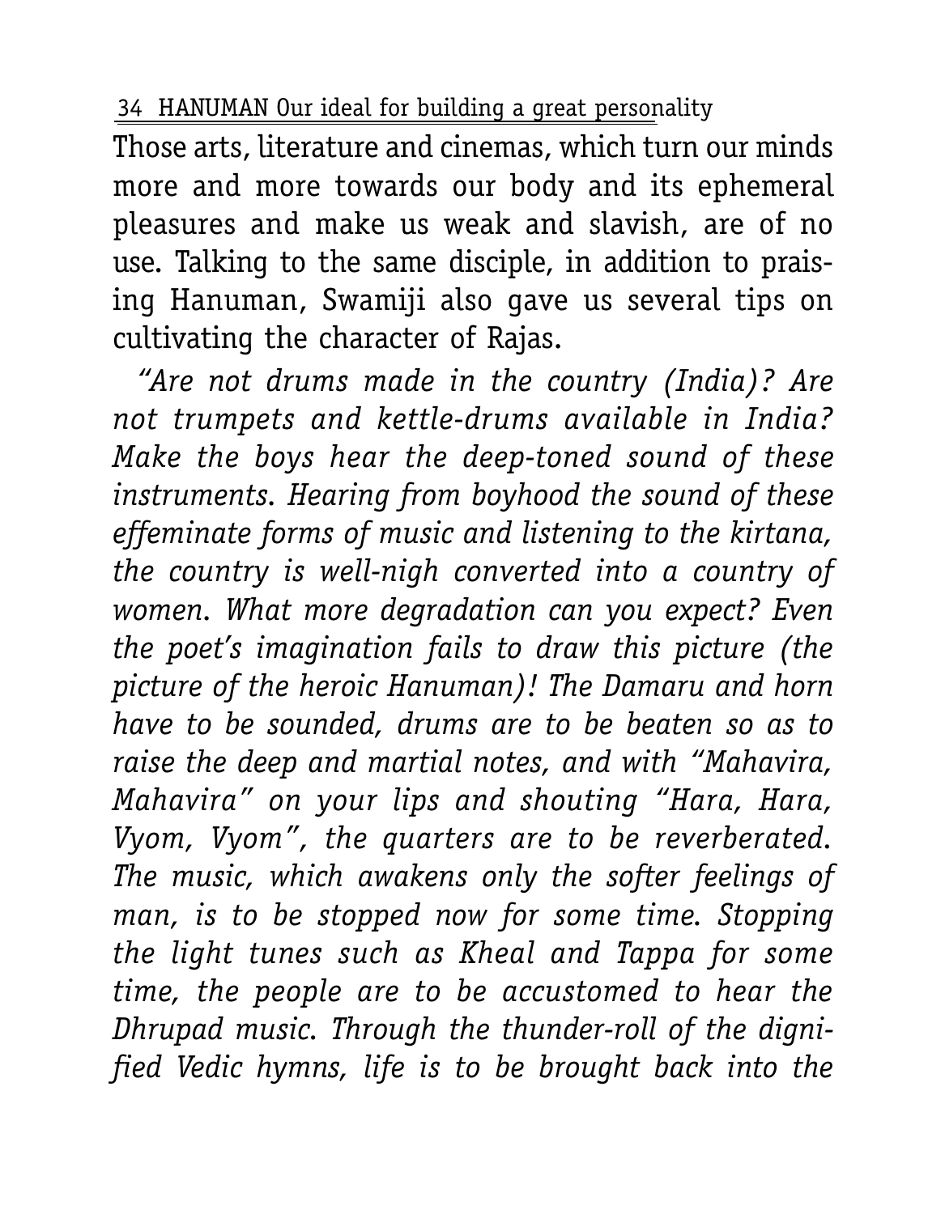Those arts, literature and cinemas, which turn our minds more and more towards our body and its ephemeral pleasures and make us weak and slavish, are of no use. Talking to the same disciple, in addition to praising Hanuman, Swamiji also gave us several tips on cultivating the character of Rajas.

*"Are not drums made in the country (India)? Are not trumpets and kettle-drums available in India? Make the boys hear the deep-toned sound of these instruments. Hearing from boyhood the sound of these effeminate forms of music and listening to the kirtana, the country is well-nigh converted into a country of women. What more degradation can you expect? Even the poet's imagination fails to draw this picture (the picture of the heroic Hanuman)! The Damaru and horn have to be sounded, drums are to be beaten so as to raise the deep and martial notes, and with "Mahavira, Mahavira" on your lips and shouting "Hara, Hara, Vyom, Vyom", the quarters are to be reverberated. The music, which awakens only the softer feelings of man, is to be stopped now for some time. Stopping the light tunes such as Kheal and Tappa for some time, the people are to be accustomed to hear the Dhrupad music. Through the thunder-roll of the dignified Vedic hymns, life is to be brought back into the*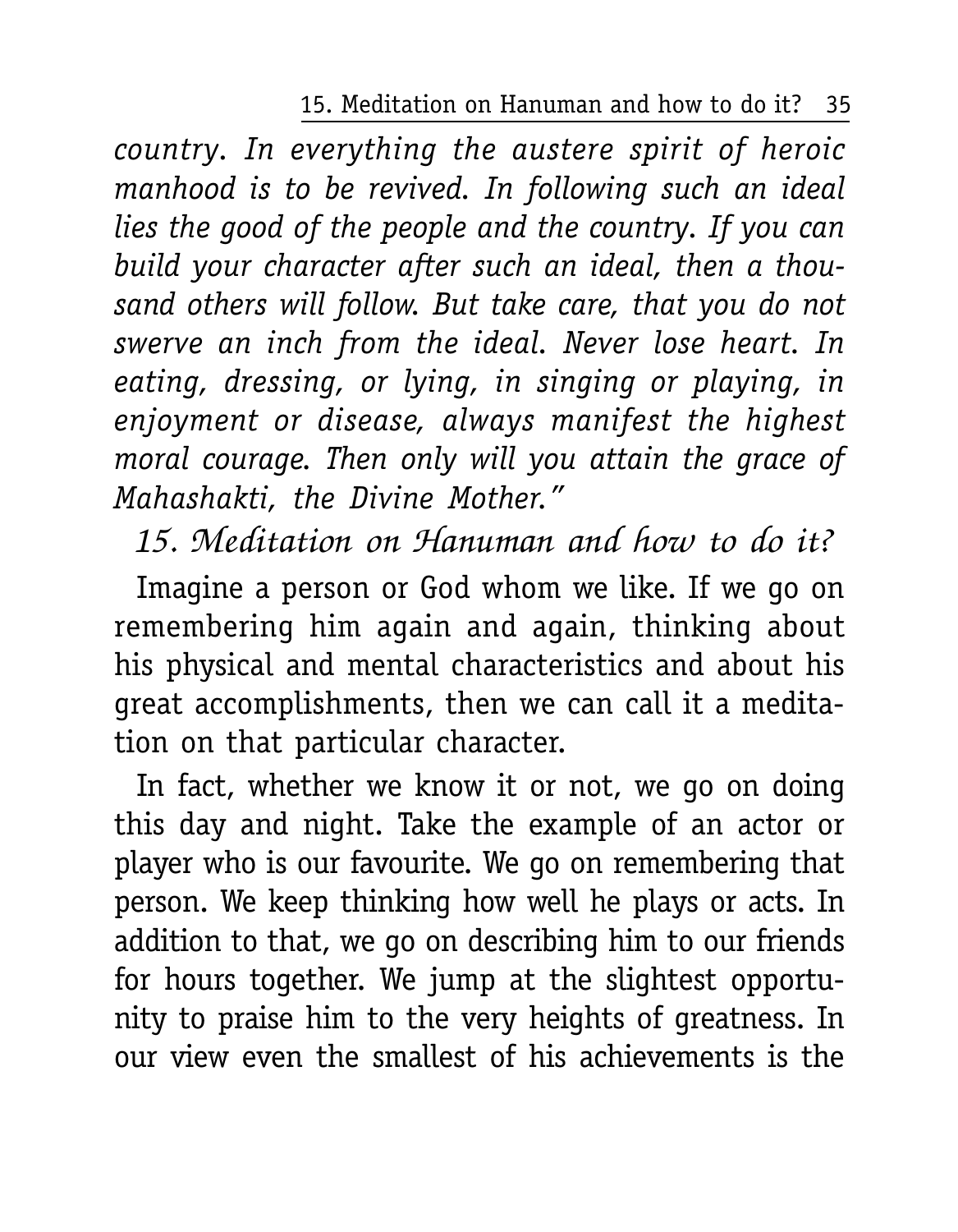*country. In everything the austere spirit of heroic manhood is to be revived. In following such an ideal lies the good of the people and the country. If you can build your character after such an ideal, then a thousand others will follow. But take care, that you do not swerve an inch from the ideal. Never lose heart. In eating, dressing, or lying, in singing or playing, in enjoyment or disease, always manifest the highest moral courage. Then only will you attain the grace of Mahashakti, the Divine Mother."*

## *15. Meditation on Hanuman and how to do it?*

Imagine a person or God whom we like. If we go on remembering him again and again, thinking about his physical and mental characteristics and about his great accomplishments, then we can call it a meditation on that particular character.

In fact, whether we know it or not, we go on doing this day and night. Take the example of an actor or player who is our favourite. We go on remembering that person. We keep thinking how well he plays or acts. In addition to that, we go on describing him to our friends for hours together. We jump at the slightest opportunity to praise him to the very heights of greatness. In our view even the smallest of his achievements is the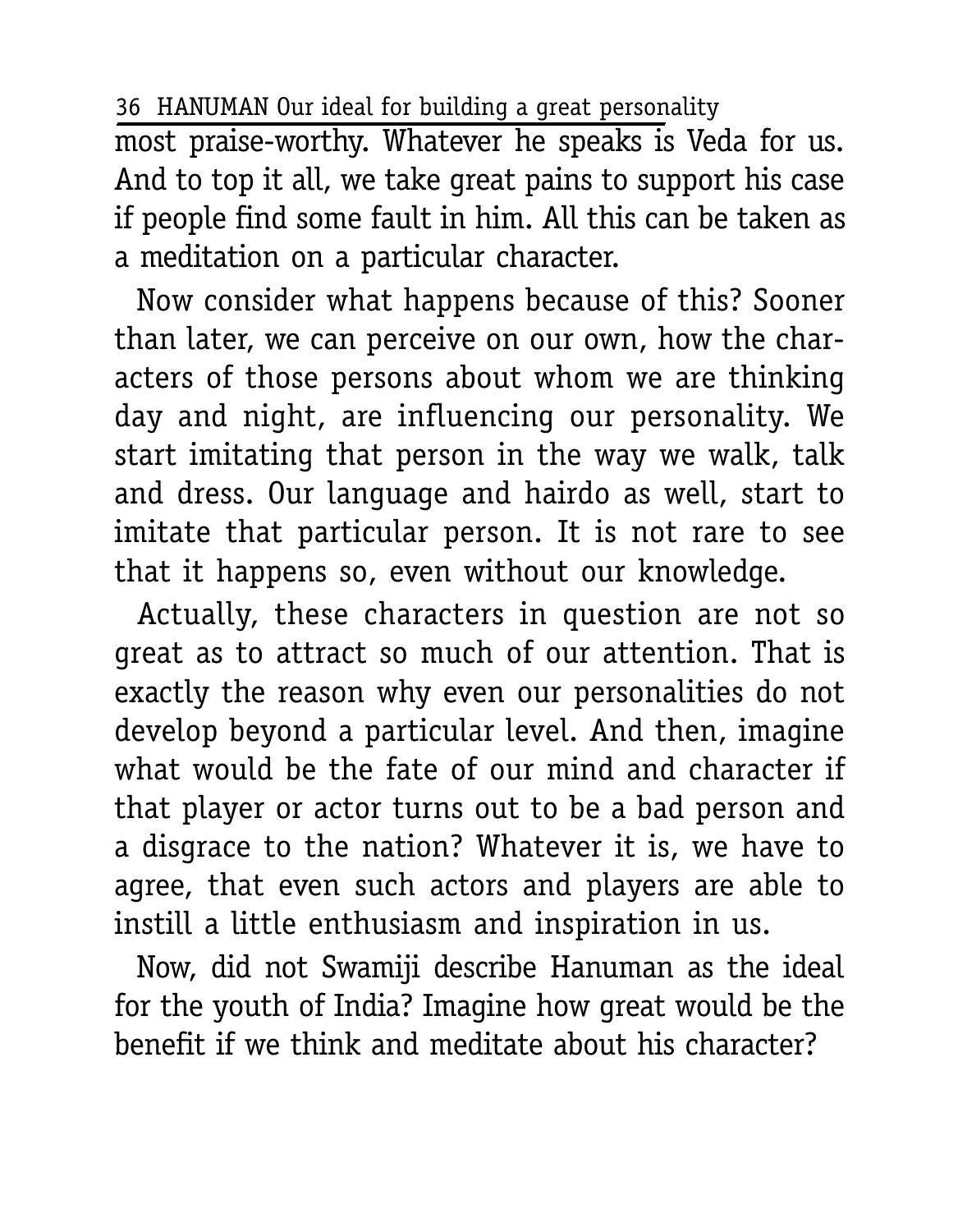most praise-worthy. Whatever he speaks is Veda for us. And to top it all, we take great pains to support his case if people find some fault in him. All this can be taken as a meditation on a particular character.

Now consider what happens because of this? Sooner than later, we can perceive on our own, how the characters of those persons about whom we are thinking day and night, are influencing our personality. We start imitating that person in the way we walk, talk and dress. Our language and hairdo as well, start to imitate that particular person. It is not rare to see that it happens so, even without our knowledge.

Actually, these characters in question are not so great as to attract so much of our attention. That is exactly the reason why even our personalities do not develop beyond a particular level. And then, imagine what would be the fate of our mind and character if that player or actor turns out to be a bad person and a disgrace to the nation? Whatever it is, we have to agree, that even such actors and players are able to instill a little enthusiasm and inspiration in us.

Now, did not Swamiji describe Hanuman as the ideal for the youth of India? Imagine how great would be the benefit if we think and meditate about his character?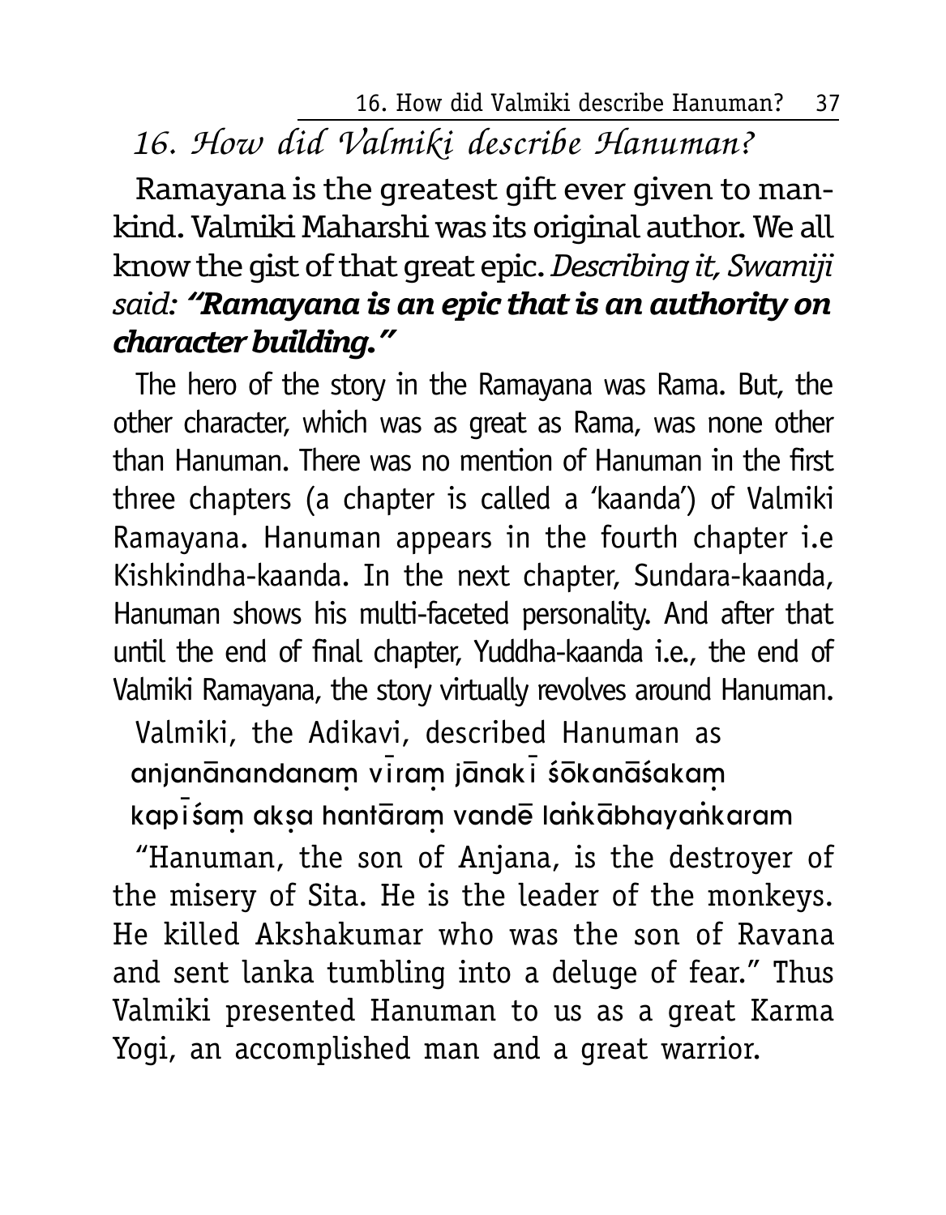## *16. How did Valmiki describe Hanuman?*

Ramayana is the greatest gift ever given to mankind. Valmiki Maharshi was its original author. We all know the gist of that great epic. *Describing it, Swamiji said:* ***"Ramayana is an epic that is an authority on character building."***

The hero of the story in the Ramayana was Rama. But, the other character, which was as great as Rama, was none other than Hanuman. There was no mention of Hanuman in the first three chapters (a chapter is called a 'kaanda') of Valmiki Ramayana. Hanuman appears in the fourth chapter i.e Kishkindha-kaanda. In the next chapter, Sundara-kaanda, Hanuman shows his multi-faceted personality. And after that until the end of final chapter, Yuddha-kaanda i.e., the end of Valmiki Ramayana, the story virtually revolves around Hanuman.

Valmiki, the Adikavi, described Hanuman as

anjanānandanaṃ vīraṃ jānakī śōkanāśakaṃ
kapīśaṃ akṣa hantāraṃ vandē laṅkābhayaṅkaram

"Hanuman, the son of Anjana, is the destroyer of the misery of Sita. He is the leader of the monkeys. He killed Akshakumar who was the son of Ravana and sent lanka tumbling into a deluge of fear." Thus Valmiki presented Hanuman to us as a great Karma Yogi, an accomplished man and a great warrior.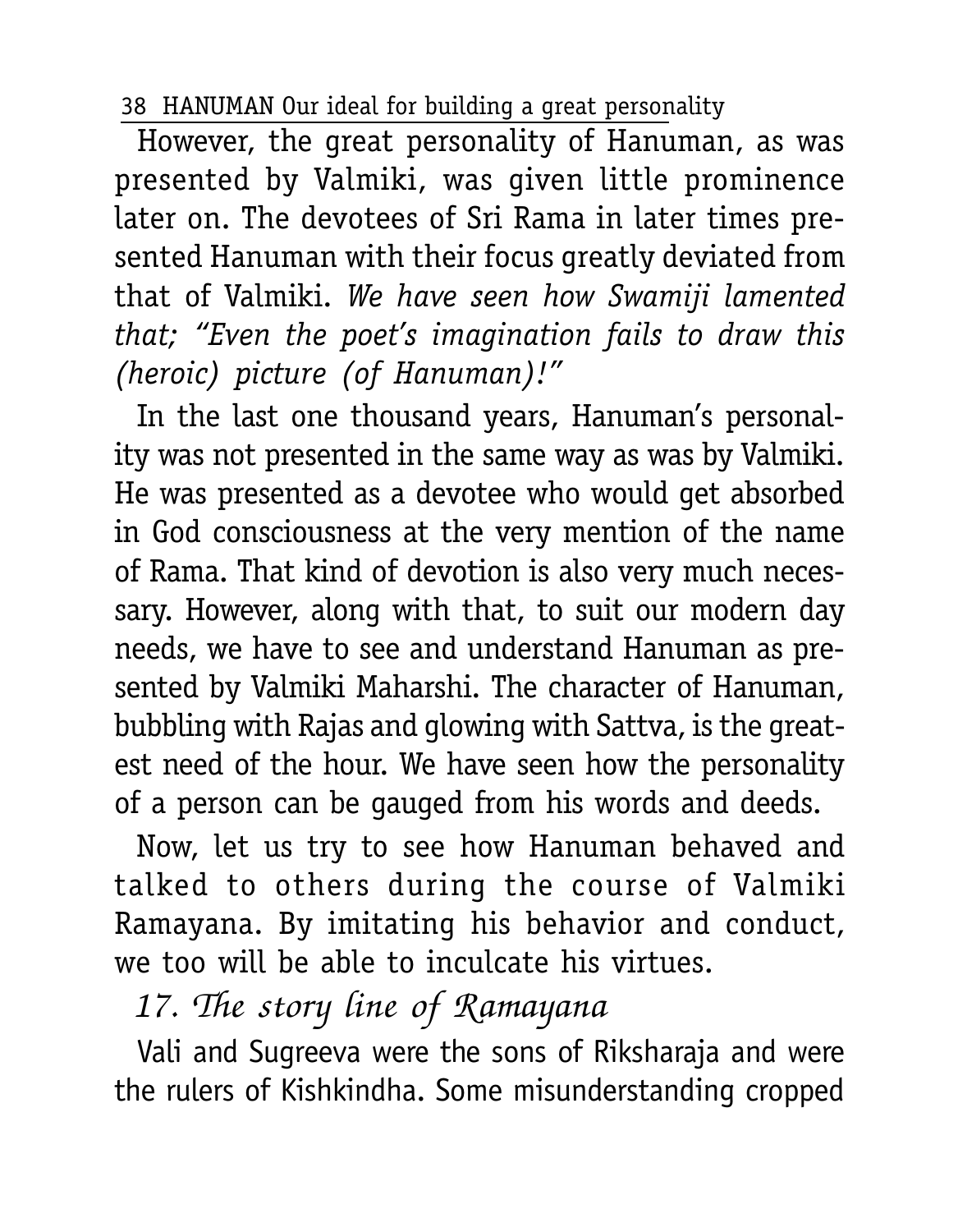However, the great personality of Hanuman, as was presented by Valmiki, was given little prominence later on. The devotees of Sri Rama in later times presented Hanuman with their focus greatly deviated from that of Valmiki. *We have seen how Swamiji lamented that; "Even the poet's imagination fails to draw this (heroic) picture (of Hanuman)!"*

In the last one thousand years, Hanuman's personality was not presented in the same way as was by Valmiki. He was presented as a devotee who would get absorbed in God consciousness at the very mention of the name of Rama. That kind of devotion is also very much necessary. However, along with that, to suit our modern day needs, we have to see and understand Hanuman as presented by Valmiki Maharshi. The character of Hanuman, bubbling with Rajas and glowing with Sattva, is the greatest need of the hour. We have seen how the personality of a person can be gauged from his words and deeds.

Now, let us try to see how Hanuman behaved and talked to others during the course of Valmiki Ramayana. By imitating his behavior and conduct, we too will be able to inculcate his virtues.

## *17. The story line of Ramayana*

Vali and Sugreeva were the sons of Riksharaja and were the rulers of Kishkindha. Some misunderstanding cropped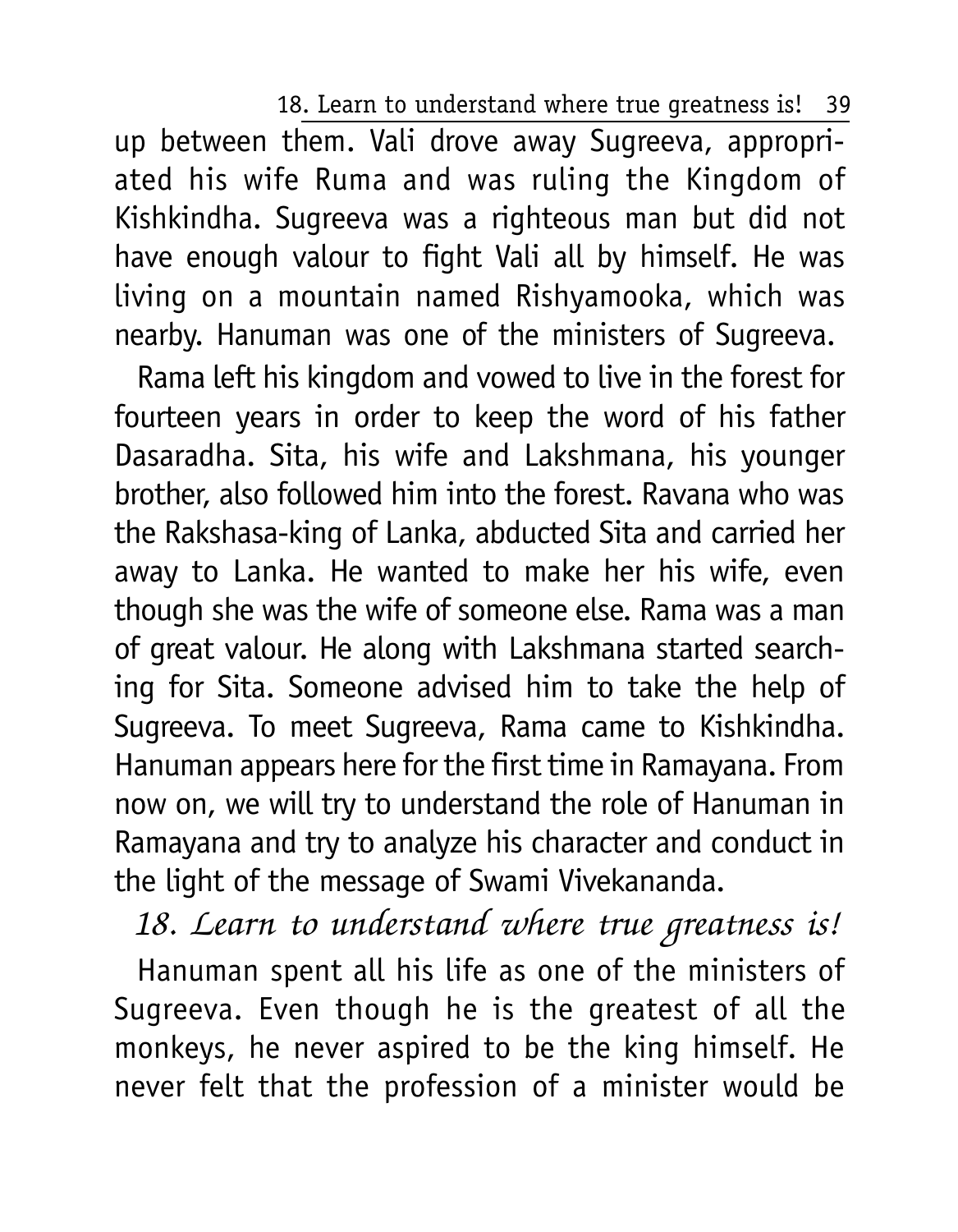up between them. Vali drove away Sugreeva, appropriated his wife Ruma and was ruling the Kingdom of Kishkindha. Sugreeva was a righteous man but did not have enough valour to fight Vali all by himself. He was living on a mountain named Rishyamooka, which was nearby. Hanuman was one of the ministers of Sugreeva.

Rama left his kingdom and vowed to live in the forest for fourteen years in order to keep the word of his father Dasaradha. Sita, his wife and Lakshmana, his younger brother, also followed him into the forest. Ravana who was the Rakshasa-king of Lanka, abducted Sita and carried her away to Lanka. He wanted to make her his wife, even though she was the wife of someone else. Rama was a man of great valour. He along with Lakshmana started searching for Sita. Someone advised him to take the help of Sugreeva. To meet Sugreeva, Rama came to Kishkindha. Hanuman appears here for the first time in Ramayana. From now on, we will try to understand the role of Hanuman in Ramayana and try to analyze his character and conduct in the light of the message of Swami Vivekananda.

## *18. Learn to understand where true greatness is!*

Hanuman spent all his life as one of the ministers of Sugreeva. Even though he is the greatest of all the monkeys, he never aspired to be the king himself. He never felt that the profession of a minister would be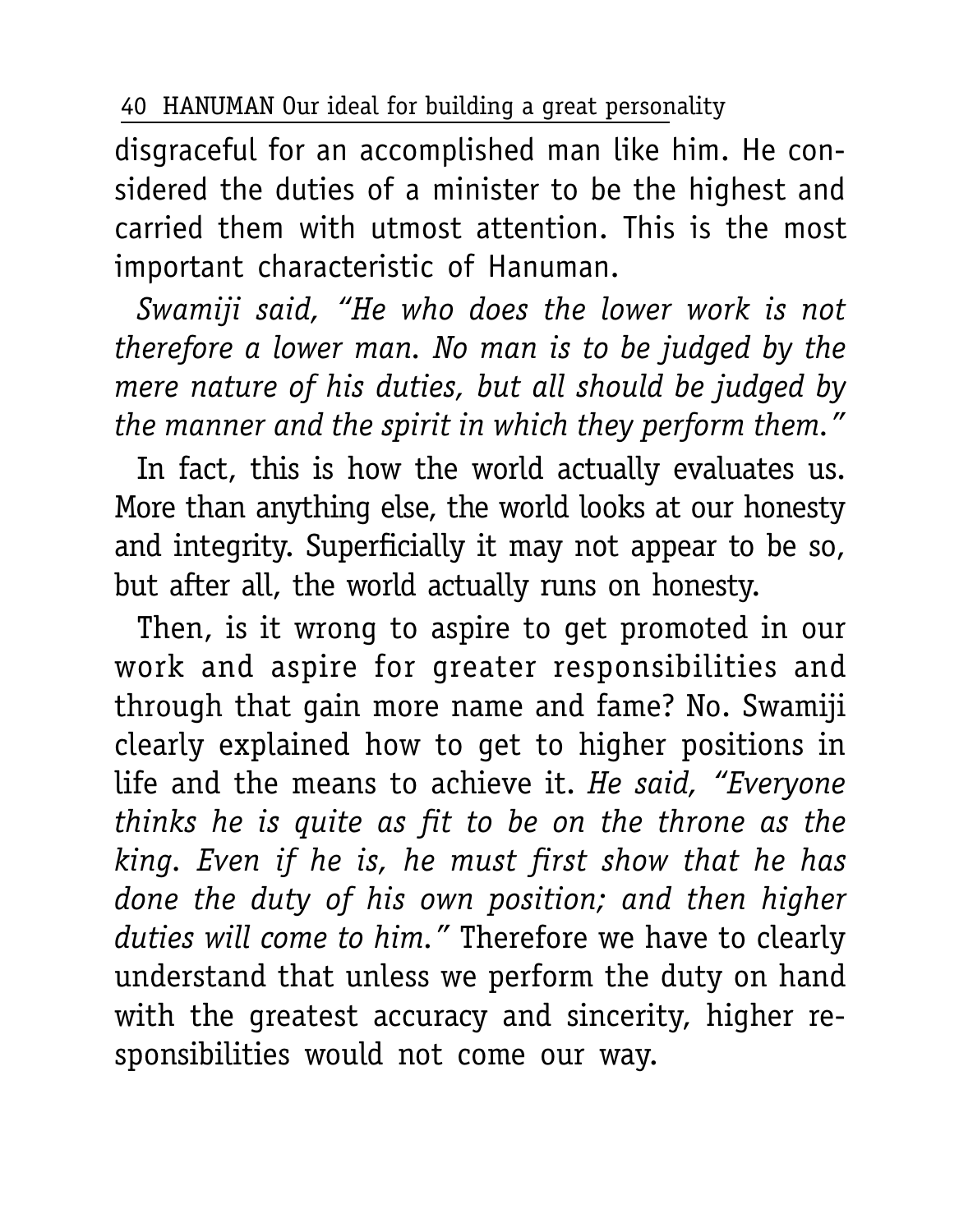disgraceful for an accomplished man like him. He considered the duties of a minister to be the highest and carried them with utmost attention. This is the most important characteristic of Hanuman.

*Swamiji said, "He who does the lower work is not therefore a lower man. No man is to be judged by the mere nature of his duties, but all should be judged by the manner and the spirit in which they perform them."*

In fact, this is how the world actually evaluates us. More than anything else, the world looks at our honesty and integrity. Superficially it may not appear to be so, but after all, the world actually runs on honesty.

Then, is it wrong to aspire to get promoted in our work and aspire for greater responsibilities and through that gain more name and fame? No. Swamiji clearly explained how to get to higher positions in life and the means to achieve it. *He said, "Everyone thinks he is quite as fit to be on the throne as the king. Even if he is, he must first show that he has done the duty of his own position; and then higher duties will come to him."* Therefore we have to clearly understand that unless we perform the duty on hand with the greatest accuracy and sincerity, higher responsibilities would not come our way.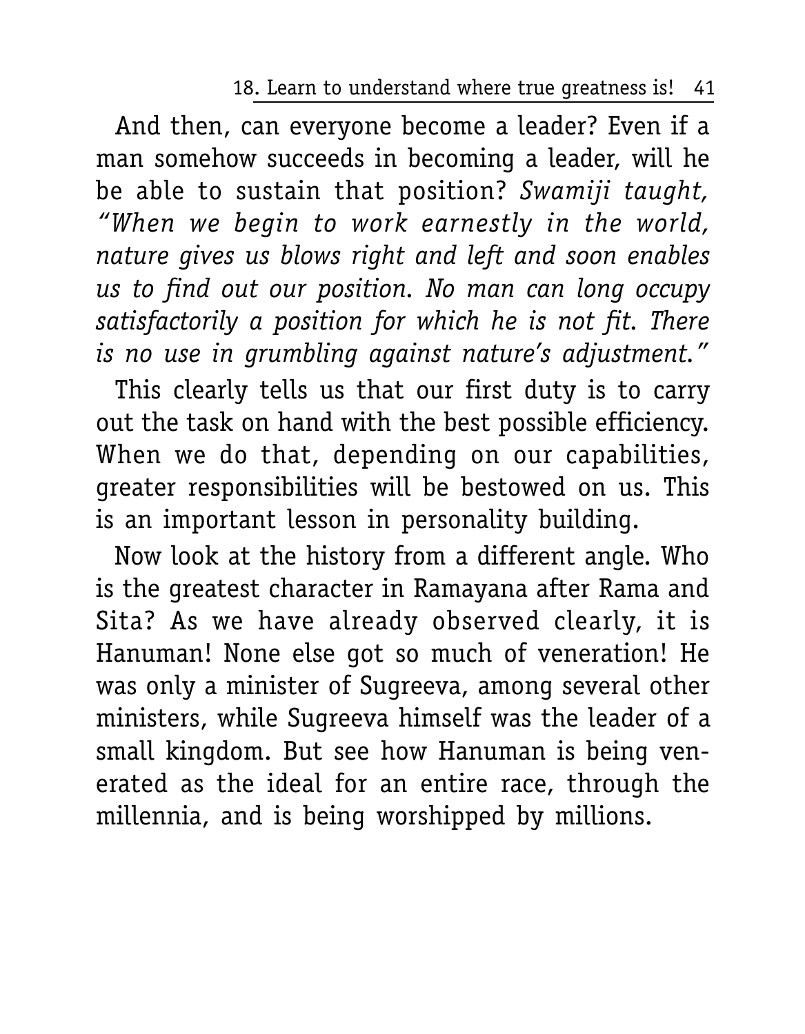And then, can everyone become a leader? Even if a man somehow succeeds in becoming a leader, will he be able to sustain that position? *Swamiji taught, "When we begin to work earnestly in the world, nature gives us blows right and left and soon enables us to find out our position. No man can long occupy satisfactorily a position for which he is not fit. There is no use in grumbling against nature's adjustment."*

This clearly tells us that our first duty is to carry out the task on hand with the best possible efficiency. When we do that, depending on our capabilities, greater responsibilities will be bestowed on us. This is an important lesson in personality building.

Now look at the history from a different angle. Who is the greatest character in Ramayana after Rama and Sita? As we have already observed clearly, it is Hanuman! None else got so much of veneration! He was only a minister of Sugreeva, among several other ministers, while Sugreeva himself was the leader of a small kingdom. But see how Hanuman is being venerated as the ideal for an entire race, through the millennia, and is being worshipped by millions.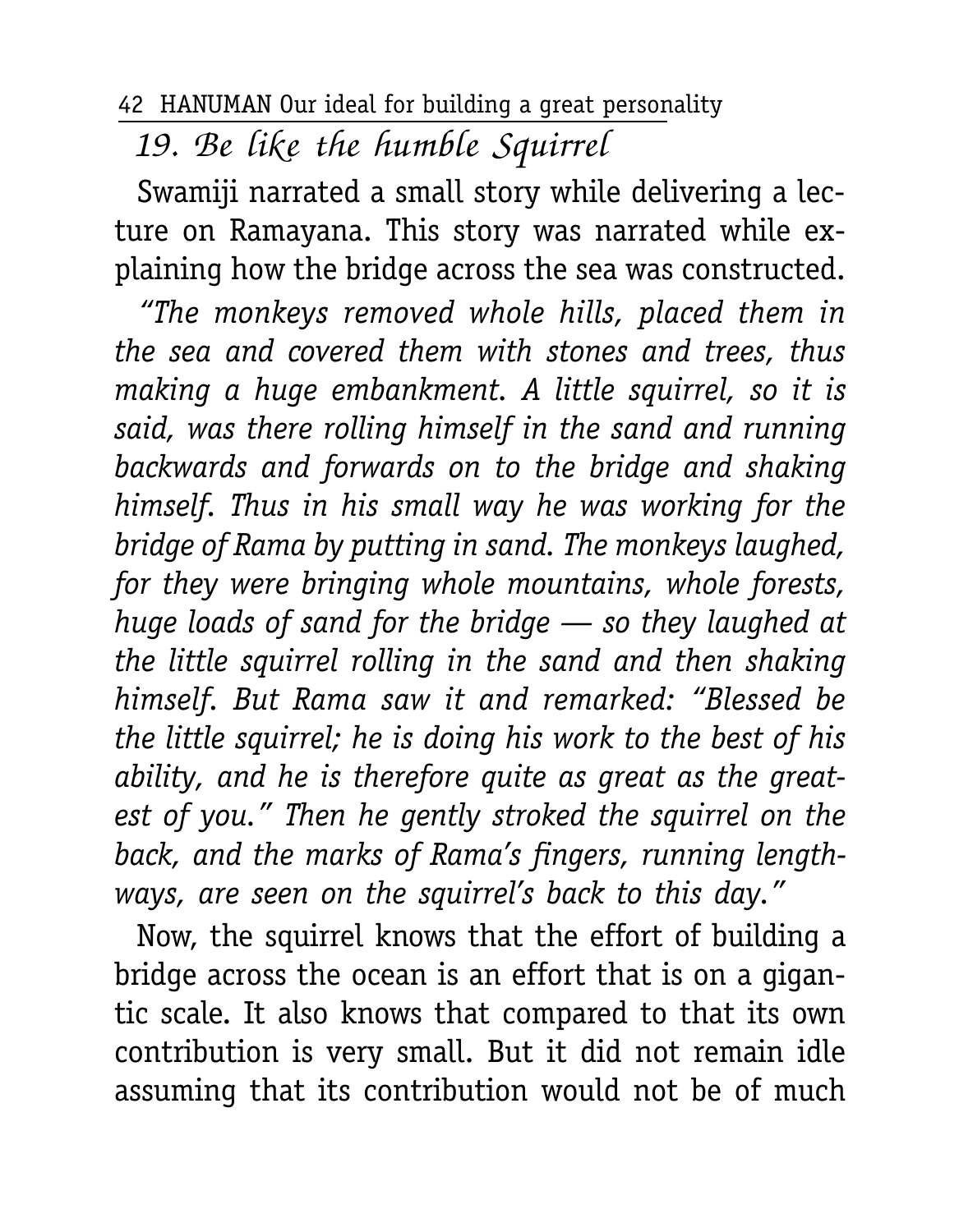## 19. Be like the humble Squirrel

Swamiji narrated a small story while delivering a lecture on Ramayana. This story was narrated while explaining how the bridge across the sea was constructed.

*"The monkeys removed whole hills, placed them in the sea and covered them with stones and trees, thus making a huge embankment. A little squirrel, so it is said, was there rolling himself in the sand and running backwards and forwards on to the bridge and shaking himself. Thus in his small way he was working for the bridge of Rama by putting in sand. The monkeys laughed, for they were bringing whole mountains, whole forests, huge loads of sand for the bridge — so they laughed at the little squirrel rolling in the sand and then shaking himself. But Rama saw it and remarked: "Blessed be the little squirrel; he is doing his work to the best of his ability, and he is therefore quite as great as the greatest of you." Then he gently stroked the squirrel on the back, and the marks of Rama's fingers, running lengthways, are seen on the squirrel's back to this day."*

Now, the squirrel knows that the effort of building a bridge across the ocean is an effort that is on a gigantic scale. It also knows that compared to that its own contribution is very small. But it did not remain idle assuming that its contribution would not be of much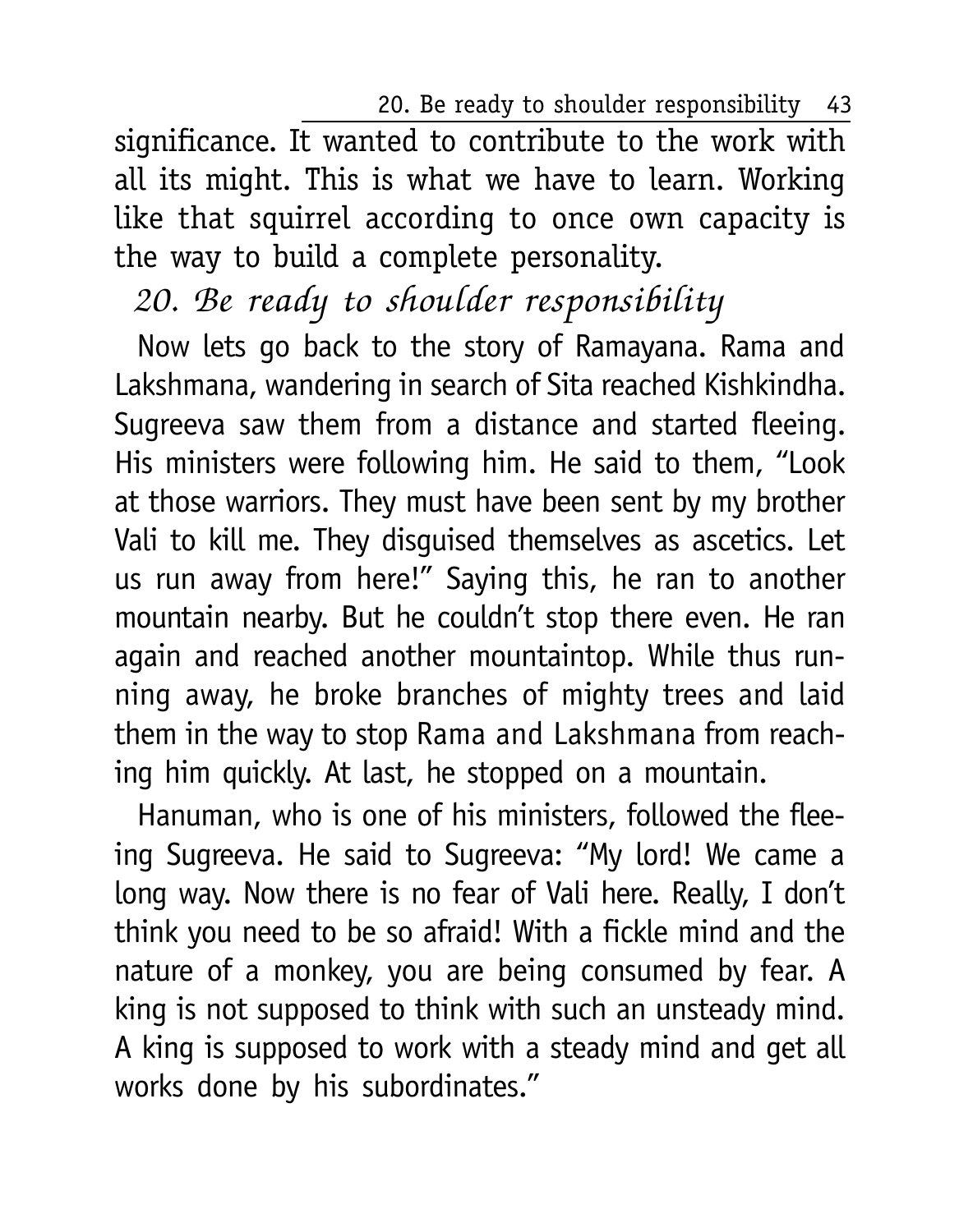significance. It wanted to contribute to the work with all its might. This is what we have to learn. Working like that squirrel according to once own capacity is the way to build a complete personality.

## *20. Be ready to shoulder responsibility*

Now lets go back to the story of Ramayana. Rama and Lakshmana, wandering in search of Sita reached Kishkindha. Sugreeva saw them from a distance and started fleeing. His ministers were following him. He said to them, "Look at those warriors. They must have been sent by my brother Vali to kill me. They disguised themselves as ascetics. Let us run away from here!" Saying this, he ran to another mountain nearby. But he couldn't stop there even. He ran again and reached another mountaintop. While thus running away, he broke branches of mighty trees and laid them in the way to stop Rama and Lakshmana from reaching him quickly. At last, he stopped on a mountain.

Hanuman, who is one of his ministers, followed the fleeing Sugreeva. He said to Sugreeva: "My lord! We came a long way. Now there is no fear of Vali here. Really, I don't think you need to be so afraid! With a fickle mind and the nature of a monkey, you are being consumed by fear. A king is not supposed to think with such an unsteady mind. A king is supposed to work with a steady mind and get all works done by his subordinates."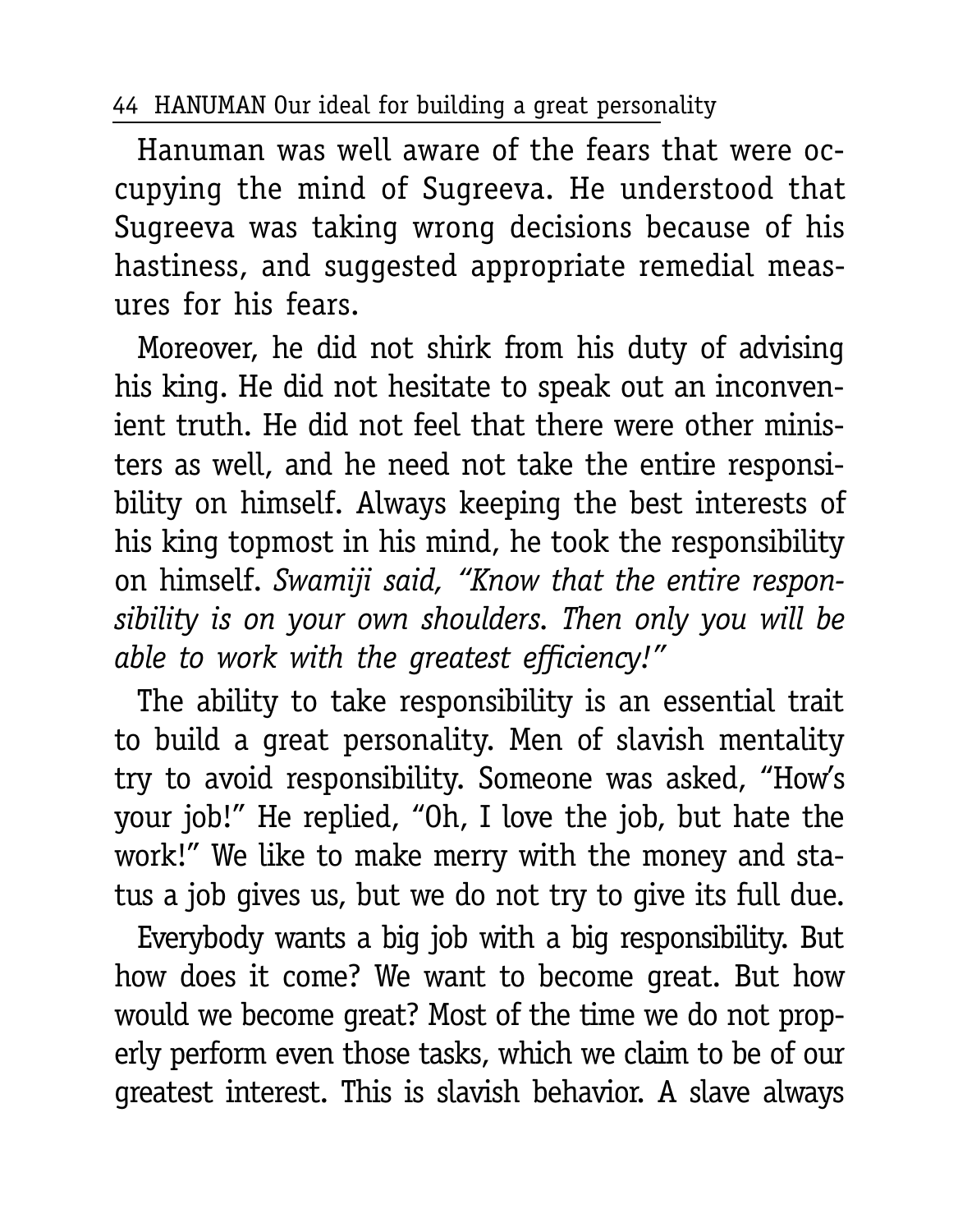Hanuman was well aware of the fears that were occupying the mind of Sugreeva. He understood that Sugreeva was taking wrong decisions because of his hastiness, and suggested appropriate remedial measures for his fears.

Moreover, he did not shirk from his duty of advising his king. He did not hesitate to speak out an inconvenient truth. He did not feel that there were other ministers as well, and he need not take the entire responsibility on himself. Always keeping the best interests of his king topmost in his mind, he took the responsibility on himself. *Swamiji said, "Know that the entire responsibility is on your own shoulders. Then only you will be able to work with the greatest efficiency!"*

The ability to take responsibility is an essential trait to build a great personality. Men of slavish mentality try to avoid responsibility. Someone was asked, "How's your job!" He replied, "Oh, I love the job, but hate the work!" We like to make merry with the money and status a job gives us, but we do not try to give its full due.

Everybody wants a big job with a big responsibility. But how does it come? We want to become great. But how would we become great? Most of the time we do not properly perform even those tasks, which we claim to be of our greatest interest. This is slavish behavior. A slave always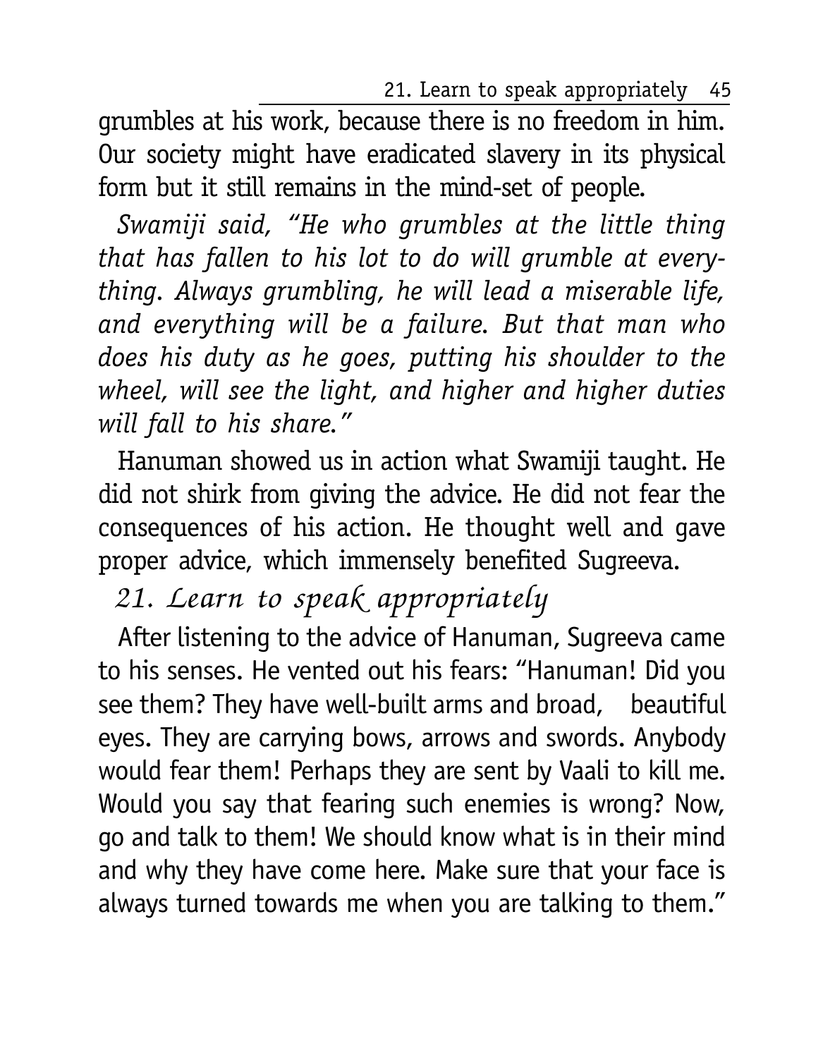grumbles at his work, because there is no freedom in him. Our society might have eradicated slavery in its physical form but it still remains in the mind-set of people.

*Swamiji said, "He who grumbles at the little thing that has fallen to his lot to do will grumble at everything. Always grumbling, he will lead a miserable life, and everything will be a failure. But that man who does his duty as he goes, putting his shoulder to the wheel, will see the light, and higher and higher duties will fall to his share."*

Hanuman showed us in action what Swamiji taught. He did not shirk from giving the advice. He did not fear the consequences of his action. He thought well and gave proper advice, which immensely benefited Sugreeva.

## 21. Learn to speak appropriately

After listening to the advice of Hanuman, Sugreeva came to his senses. He vented out his fears: "Hanuman! Did you see them? They have well-built arms and broad, beautiful eyes. They are carrying bows, arrows and swords. Anybody would fear them! Perhaps they are sent by Vaali to kill me. Would you say that fearing such enemies is wrong? Now, go and talk to them! We should know what is in their mind and why they have come here. Make sure that your face is always turned towards me when you are talking to them."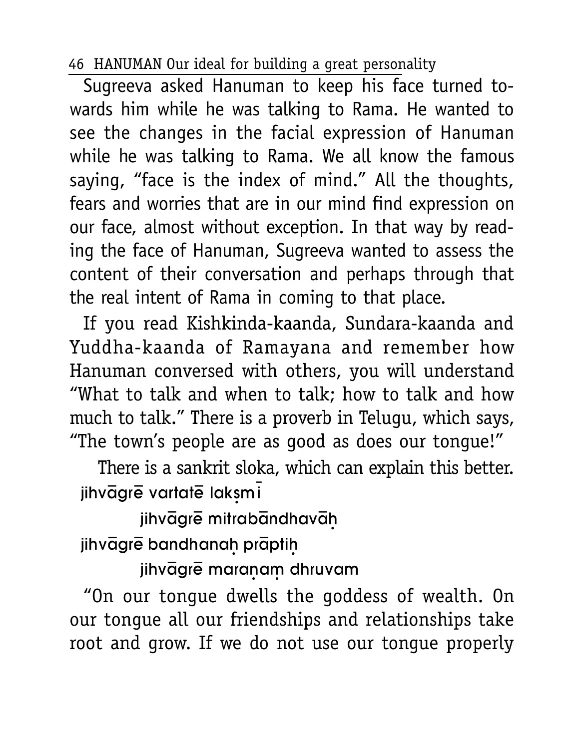Sugreeva asked Hanuman to keep his face turned towards him while he was talking to Rama. He wanted to see the changes in the facial expression of Hanuman while he was talking to Rama. We all know the famous saying, "face is the index of mind." All the thoughts, fears and worries that are in our mind find expression on our face, almost without exception. In that way by reading the face of Hanuman, Sugreeva wanted to assess the content of their conversation and perhaps through that the real intent of Rama in coming to that place.

If you read Kishkinda-kaanda, Sundara-kaanda and Yuddha-kaanda of Ramayana and remember how Hanuman conversed with others, you will understand "What to talk and when to talk; how to talk and how much to talk." There is a proverb in Telugu, which says, "The town's people are as good as does our tongue!"

There is a sankrit sloka, which can explain this better.

jihvāgrē vartatē lakṣmī
　　jihvāgrē mitrabāndhavāḥ
jihvāgrē bandhanaḥ prāptiḥ
　　jihvāgrē maraṇaṃ dhruvam

"On our tongue dwells the goddess of wealth. On our tongue all our friendships and relationships take root and grow. If we do not use our tongue properly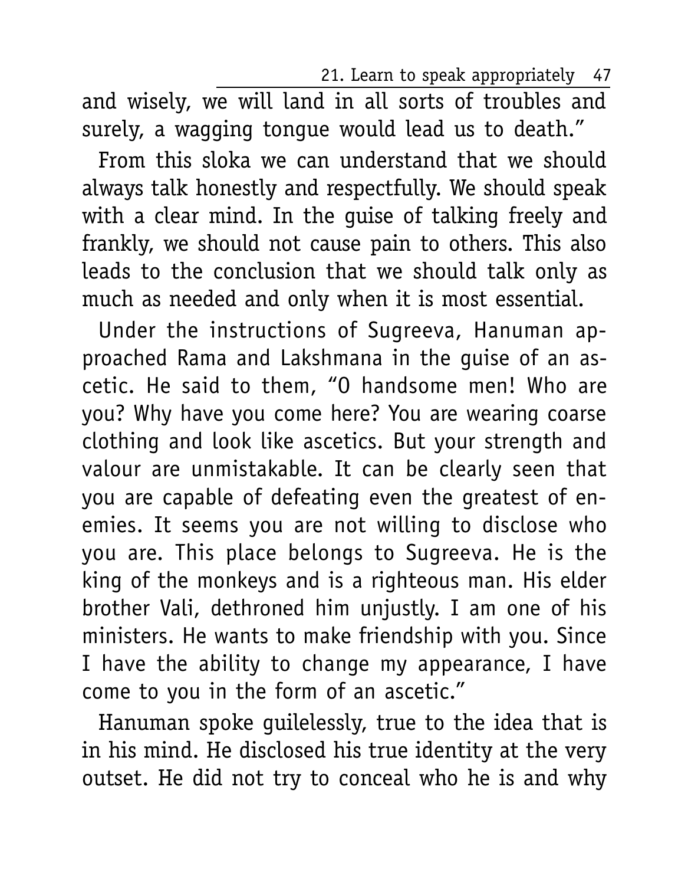and wisely, we will land in all sorts of troubles and surely, a wagging tongue would lead us to death."

From this sloka we can understand that we should always talk honestly and respectfully. We should speak with a clear mind. In the guise of talking freely and frankly, we should not cause pain to others. This also leads to the conclusion that we should talk only as much as needed and only when it is most essential.

Under the instructions of Sugreeva, Hanuman approached Rama and Lakshmana in the guise of an ascetic. He said to them, "O handsome men! Who are you? Why have you come here? You are wearing coarse clothing and look like ascetics. But your strength and valour are unmistakable. It can be clearly seen that you are capable of defeating even the greatest of enemies. It seems you are not willing to disclose who you are. This place belongs to Sugreeva. He is the king of the monkeys and is a righteous man. His elder brother Vali, dethroned him unjustly. I am one of his ministers. He wants to make friendship with you. Since I have the ability to change my appearance, I have come to you in the form of an ascetic."

Hanuman spoke guilelessly, true to the idea that is in his mind. He disclosed his true identity at the very outset. He did not try to conceal who he is and why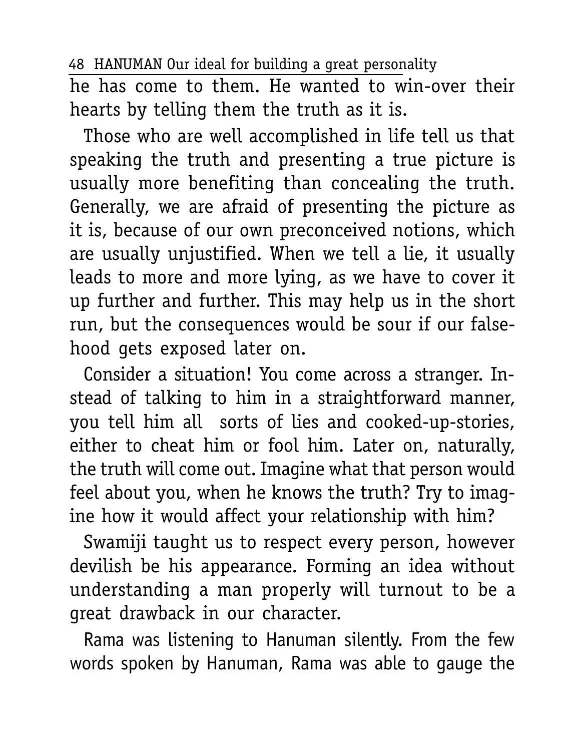he has come to them. He wanted to win-over their hearts by telling them the truth as it is.

Those who are well accomplished in life tell us that speaking the truth and presenting a true picture is usually more benefiting than concealing the truth. Generally, we are afraid of presenting the picture as it is, because of our own preconceived notions, which are usually unjustified. When we tell a lie, it usually leads to more and more lying, as we have to cover it up further and further. This may help us in the short run, but the consequences would be sour if our falsehood gets exposed later on.

Consider a situation! You come across a stranger. Instead of talking to him in a straightforward manner, you tell him all sorts of lies and cooked-up-stories, either to cheat him or fool him. Later on, naturally, the truth will come out. Imagine what that person would feel about you, when he knows the truth? Try to imagine how it would affect your relationship with him?

Swamiji taught us to respect every person, however devilish be his appearance. Forming an idea without understanding a man properly will turnout to be a great drawback in our character.

Rama was listening to Hanuman silently. From the few words spoken by Hanuman, Rama was able to gauge the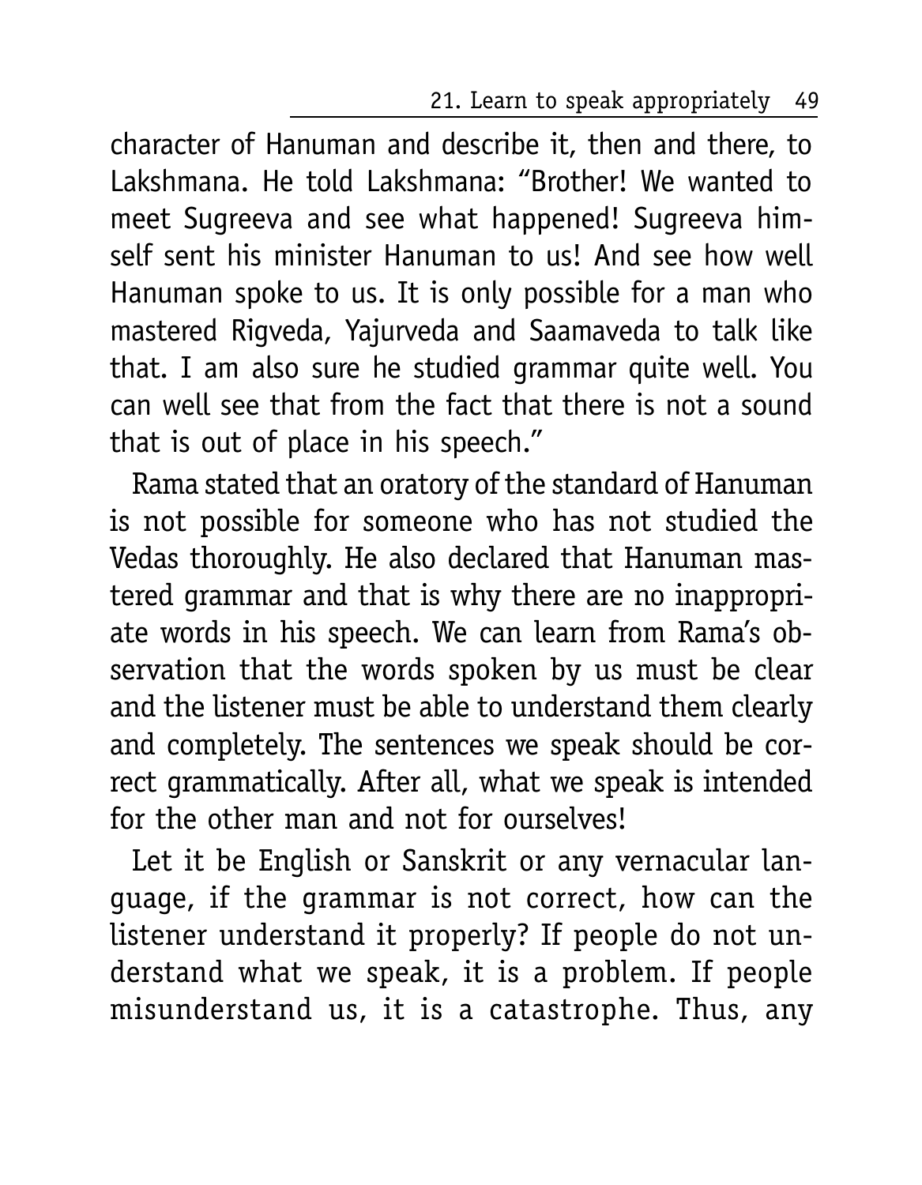character of Hanuman and describe it, then and there, to Lakshmana. He told Lakshmana: "Brother! We wanted to meet Sugreeva and see what happened! Sugreeva himself sent his minister Hanuman to us! And see how well Hanuman spoke to us. It is only possible for a man who mastered Rigveda, Yajurveda and Saamaveda to talk like that. I am also sure he studied grammar quite well. You can well see that from the fact that there is not a sound that is out of place in his speech."

Rama stated that an oratory of the standard of Hanuman is not possible for someone who has not studied the Vedas thoroughly. He also declared that Hanuman mastered grammar and that is why there are no inappropriate words in his speech. We can learn from Rama's observation that the words spoken by us must be clear and the listener must be able to understand them clearly and completely. The sentences we speak should be correct grammatically. After all, what we speak is intended for the other man and not for ourselves!

Let it be English or Sanskrit or any vernacular language, if the grammar is not correct, how can the listener understand it properly? If people do not understand what we speak, it is a problem. If people misunderstand us, it is a catastrophe. Thus, any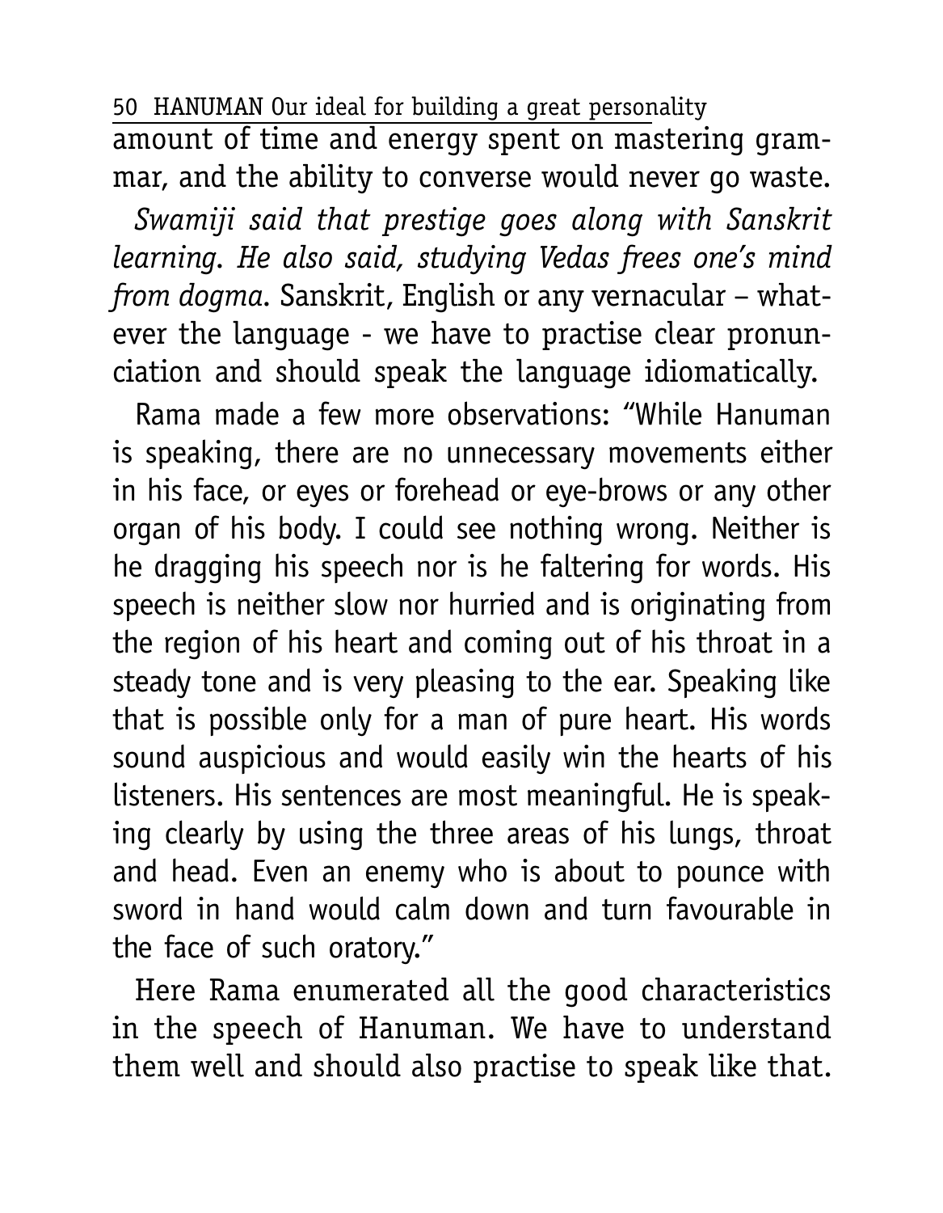amount of time and energy spent on mastering grammar, and the ability to converse would never go waste.

*Swamiji said that prestige goes along with Sanskrit learning. He also said, studying Vedas frees one's mind from dogma.* Sanskrit, English or any vernacular – whatever the language - we have to practise clear pronunciation and should speak the language idiomatically.

Rama made a few more observations: "While Hanuman is speaking, there are no unnecessary movements either in his face, or eyes or forehead or eye-brows or any other organ of his body. I could see nothing wrong. Neither is he dragging his speech nor is he faltering for words. His speech is neither slow nor hurried and is originating from the region of his heart and coming out of his throat in a steady tone and is very pleasing to the ear. Speaking like that is possible only for a man of pure heart. His words sound auspicious and would easily win the hearts of his listeners. His sentences are most meaningful. He is speaking clearly by using the three areas of his lungs, throat and head. Even an enemy who is about to pounce with sword in hand would calm down and turn favourable in the face of such oratory."

Here Rama enumerated all the good characteristics in the speech of Hanuman. We have to understand them well and should also practise to speak like that.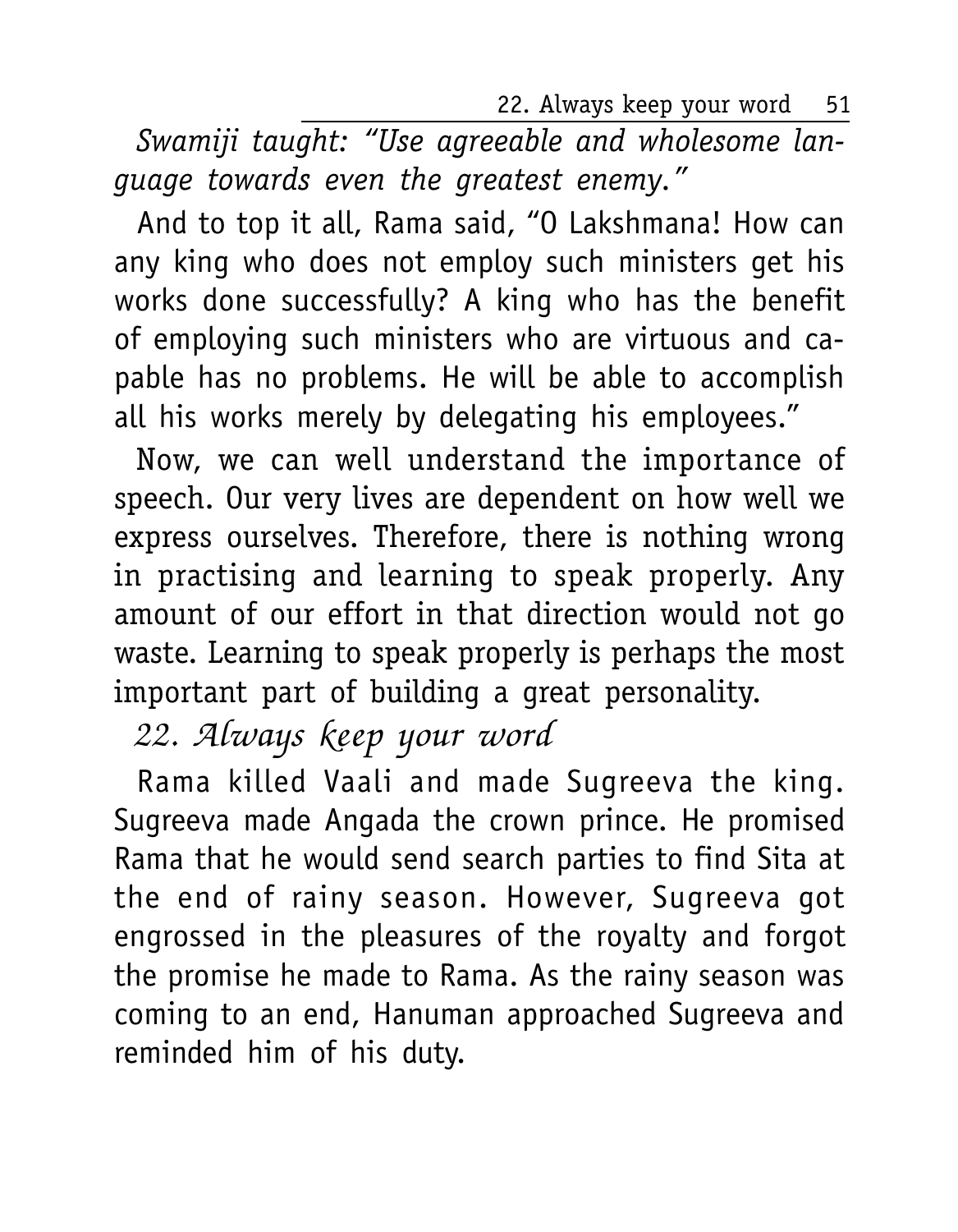*Swamiji taught: "Use agreeable and wholesome language towards even the greatest enemy."*

And to top it all, Rama said, "O Lakshmana! How can any king who does not employ such ministers get his works done successfully? A king who has the benefit of employing such ministers who are virtuous and capable has no problems. He will be able to accomplish all his works merely by delegating his employees."

Now, we can well understand the importance of speech. Our very lives are dependent on how well we express ourselves. Therefore, there is nothing wrong in practising and learning to speak properly. Any amount of our effort in that direction would not go waste. Learning to speak properly is perhaps the most important part of building a great personality.

## 22. Always keep your word

Rama killed Vaali and made Sugreeva the king. Sugreeva made Angada the crown prince. He promised Rama that he would send search parties to find Sita at the end of rainy season. However, Sugreeva got engrossed in the pleasures of the royalty and forgot the promise he made to Rama. As the rainy season was coming to an end, Hanuman approached Sugreeva and reminded him of his duty.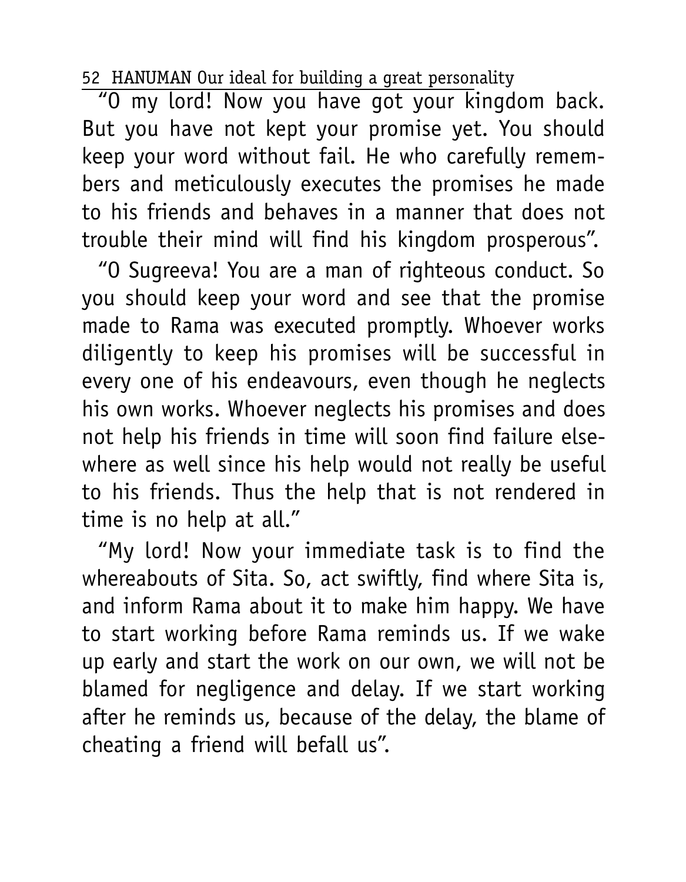"O my lord! Now you have got your kingdom back. But you have not kept your promise yet. You should keep your word without fail. He who carefully remembers and meticulously executes the promises he made to his friends and behaves in a manner that does not trouble their mind will find his kingdom prosperous".

"O Sugreeva! You are a man of righteous conduct. So you should keep your word and see that the promise made to Rama was executed promptly. Whoever works diligently to keep his promises will be successful in every one of his endeavours, even though he neglects his own works. Whoever neglects his promises and does not help his friends in time will soon find failure elsewhere as well since his help would not really be useful to his friends. Thus the help that is not rendered in time is no help at all."

"My lord! Now your immediate task is to find the whereabouts of Sita. So, act swiftly, find where Sita is, and inform Rama about it to make him happy. We have to start working before Rama reminds us. If we wake up early and start the work on our own, we will not be blamed for negligence and delay. If we start working after he reminds us, because of the delay, the blame of cheating a friend will befall us".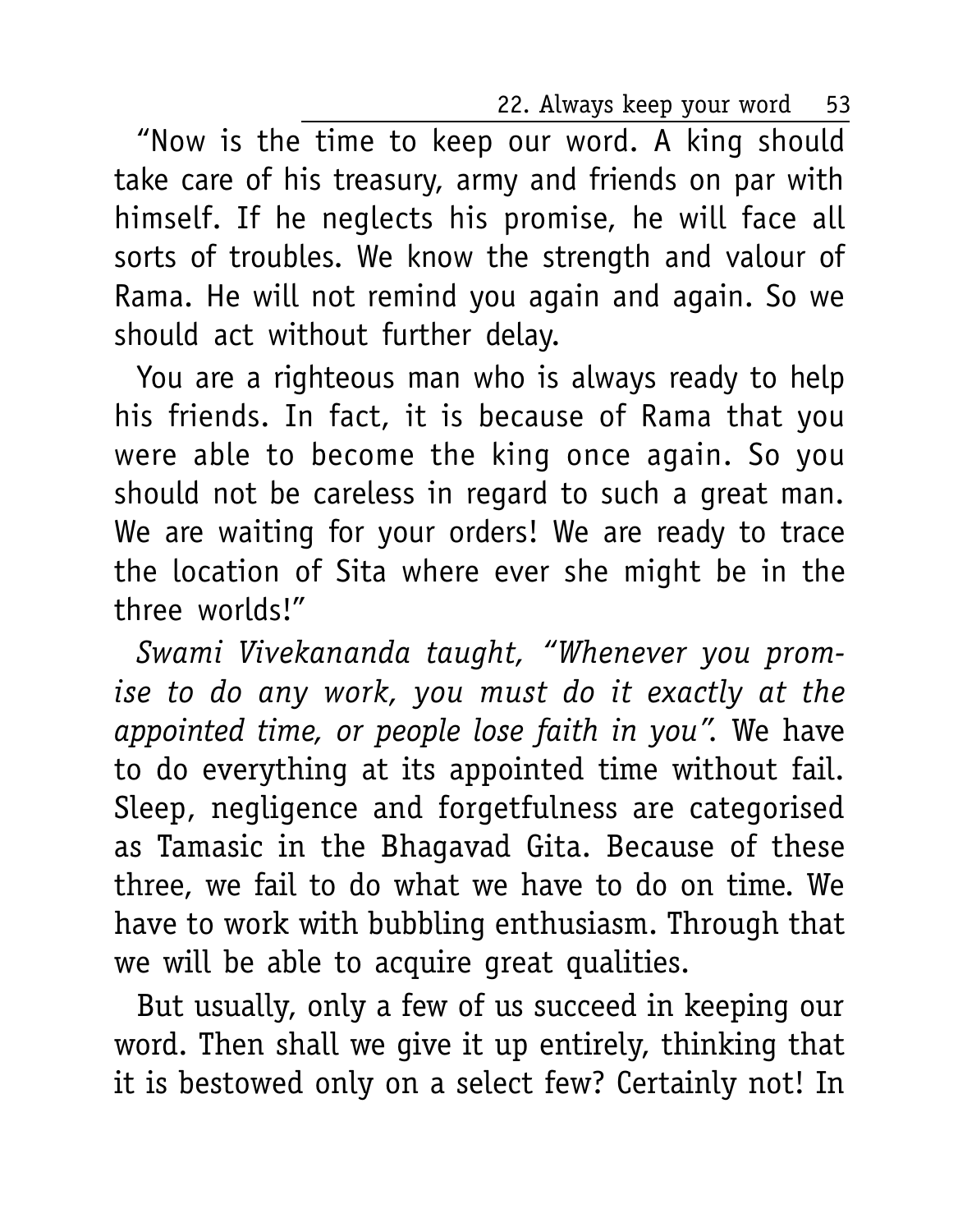"Now is the time to keep our word. A king should take care of his treasury, army and friends on par with himself. If he neglects his promise, he will face all sorts of troubles. We know the strength and valour of Rama. He will not remind you again and again. So we should act without further delay.

You are a righteous man who is always ready to help his friends. In fact, it is because of Rama that you were able to become the king once again. So you should not be careless in regard to such a great man. We are waiting for your orders! We are ready to trace the location of Sita where ever she might be in the three worlds!"

*Swami Vivekananda taught, "Whenever you promise to do any work, you must do it exactly at the appointed time, or people lose faith in you".* We have to do everything at its appointed time without fail. Sleep, negligence and forgetfulness are categorised as Tamasic in the Bhagavad Gita. Because of these three, we fail to do what we have to do on time. We have to work with bubbling enthusiasm. Through that we will be able to acquire great qualities.

But usually, only a few of us succeed in keeping our word. Then shall we give it up entirely, thinking that it is bestowed only on a select few? Certainly not! In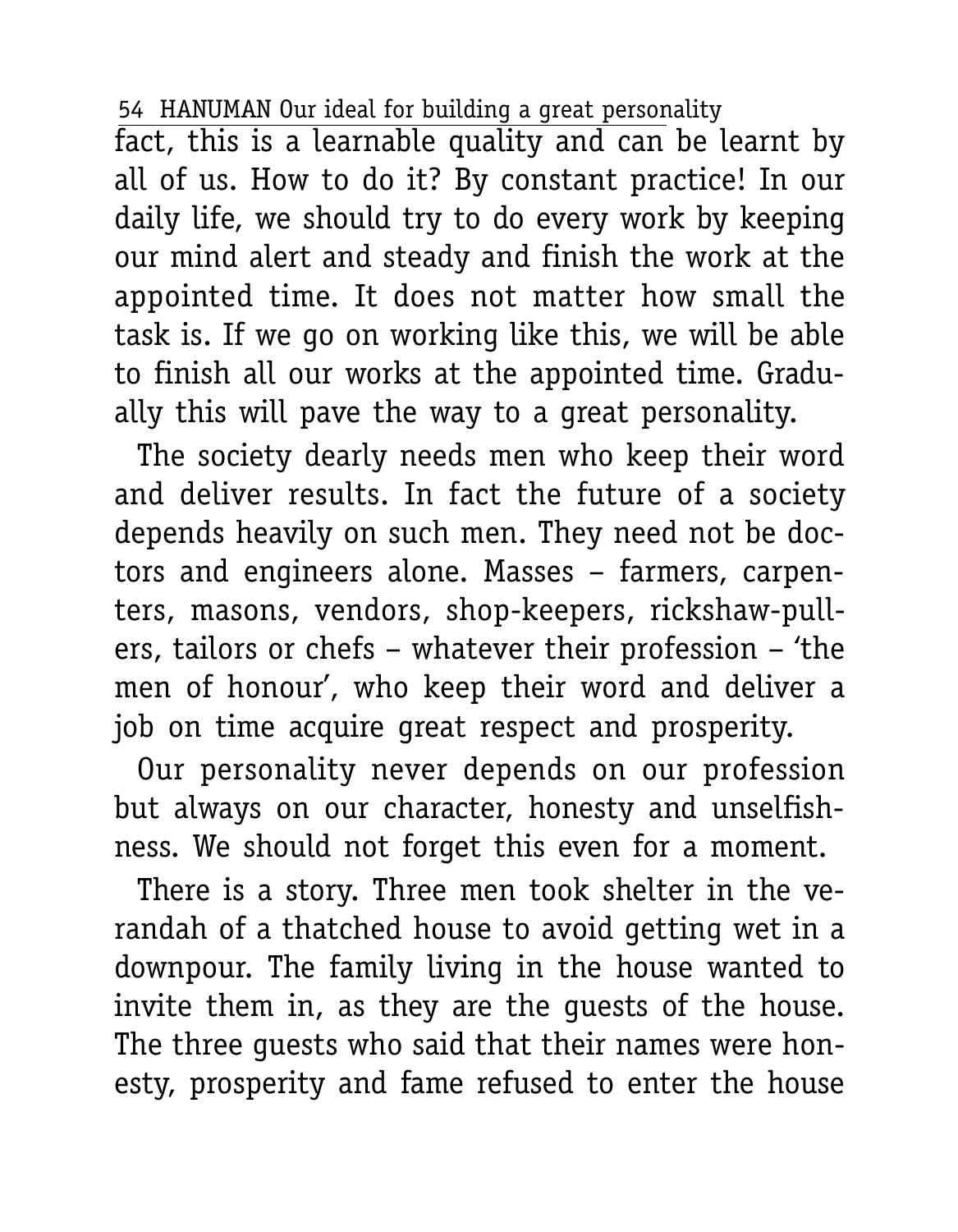fact, this is a learnable quality and can be learnt by all of us. How to do it? By constant practice! In our daily life, we should try to do every work by keeping our mind alert and steady and finish the work at the appointed time. It does not matter how small the task is. If we go on working like this, we will be able to finish all our works at the appointed time. Gradually this will pave the way to a great personality.

The society dearly needs men who keep their word and deliver results. In fact the future of a society depends heavily on such men. They need not be doctors and engineers alone. Masses – farmers, carpenters, masons, vendors, shop-keepers, rickshaw-pullers, tailors or chefs – whatever their profession – 'the men of honour', who keep their word and deliver a job on time acquire great respect and prosperity.

Our personality never depends on our profession but always on our character, honesty and unselfishness. We should not forget this even for a moment.

There is a story. Three men took shelter in the verandah of a thatched house to avoid getting wet in a downpour. The family living in the house wanted to invite them in, as they are the guests of the house. The three guests who said that their names were honesty, prosperity and fame refused to enter the house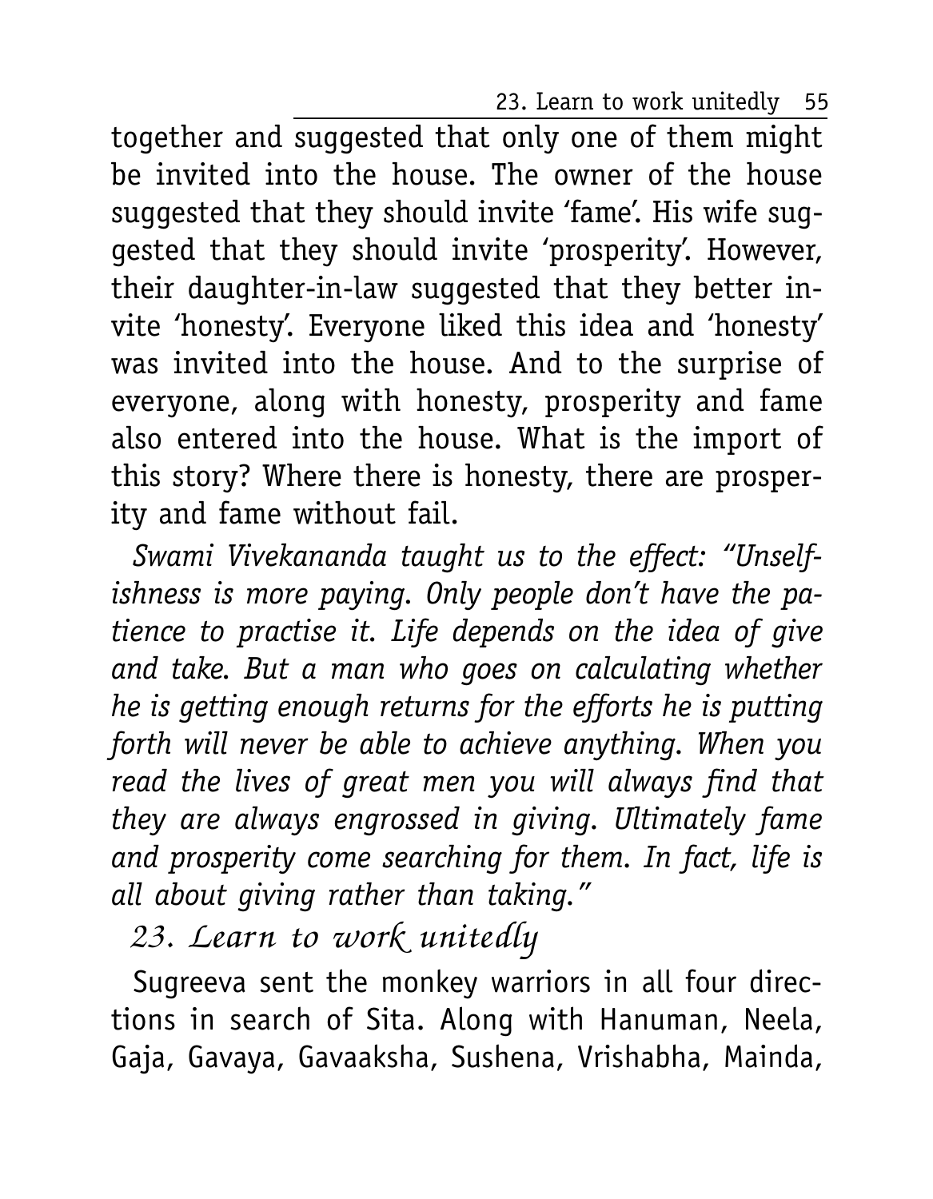together and suggested that only one of them might be invited into the house. The owner of the house suggested that they should invite 'fame'. His wife suggested that they should invite 'prosperity'. However, their daughter-in-law suggested that they better invite 'honesty'. Everyone liked this idea and 'honesty' was invited into the house. And to the surprise of everyone, along with honesty, prosperity and fame also entered into the house. What is the import of this story? Where there is honesty, there are prosperity and fame without fail.

*Swami Vivekananda taught us to the effect: "Unselfishness is more paying. Only people don't have the patience to practise it. Life depends on the idea of give and take. But a man who goes on calculating whether he is getting enough returns for the efforts he is putting forth will never be able to achieve anything. When you read the lives of great men you will always find that they are always engrossed in giving. Ultimately fame and prosperity come searching for them. In fact, life is all about giving rather than taking."*

## 23. Learn to work unitedly

Sugreeva sent the monkey warriors in all four directions in search of Sita. Along with Hanuman, Neela, Gaja, Gavaya, Gavaaksha, Sushena, Vrishabha, Mainda,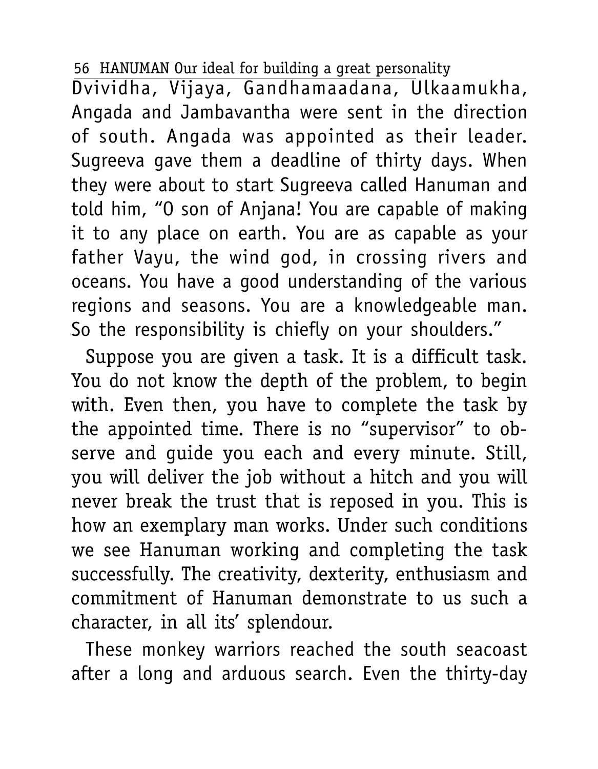Dvividha, Vijaya, Gandhamaadana, Ulkaamukha, Angada and Jambavantha were sent in the direction of south. Angada was appointed as their leader. Sugreeva gave them a deadline of thirty days. When they were about to start Sugreeva called Hanuman and told him, "O son of Anjana! You are capable of making it to any place on earth. You are as capable as your father Vayu, the wind god, in crossing rivers and oceans. You have a good understanding of the various regions and seasons. You are a knowledgeable man. So the responsibility is chiefly on your shoulders."

Suppose you are given a task. It is a difficult task. You do not know the depth of the problem, to begin with. Even then, you have to complete the task by the appointed time. There is no "supervisor" to observe and guide you each and every minute. Still, you will deliver the job without a hitch and you will never break the trust that is reposed in you. This is how an exemplary man works. Under such conditions we see Hanuman working and completing the task successfully. The creativity, dexterity, enthusiasm and commitment of Hanuman demonstrate to us such a character, in all its' splendour.

These monkey warriors reached the south seacoast after a long and arduous search. Even the thirty-day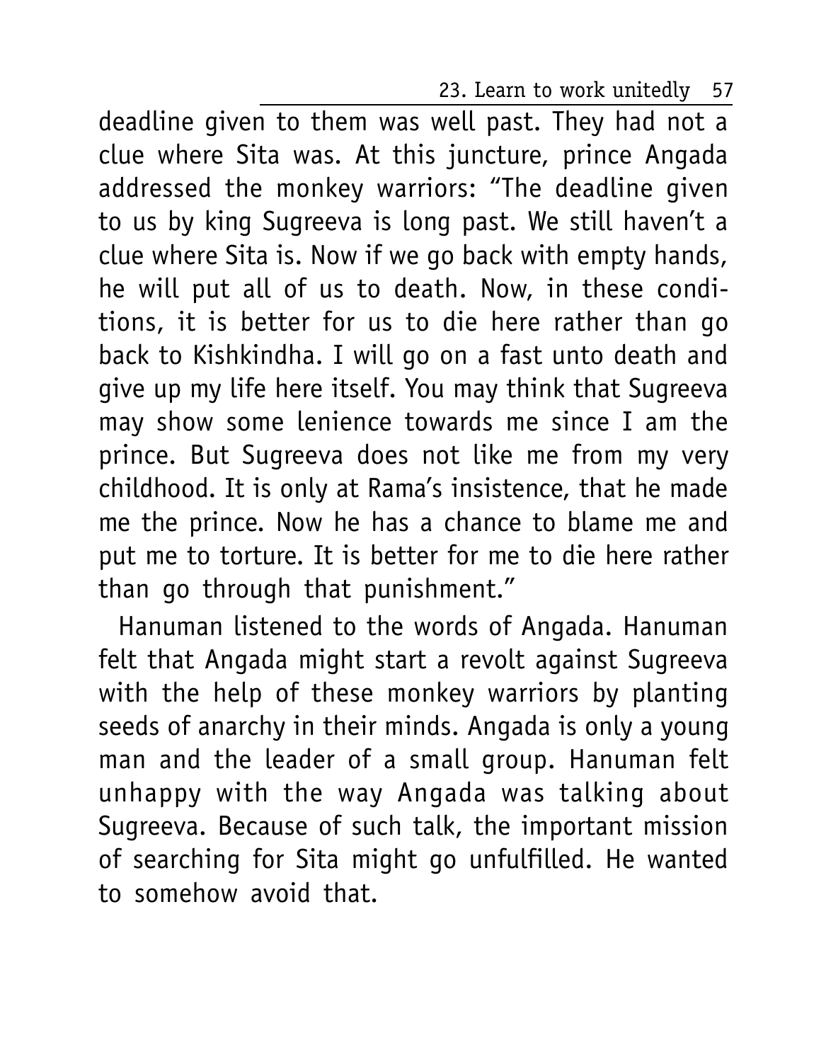deadline given to them was well past. They had not a clue where Sita was. At this juncture, prince Angada addressed the monkey warriors: "The deadline given to us by king Sugreeva is long past. We still haven't a clue where Sita is. Now if we go back with empty hands, he will put all of us to death. Now, in these conditions, it is better for us to die here rather than go back to Kishkindha. I will go on a fast unto death and give up my life here itself. You may think that Sugreeva may show some lenience towards me since I am the prince. But Sugreeva does not like me from my very childhood. It is only at Rama's insistence, that he made me the prince. Now he has a chance to blame me and put me to torture. It is better for me to die here rather than go through that punishment."

Hanuman listened to the words of Angada. Hanuman felt that Angada might start a revolt against Sugreeva with the help of these monkey warriors by planting seeds of anarchy in their minds. Angada is only a young man and the leader of a small group. Hanuman felt unhappy with the way Angada was talking about Sugreeva. Because of such talk, the important mission of searching for Sita might go unfulfilled. He wanted to somehow avoid that.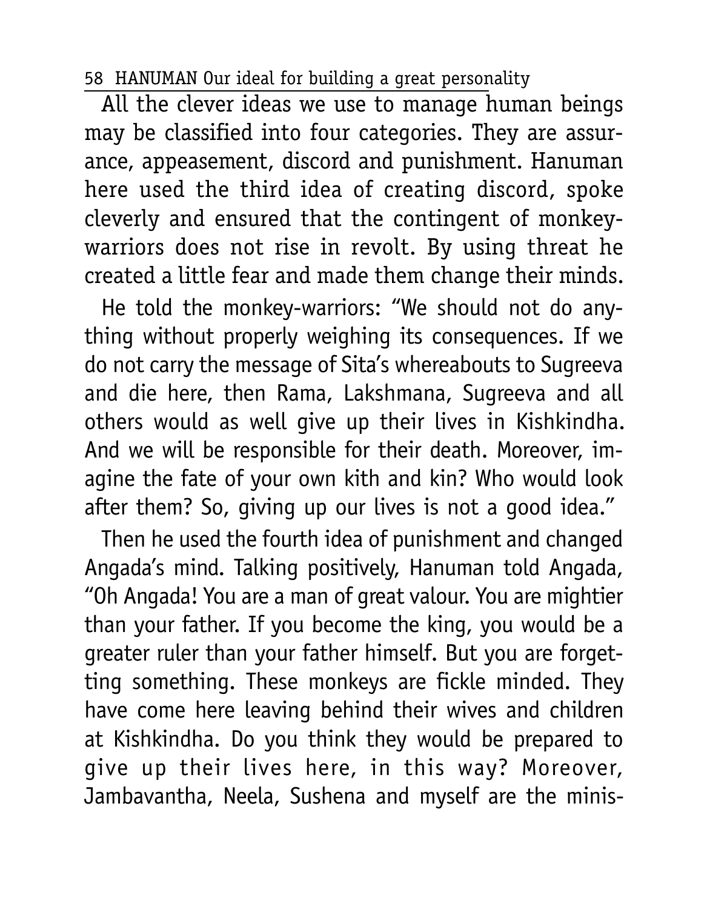All the clever ideas we use to manage human beings may be classified into four categories. They are assurance, appeasement, discord and punishment. Hanuman here used the third idea of creating discord, spoke cleverly and ensured that the contingent of monkey-warriors does not rise in revolt. By using threat he created a little fear and made them change their minds.

He told the monkey-warriors: "We should not do anything without properly weighing its consequences. If we do not carry the message of Sita's whereabouts to Sugreeva and die here, then Rama, Lakshmana, Sugreeva and all others would as well give up their lives in Kishkindha. And we will be responsible for their death. Moreover, imagine the fate of your own kith and kin? Who would look after them? So, giving up our lives is not a good idea."

Then he used the fourth idea of punishment and changed Angada's mind. Talking positively, Hanuman told Angada, "Oh Angada! You are a man of great valour. You are mightier than your father. If you become the king, you would be a greater ruler than your father himself. But you are forgetting something. These monkeys are fickle minded. They have come here leaving behind their wives and children at Kishkindha. Do you think they would be prepared to give up their lives here, in this way? Moreover, Jambavantha, Neela, Sushena and myself are the minis-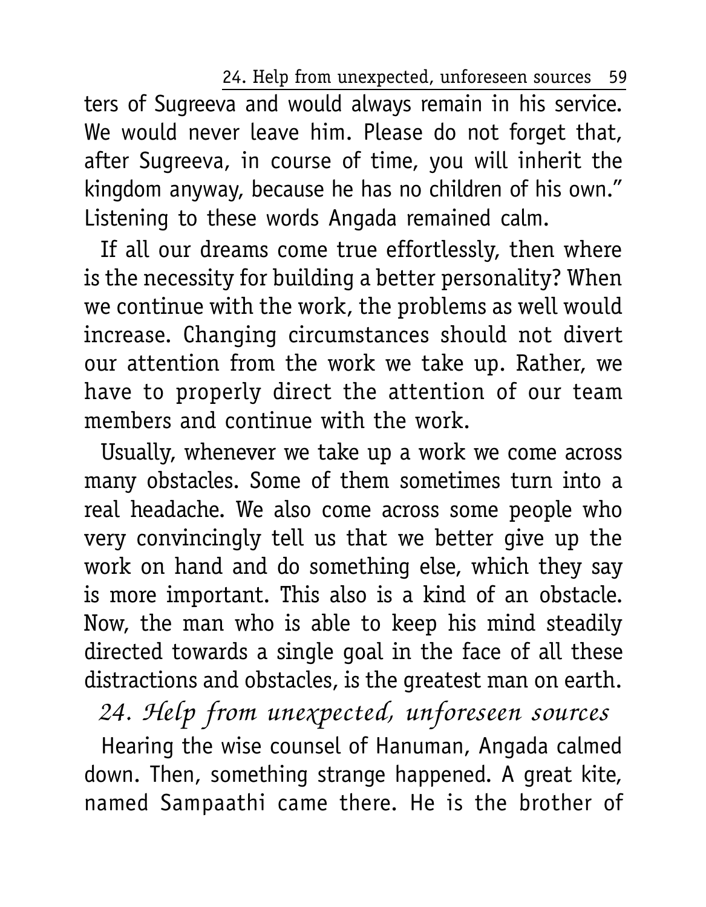ters of Sugreeva and would always remain in his service. We would never leave him. Please do not forget that, after Sugreeva, in course of time, you will inherit the kingdom anyway, because he has no children of his own." Listening to these words Angada remained calm.

If all our dreams come true effortlessly, then where is the necessity for building a better personality? When we continue with the work, the problems as well would increase. Changing circumstances should not divert our attention from the work we take up. Rather, we have to properly direct the attention of our team members and continue with the work.

Usually, whenever we take up a work we come across many obstacles. Some of them sometimes turn into a real headache. We also come across some people who very convincingly tell us that we better give up the work on hand and do something else, which they say is more important. This also is a kind of an obstacle. Now, the man who is able to keep his mind steadily directed towards a single goal in the face of all these distractions and obstacles, is the greatest man on earth.

## *24. Help from unexpected, unforeseen sources*

Hearing the wise counsel of Hanuman, Angada calmed down. Then, something strange happened. A great kite, named Sampaathi came there. He is the brother of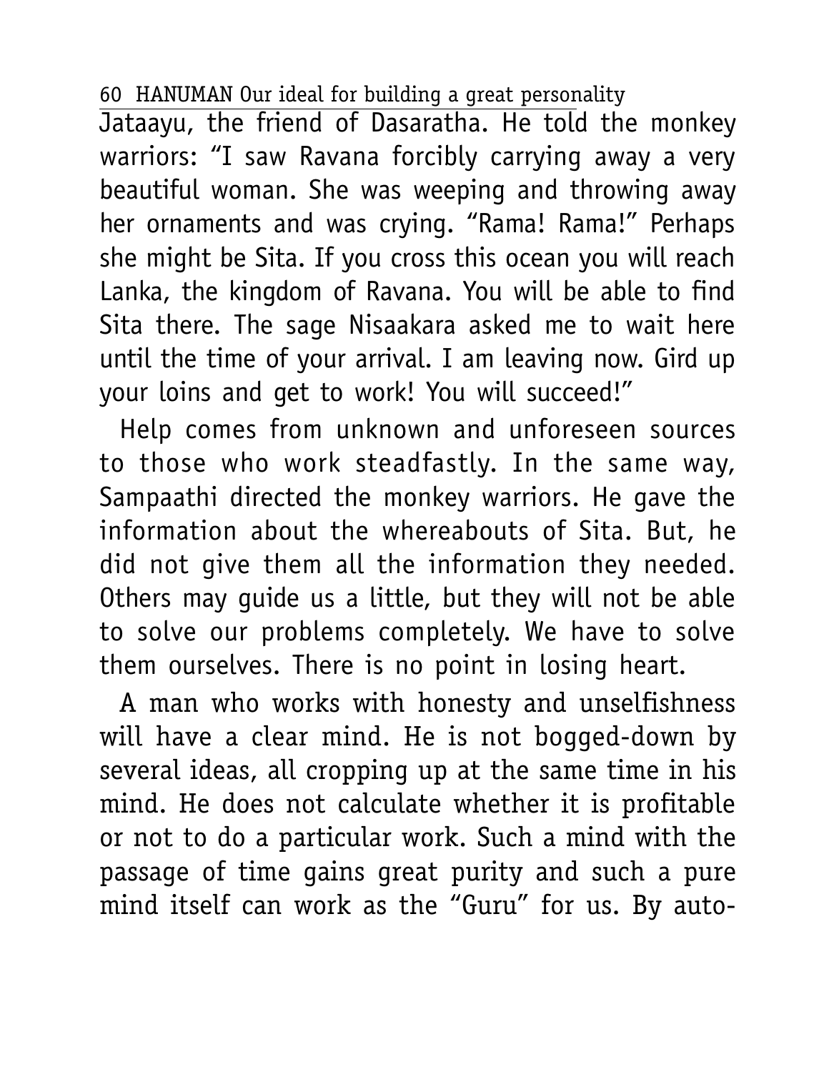Jataayu, the friend of Dasaratha. He told the monkey warriors: "I saw Ravana forcibly carrying away a very beautiful woman. She was weeping and throwing away her ornaments and was crying. "Rama! Rama!" Perhaps she might be Sita. If you cross this ocean you will reach Lanka, the kingdom of Ravana. You will be able to find Sita there. The sage Nisaakara asked me to wait here until the time of your arrival. I am leaving now. Gird up your loins and get to work! You will succeed!"

Help comes from unknown and unforeseen sources to those who work steadfastly. In the same way, Sampaathi directed the monkey warriors. He gave the information about the whereabouts of Sita. But, he did not give them all the information they needed. Others may guide us a little, but they will not be able to solve our problems completely. We have to solve them ourselves. There is no point in losing heart.

A man who works with honesty and unselfishness will have a clear mind. He is not bogged-down by several ideas, all cropping up at the same time in his mind. He does not calculate whether it is profitable or not to do a particular work. Such a mind with the passage of time gains great purity and such a pure mind itself can work as the "Guru" for us. By auto-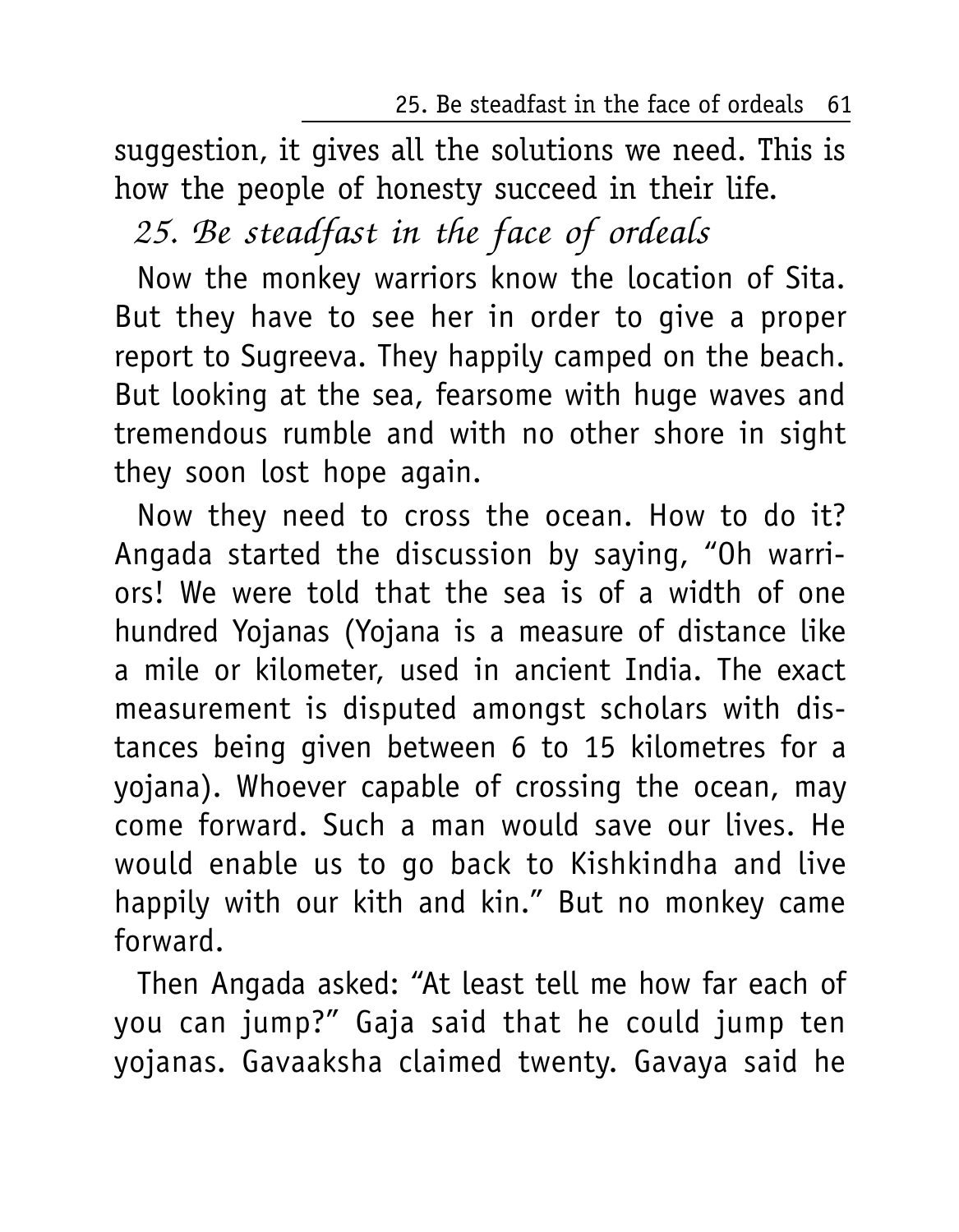suggestion, it gives all the solutions we need. This is how the people of honesty succeed in their life.

## *25. Be steadfast in the face of ordeals*

Now the monkey warriors know the location of Sita. But they have to see her in order to give a proper report to Sugreeva. They happily camped on the beach. But looking at the sea, fearsome with huge waves and tremendous rumble and with no other shore in sight they soon lost hope again.

Now they need to cross the ocean. How to do it? Angada started the discussion by saying, "Oh warriors! We were told that the sea is of a width of one hundred Yojanas (Yojana is a measure of distance like a mile or kilometer, used in ancient India. The exact measurement is disputed amongst scholars with distances being given between 6 to 15 kilometres for a yojana). Whoever capable of crossing the ocean, may come forward. Such a man would save our lives. He would enable us to go back to Kishkindha and live happily with our kith and kin." But no monkey came forward.

Then Angada asked: "At least tell me how far each of you can jump?" Gaja said that he could jump ten yojanas. Gavaaksha claimed twenty. Gavaya said he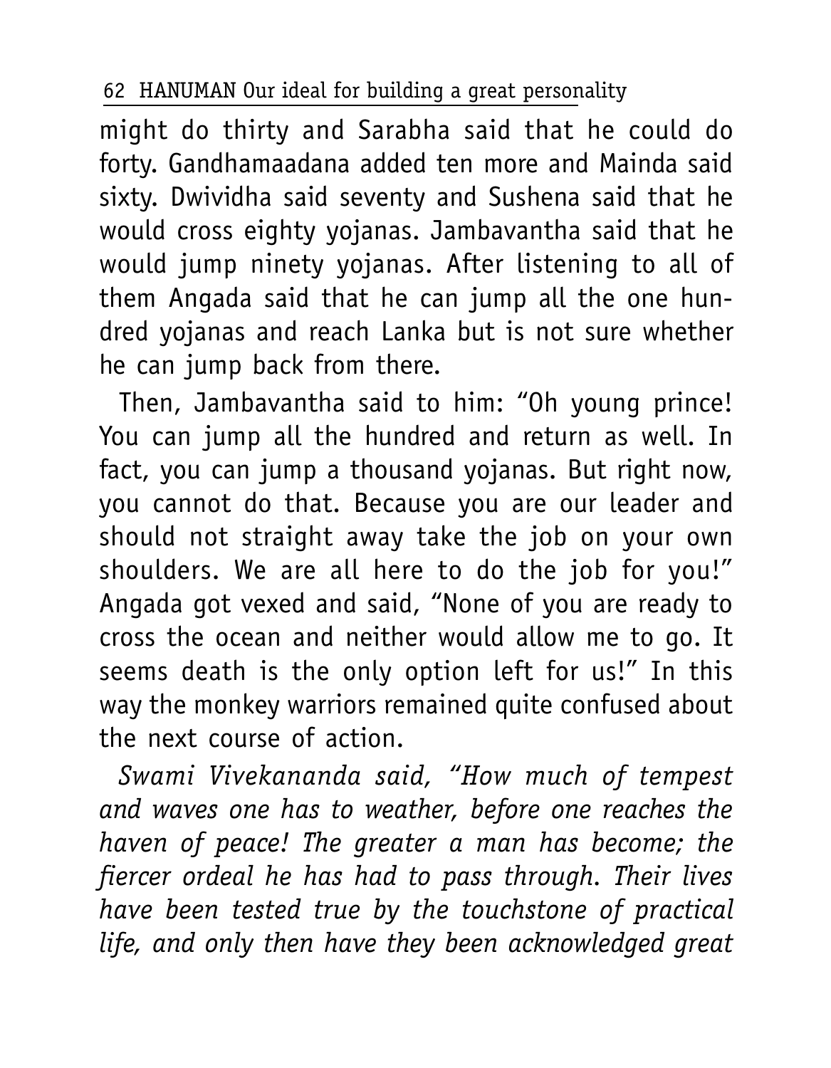might do thirty and Sarabha said that he could do forty. Gandhamaadana added ten more and Mainda said sixty. Dwividha said seventy and Sushena said that he would cross eighty yojanas. Jambavantha said that he would jump ninety yojanas. After listening to all of them Angada said that he can jump all the one hundred yojanas and reach Lanka but is not sure whether he can jump back from there.

Then, Jambavantha said to him: "Oh young prince! You can jump all the hundred and return as well. In fact, you can jump a thousand yojanas. But right now, you cannot do that. Because you are our leader and should not straight away take the job on your own shoulders. We are all here to do the job for you!" Angada got vexed and said, "None of you are ready to cross the ocean and neither would allow me to go. It seems death is the only option left for us!" In this way the monkey warriors remained quite confused about the next course of action.

*Swami Vivekananda said, "How much of tempest and waves one has to weather, before one reaches the haven of peace! The greater a man has become; the fiercer ordeal he has had to pass through. Their lives have been tested true by the touchstone of practical life, and only then have they been acknowledged great*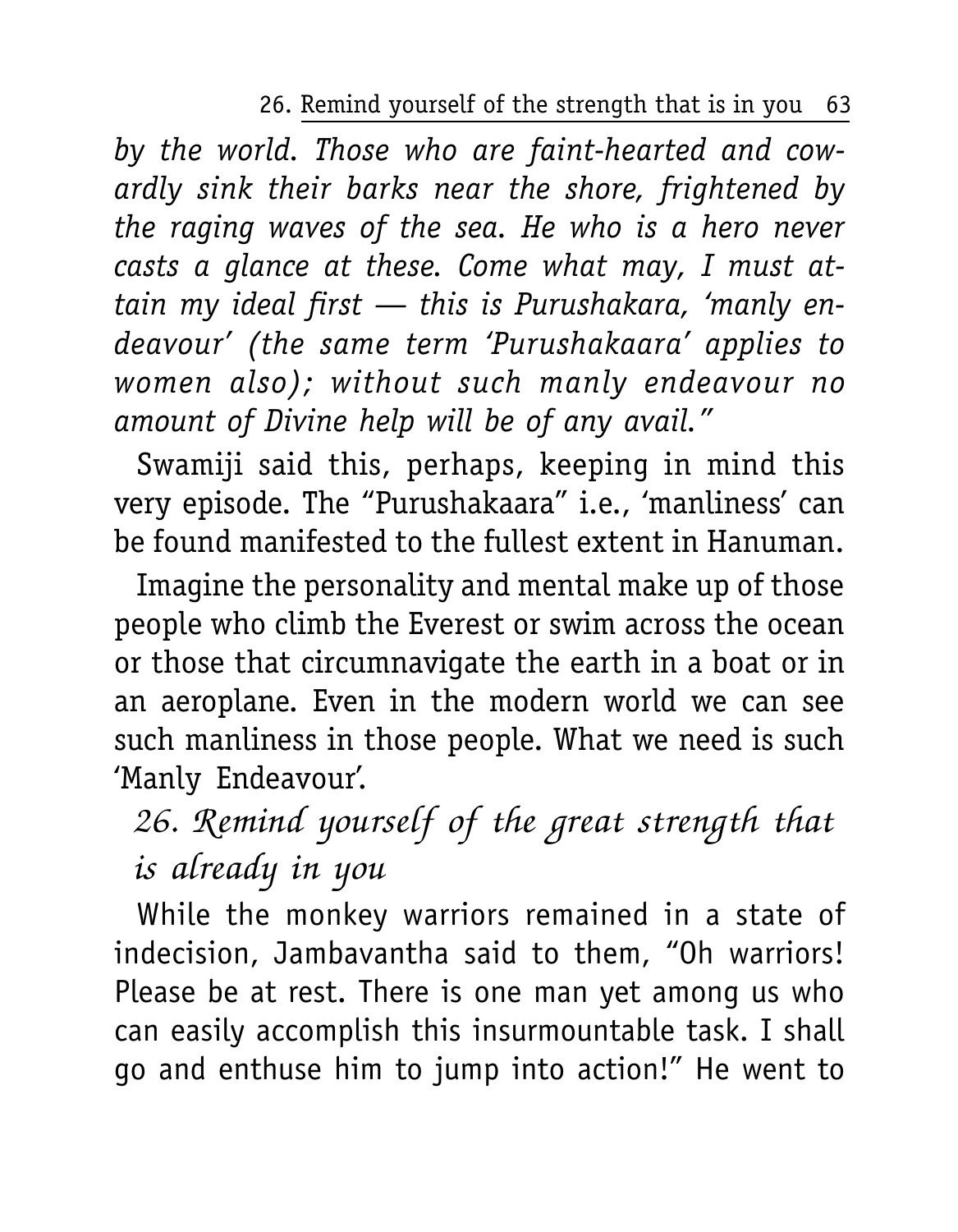*by the world. Those who are faint-hearted and cowardly sink their barks near the shore, frightened by the raging waves of the sea. He who is a hero never casts a glance at these. Come what may, I must attain my ideal first — this is Purushakara, 'manly endeavour' (the same term 'Purushakaara' applies to women also); without such manly endeavour no amount of Divine help will be of any avail."*

Swamiji said this, perhaps, keeping in mind this very episode. The "Purushakaara" i.e., 'manliness' can be found manifested to the fullest extent in Hanuman.

Imagine the personality and mental make up of those people who climb the Everest or swim across the ocean or those that circumnavigate the earth in a boat or in an aeroplane. Even in the modern world we can see such manliness in those people. What we need is such 'Manly Endeavour'.

## *26. Remind yourself of the great strength that is already in you*

While the monkey warriors remained in a state of indecision, Jambavantha said to them, "Oh warriors! Please be at rest. There is one man yet among us who can easily accomplish this insurmountable task. I shall go and enthuse him to jump into action!" He went to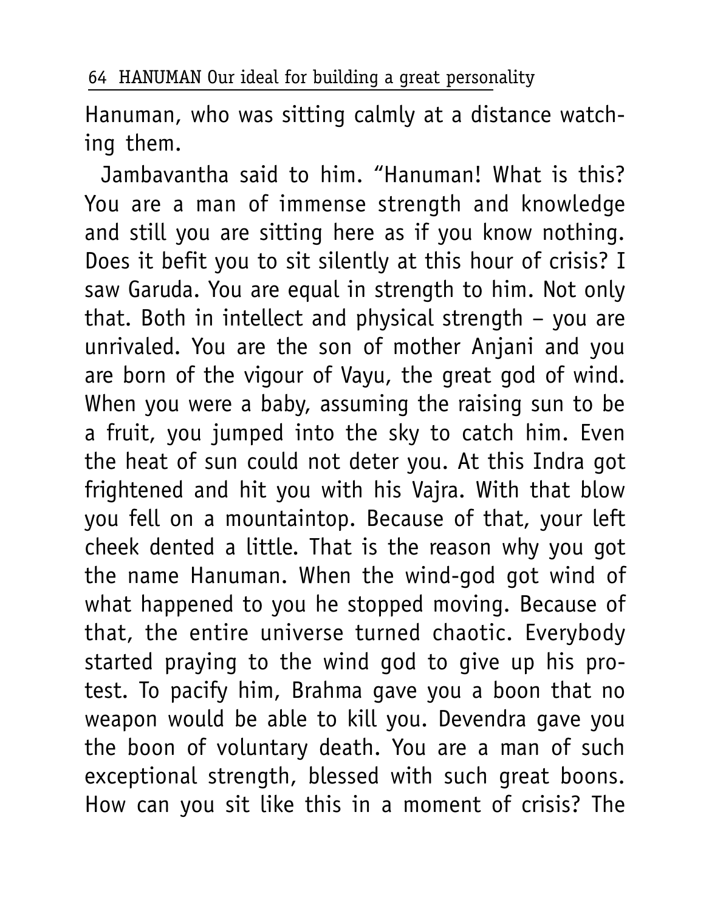Hanuman, who was sitting calmly at a distance watching them.

Jambavantha said to him. "Hanuman! What is this? You are a man of immense strength and knowledge and still you are sitting here as if you know nothing. Does it befit you to sit silently at this hour of crisis? I saw Garuda. You are equal in strength to him. Not only that. Both in intellect and physical strength – you are unrivaled. You are the son of mother Anjani and you are born of the vigour of Vayu, the great god of wind. When you were a baby, assuming the raising sun to be a fruit, you jumped into the sky to catch him. Even the heat of sun could not deter you. At this Indra got frightened and hit you with his Vajra. With that blow you fell on a mountaintop. Because of that, your left cheek dented a little. That is the reason why you got the name Hanuman. When the wind-god got wind of what happened to you he stopped moving. Because of that, the entire universe turned chaotic. Everybody started praying to the wind god to give up his protest. To pacify him, Brahma gave you a boon that no weapon would be able to kill you. Devendra gave you the boon of voluntary death. You are a man of such exceptional strength, blessed with such great boons. How can you sit like this in a moment of crisis? The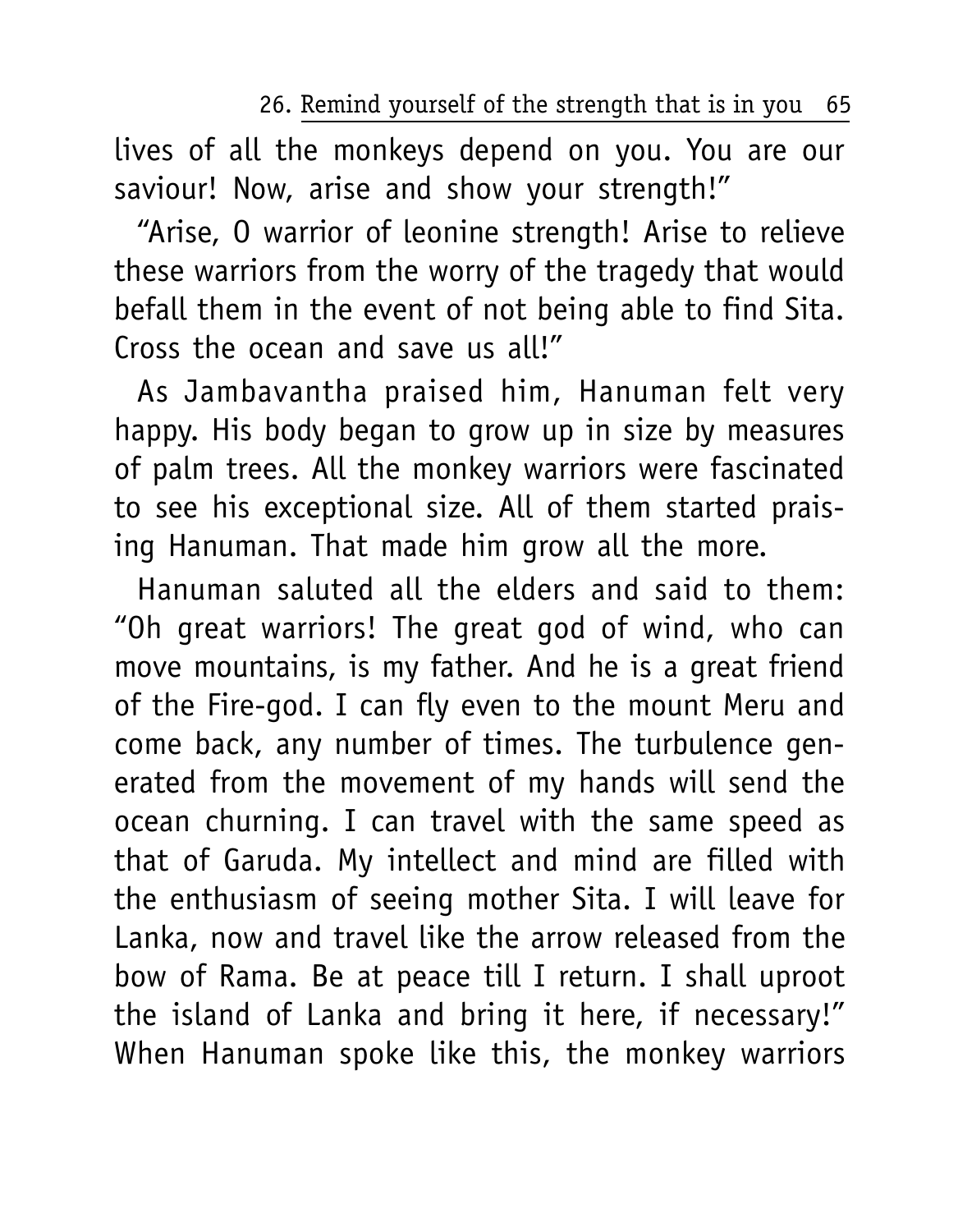lives of all the monkeys depend on you. You are our saviour! Now, arise and show your strength!"

"Arise, O warrior of leonine strength! Arise to relieve these warriors from the worry of the tragedy that would befall them in the event of not being able to find Sita. Cross the ocean and save us all!"

As Jambavantha praised him, Hanuman felt very happy. His body began to grow up in size by measures of palm trees. All the monkey warriors were fascinated to see his exceptional size. All of them started praising Hanuman. That made him grow all the more.

Hanuman saluted all the elders and said to them: "Oh great warriors! The great god of wind, who can move mountains, is my father. And he is a great friend of the Fire-god. I can fly even to the mount Meru and come back, any number of times. The turbulence generated from the movement of my hands will send the ocean churning. I can travel with the same speed as that of Garuda. My intellect and mind are filled with the enthusiasm of seeing mother Sita. I will leave for Lanka, now and travel like the arrow released from the bow of Rama. Be at peace till I return. I shall uproot the island of Lanka and bring it here, if necessary!" When Hanuman spoke like this, the monkey warriors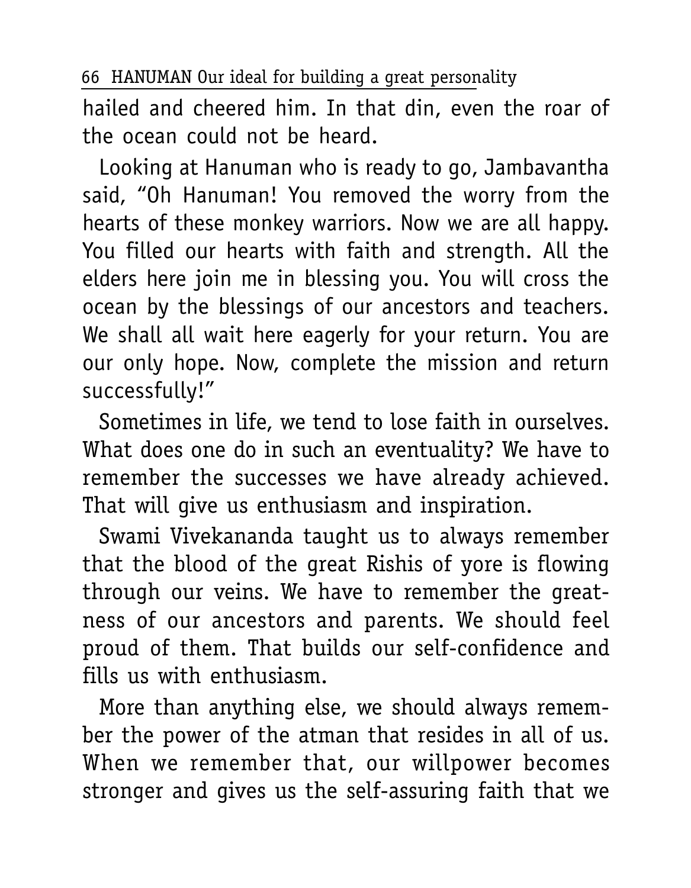hailed and cheered him. In that din, even the roar of the ocean could not be heard.

Looking at Hanuman who is ready to go, Jambavantha said, "Oh Hanuman! You removed the worry from the hearts of these monkey warriors. Now we are all happy. You filled our hearts with faith and strength. All the elders here join me in blessing you. You will cross the ocean by the blessings of our ancestors and teachers. We shall all wait here eagerly for your return. You are our only hope. Now, complete the mission and return successfully!"

Sometimes in life, we tend to lose faith in ourselves. What does one do in such an eventuality? We have to remember the successes we have already achieved. That will give us enthusiasm and inspiration.

Swami Vivekananda taught us to always remember that the blood of the great Rishis of yore is flowing through our veins. We have to remember the greatness of our ancestors and parents. We should feel proud of them. That builds our self-confidence and fills us with enthusiasm.

More than anything else, we should always remember the power of the atman that resides in all of us. When we remember that, our willpower becomes stronger and gives us the self-assuring faith that we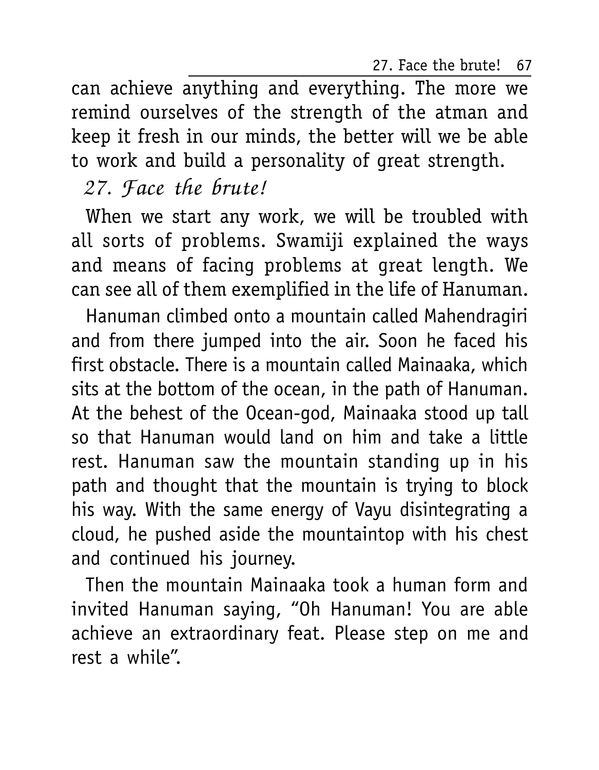can achieve anything and everything. The more we remind ourselves of the strength of the atman and keep it fresh in our minds, the better will we be able to work and build a personality of great strength.

## *27. Face the brute!*

When we start any work, we will be troubled with all sorts of problems. Swamiji explained the ways and means of facing problems at great length. We can see all of them exemplified in the life of Hanuman.

Hanuman climbed onto a mountain called Mahendragiri and from there jumped into the air. Soon he faced his first obstacle. There is a mountain called Mainaaka, which sits at the bottom of the ocean, in the path of Hanuman. At the behest of the Ocean-god, Mainaaka stood up tall so that Hanuman would land on him and take a little rest. Hanuman saw the mountain standing up in his path and thought that the mountain is trying to block his way. With the same energy of Vayu disintegrating a cloud, he pushed aside the mountaintop with his chest and continued his journey.

Then the mountain Mainaaka took a human form and invited Hanuman saying, "Oh Hanuman! You are able achieve an extraordinary feat. Please step on me and rest a while".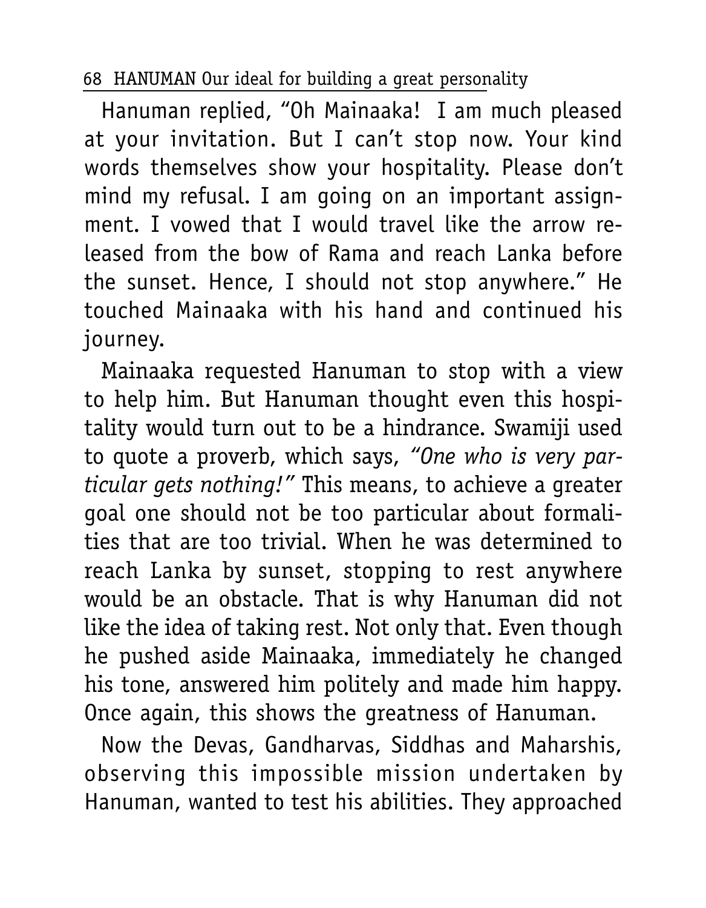Hanuman replied, "Oh Mainaaka! I am much pleased at your invitation. But I can't stop now. Your kind words themselves show your hospitality. Please don't mind my refusal. I am going on an important assignment. I vowed that I would travel like the arrow released from the bow of Rama and reach Lanka before the sunset. Hence, I should not stop anywhere." He touched Mainaaka with his hand and continued his journey.

Mainaaka requested Hanuman to stop with a view to help him. But Hanuman thought even this hospitality would turn out to be a hindrance. Swamiji used to quote a proverb, which says, *"One who is very particular gets nothing!"* This means, to achieve a greater goal one should not be too particular about formalities that are too trivial. When he was determined to reach Lanka by sunset, stopping to rest anywhere would be an obstacle. That is why Hanuman did not like the idea of taking rest. Not only that. Even though he pushed aside Mainaaka, immediately he changed his tone, answered him politely and made him happy. Once again, this shows the greatness of Hanuman.

Now the Devas, Gandharvas, Siddhas and Maharshis, observing this impossible mission undertaken by Hanuman, wanted to test his abilities. They approached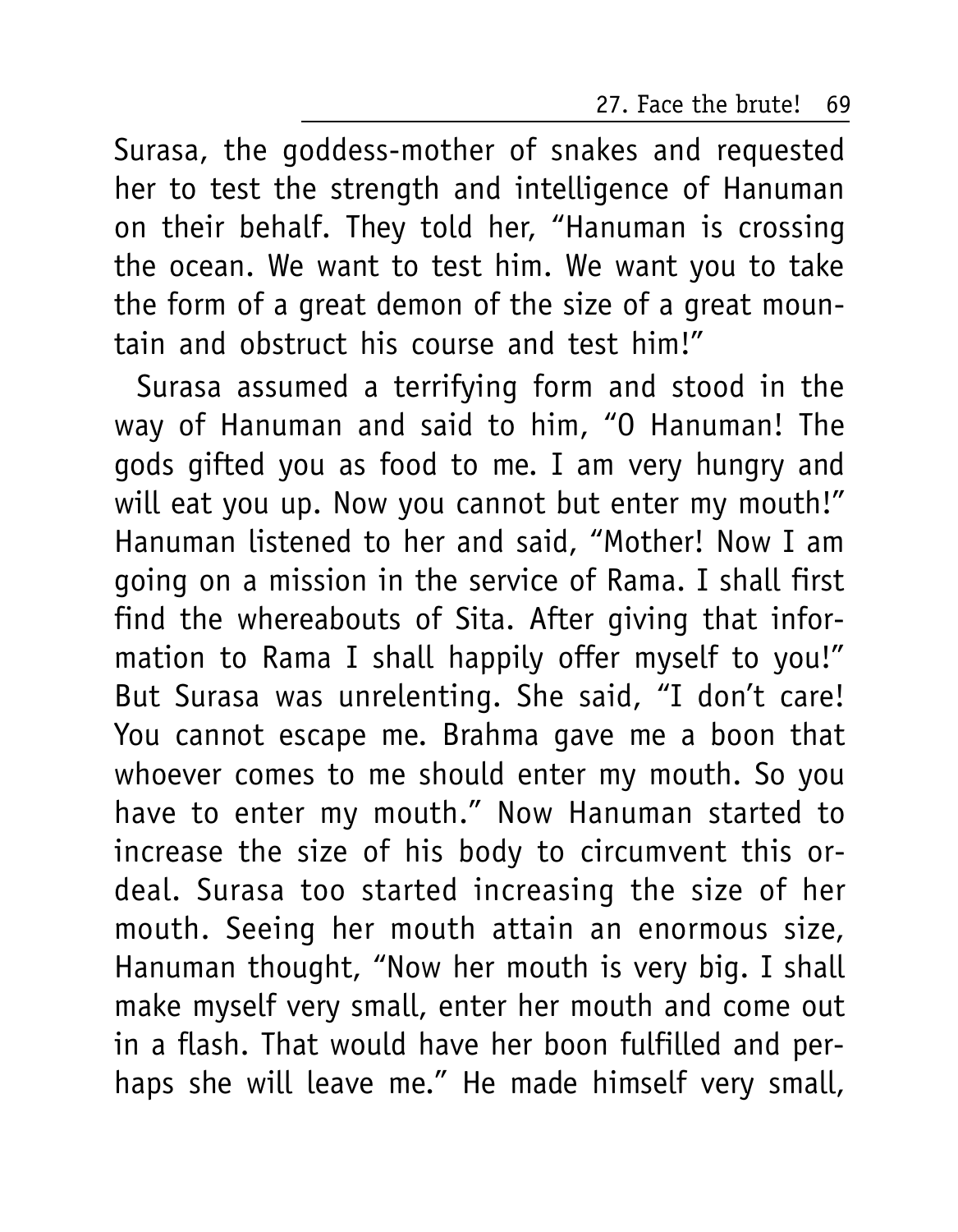Surasa, the goddess-mother of snakes and requested her to test the strength and intelligence of Hanuman on their behalf. They told her, "Hanuman is crossing the ocean. We want to test him. We want you to take the form of a great demon of the size of a great mountain and obstruct his course and test him!"

Surasa assumed a terrifying form and stood in the way of Hanuman and said to him, "O Hanuman! The gods gifted you as food to me. I am very hungry and will eat you up. Now you cannot but enter my mouth!" Hanuman listened to her and said, "Mother! Now I am going on a mission in the service of Rama. I shall first find the whereabouts of Sita. After giving that information to Rama I shall happily offer myself to you!" But Surasa was unrelenting. She said, "I don't care! You cannot escape me. Brahma gave me a boon that whoever comes to me should enter my mouth. So you have to enter my mouth." Now Hanuman started to increase the size of his body to circumvent this ordeal. Surasa too started increasing the size of her mouth. Seeing her mouth attain an enormous size, Hanuman thought, "Now her mouth is very big. I shall make myself very small, enter her mouth and come out in a flash. That would have her boon fulfilled and perhaps she will leave me." He made himself very small,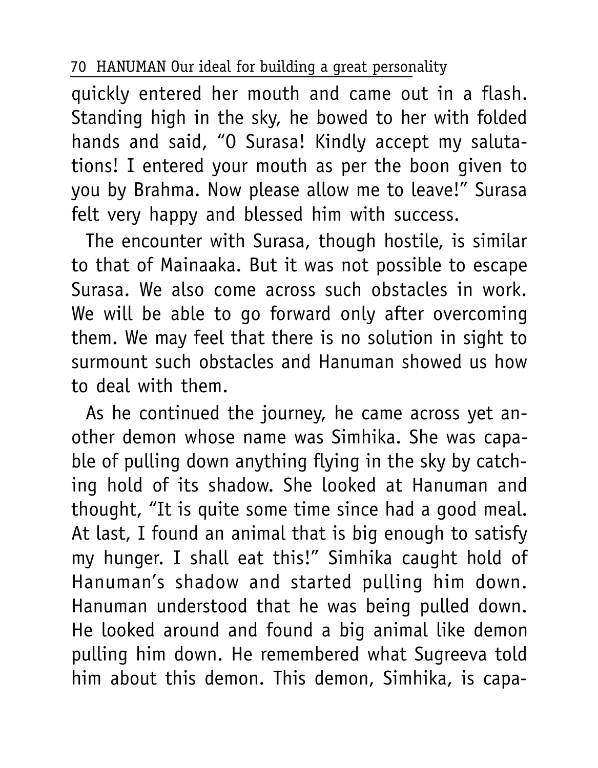quickly entered her mouth and came out in a flash. Standing high in the sky, he bowed to her with folded hands and said, "O Surasa! Kindly accept my salutations! I entered your mouth as per the boon given to you by Brahma. Now please allow me to leave!" Surasa felt very happy and blessed him with success.

The encounter with Surasa, though hostile, is similar to that of Mainaaka. But it was not possible to escape Surasa. We also come across such obstacles in work. We will be able to go forward only after overcoming them. We may feel that there is no solution in sight to surmount such obstacles and Hanuman showed us how to deal with them.

As he continued the journey, he came across yet another demon whose name was Simhika. She was capable of pulling down anything flying in the sky by catching hold of its shadow. She looked at Hanuman and thought, "It is quite some time since had a good meal. At last, I found an animal that is big enough to satisfy my hunger. I shall eat this!" Simhika caught hold of Hanuman's shadow and started pulling him down. Hanuman understood that he was being pulled down. He looked around and found a big animal like demon pulling him down. He remembered what Sugreeva told him about this demon. This demon, Simhika, is capa-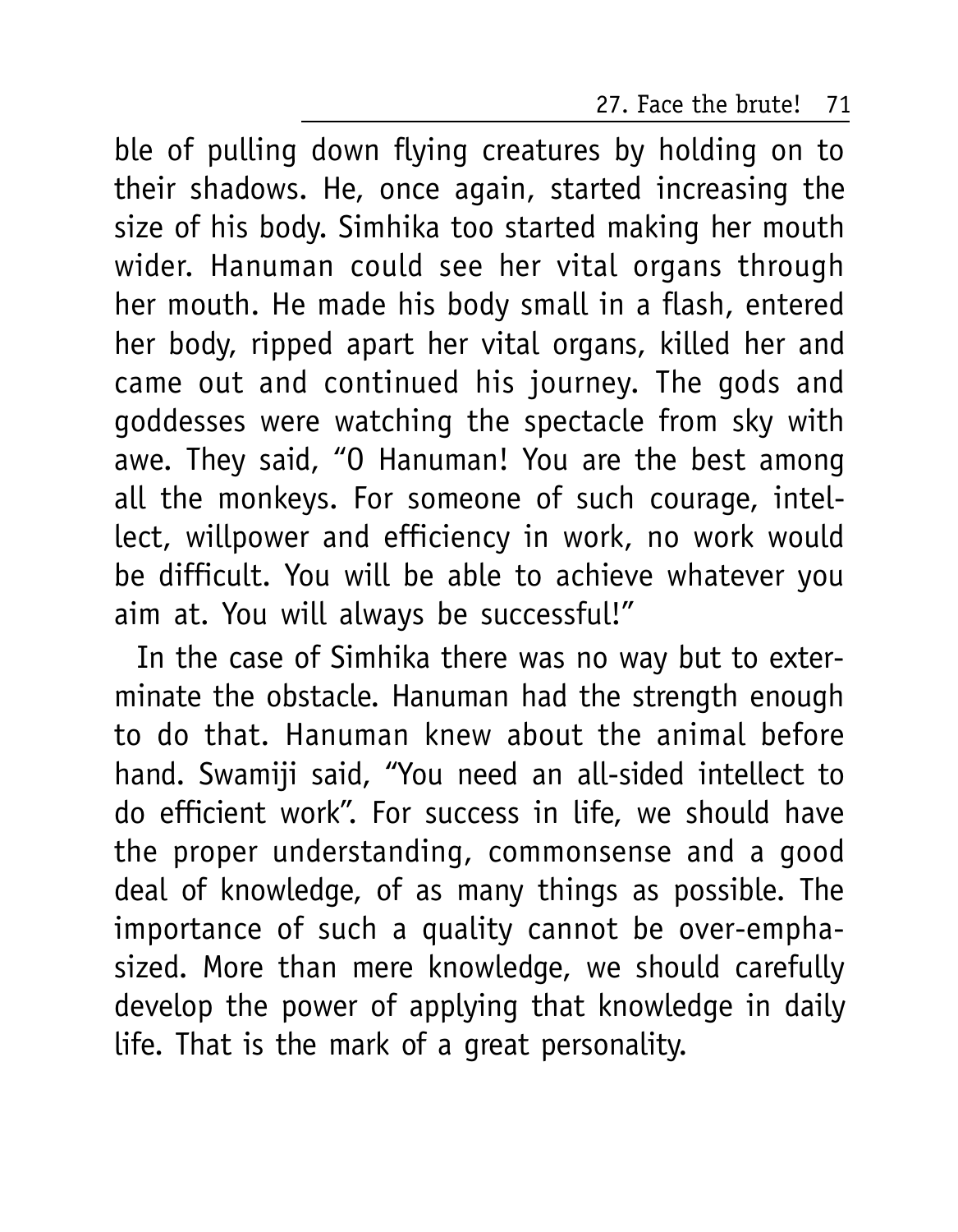ble of pulling down flying creatures by holding on to their shadows. He, once again, started increasing the size of his body. Simhika too started making her mouth wider. Hanuman could see her vital organs through her mouth. He made his body small in a flash, entered her body, ripped apart her vital organs, killed her and came out and continued his journey. The gods and goddesses were watching the spectacle from sky with awe. They said, "O Hanuman! You are the best among all the monkeys. For someone of such courage, intellect, willpower and efficiency in work, no work would be difficult. You will be able to achieve whatever you aim at. You will always be successful!"

In the case of Simhika there was no way but to exterminate the obstacle. Hanuman had the strength enough to do that. Hanuman knew about the animal before hand. Swamiji said, "You need an all-sided intellect to do efficient work". For success in life, we should have the proper understanding, commonsense and a good deal of knowledge, of as many things as possible. The importance of such a quality cannot be over-emphasized. More than mere knowledge, we should carefully develop the power of applying that knowledge in daily life. That is the mark of a great personality.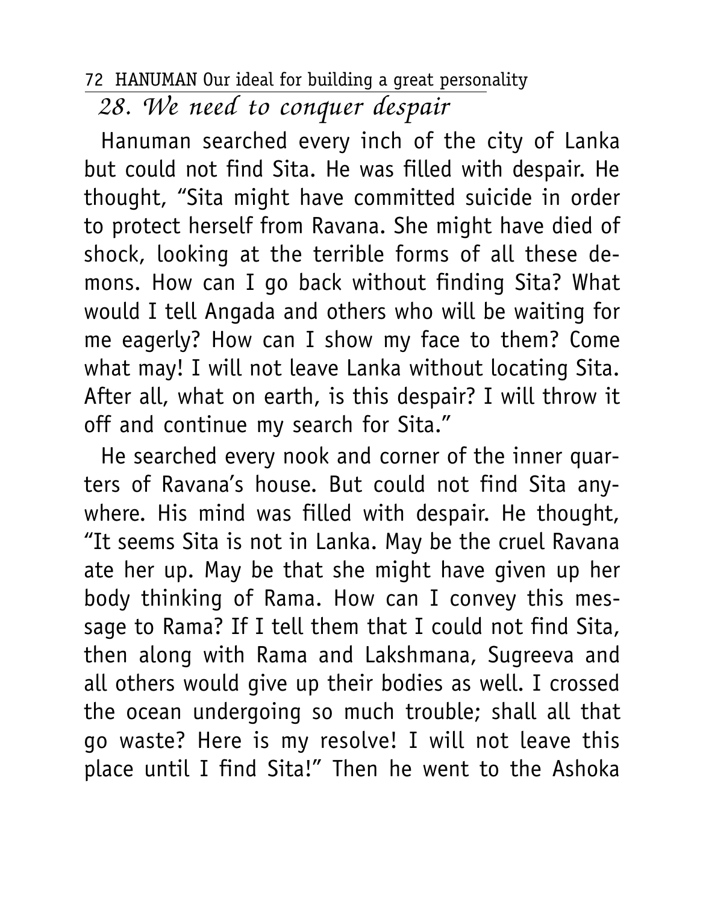## *28. We need to conquer despair*

Hanuman searched every inch of the city of Lanka but could not find Sita. He was filled with despair. He thought, "Sita might have committed suicide in order to protect herself from Ravana. She might have died of shock, looking at the terrible forms of all these demons. How can I go back without finding Sita? What would I tell Angada and others who will be waiting for me eagerly? How can I show my face to them? Come what may! I will not leave Lanka without locating Sita. After all, what on earth, is this despair? I will throw it off and continue my search for Sita."

He searched every nook and corner of the inner quarters of Ravana's house. But could not find Sita anywhere. His mind was filled with despair. He thought, "It seems Sita is not in Lanka. May be the cruel Ravana ate her up. May be that she might have given up her body thinking of Rama. How can I convey this message to Rama? If I tell them that I could not find Sita, then along with Rama and Lakshmana, Sugreeva and all others would give up their bodies as well. I crossed the ocean undergoing so much trouble; shall all that go waste? Here is my resolve! I will not leave this place until I find Sita!" Then he went to the Ashoka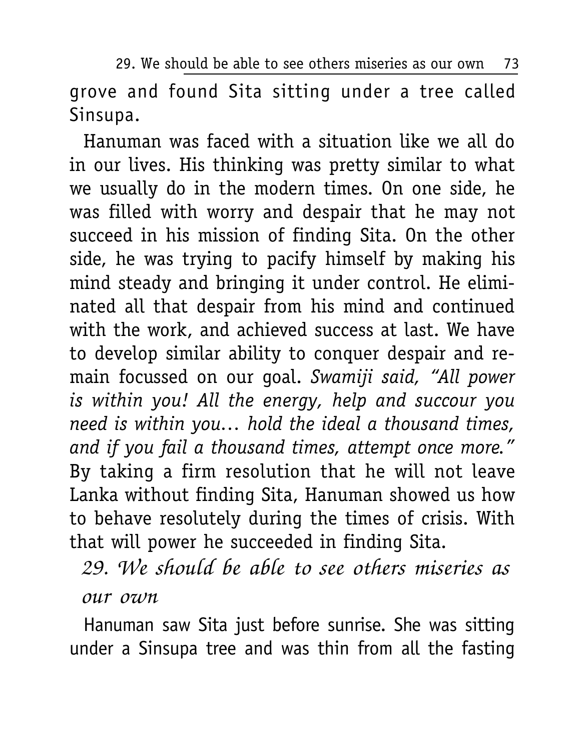grove and found Sita sitting under a tree called Sinsupa.

Hanuman was faced with a situation like we all do in our lives. His thinking was pretty similar to what we usually do in the modern times. On one side, he was filled with worry and despair that he may not succeed in his mission of finding Sita. On the other side, he was trying to pacify himself by making his mind steady and bringing it under control. He eliminated all that despair from his mind and continued with the work, and achieved success at last. We have to develop similar ability to conquer despair and remain focussed on our goal. *Swamiji said, "All power is within you! All the energy, help and succour you need is within you... hold the ideal a thousand times, and if you fail a thousand times, attempt once more."* By taking a firm resolution that he will not leave Lanka without finding Sita, Hanuman showed us how to behave resolutely during the times of crisis. With that will power he succeeded in finding Sita.

## *29. We should be able to see others miseries as our own*

Hanuman saw Sita just before sunrise. She was sitting under a Sinsupa tree and was thin from all the fasting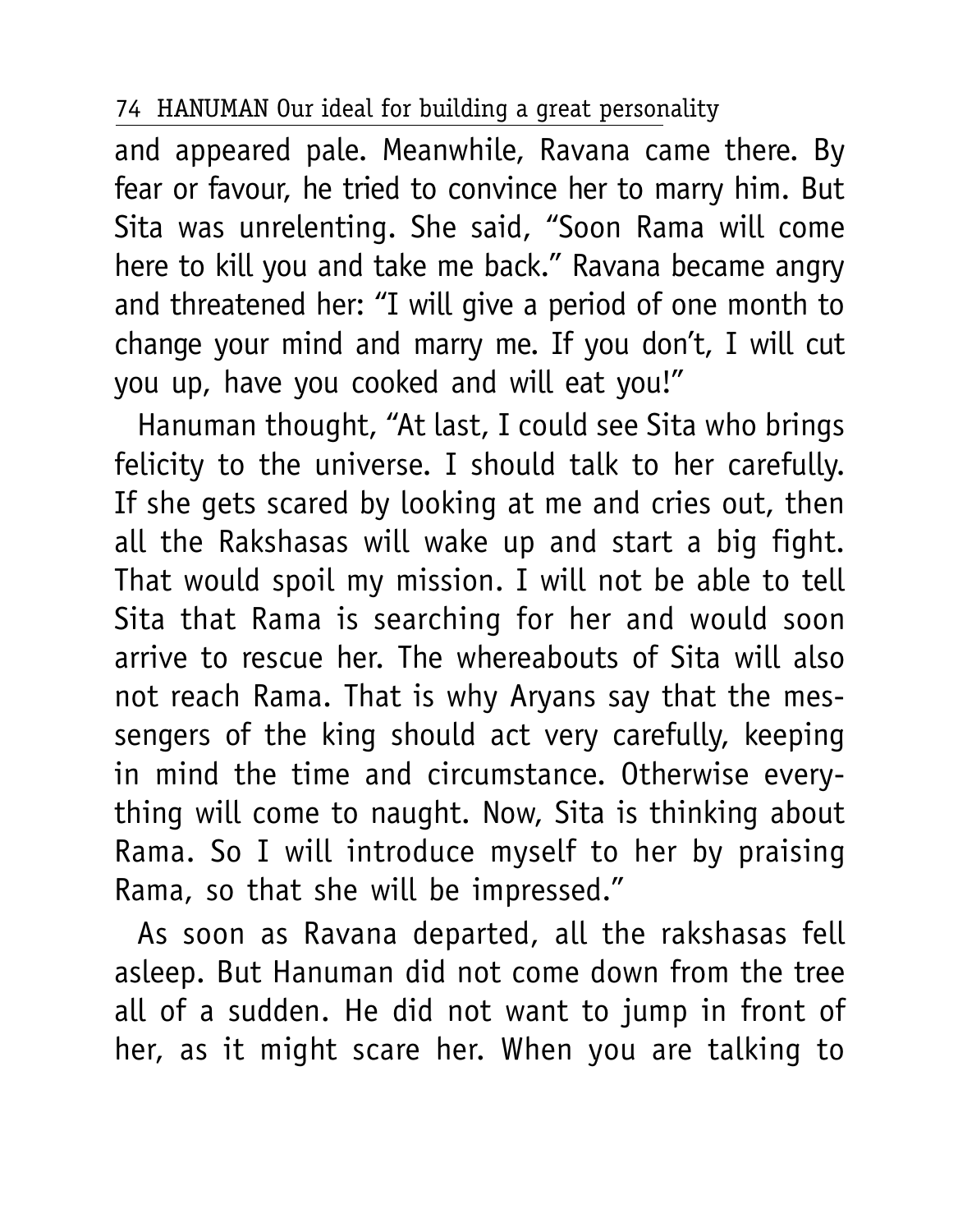and appeared pale. Meanwhile, Ravana came there. By fear or favour, he tried to convince her to marry him. But Sita was unrelenting. She said, "Soon Rama will come here to kill you and take me back." Ravana became angry and threatened her: "I will give a period of one month to change your mind and marry me. If you don't, I will cut you up, have you cooked and will eat you!"

Hanuman thought, "At last, I could see Sita who brings felicity to the universe. I should talk to her carefully. If she gets scared by looking at me and cries out, then all the Rakshasas will wake up and start a big fight. That would spoil my mission. I will not be able to tell Sita that Rama is searching for her and would soon arrive to rescue her. The whereabouts of Sita will also not reach Rama. That is why Aryans say that the messengers of the king should act very carefully, keeping in mind the time and circumstance. Otherwise everything will come to naught. Now, Sita is thinking about Rama. So I will introduce myself to her by praising Rama, so that she will be impressed."

As soon as Ravana departed, all the rakshasas fell asleep. But Hanuman did not come down from the tree all of a sudden. He did not want to jump in front of her, as it might scare her. When you are talking to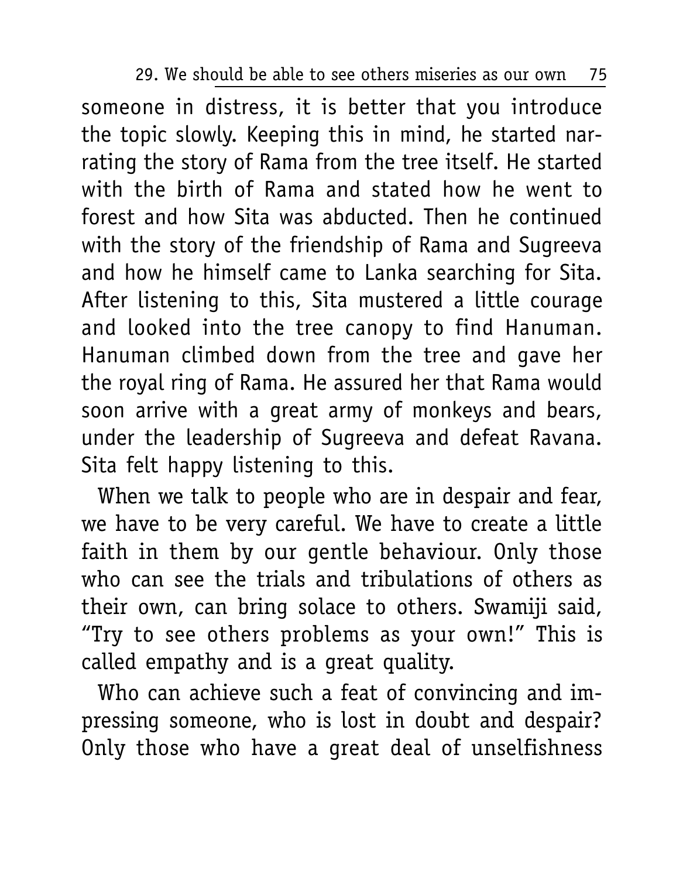someone in distress, it is better that you introduce the topic slowly. Keeping this in mind, he started narrating the story of Rama from the tree itself. He started with the birth of Rama and stated how he went to forest and how Sita was abducted. Then he continued with the story of the friendship of Rama and Sugreeva and how he himself came to Lanka searching for Sita. After listening to this, Sita mustered a little courage and looked into the tree canopy to find Hanuman. Hanuman climbed down from the tree and gave her the royal ring of Rama. He assured her that Rama would soon arrive with a great army of monkeys and bears, under the leadership of Sugreeva and defeat Ravana. Sita felt happy listening to this.

When we talk to people who are in despair and fear, we have to be very careful. We have to create a little faith in them by our gentle behaviour. Only those who can see the trials and tribulations of others as their own, can bring solace to others. Swamiji said, "Try to see others problems as your own!" This is called empathy and is a great quality.

Who can achieve such a feat of convincing and impressing someone, who is lost in doubt and despair? Only those who have a great deal of unselfishness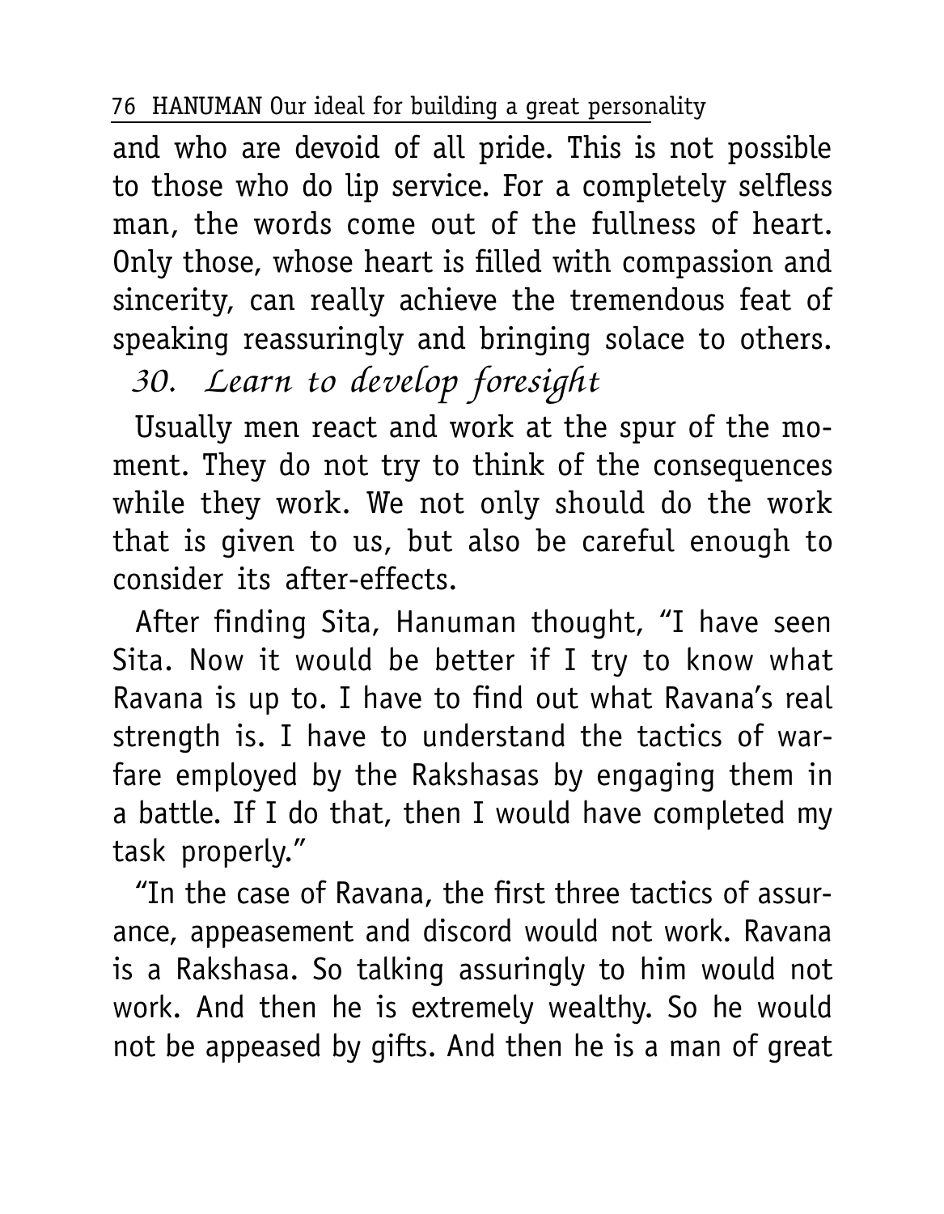and who are devoid of all pride. This is not possible to those who do lip service. For a completely selfless man, the words come out of the fullness of heart. Only those, whose heart is filled with compassion and sincerity, can really achieve the tremendous feat of speaking reassuringly and bringing solace to others.

## *30. Learn to develop foresight*

Usually men react and work at the spur of the moment. They do not try to think of the consequences while they work. We not only should do the work that is given to us, but also be careful enough to consider its after-effects.

After finding Sita, Hanuman thought, "I have seen Sita. Now it would be better if I try to know what Ravana is up to. I have to find out what Ravana's real strength is. I have to understand the tactics of warfare employed by the Rakshasas by engaging them in a battle. If I do that, then I would have completed my task properly."

"In the case of Ravana, the first three tactics of assurance, appeasement and discord would not work. Ravana is a Rakshasa. So talking assuringly to him would not work. And then he is extremely wealthy. So he would not be appeased by gifts. And then he is a man of great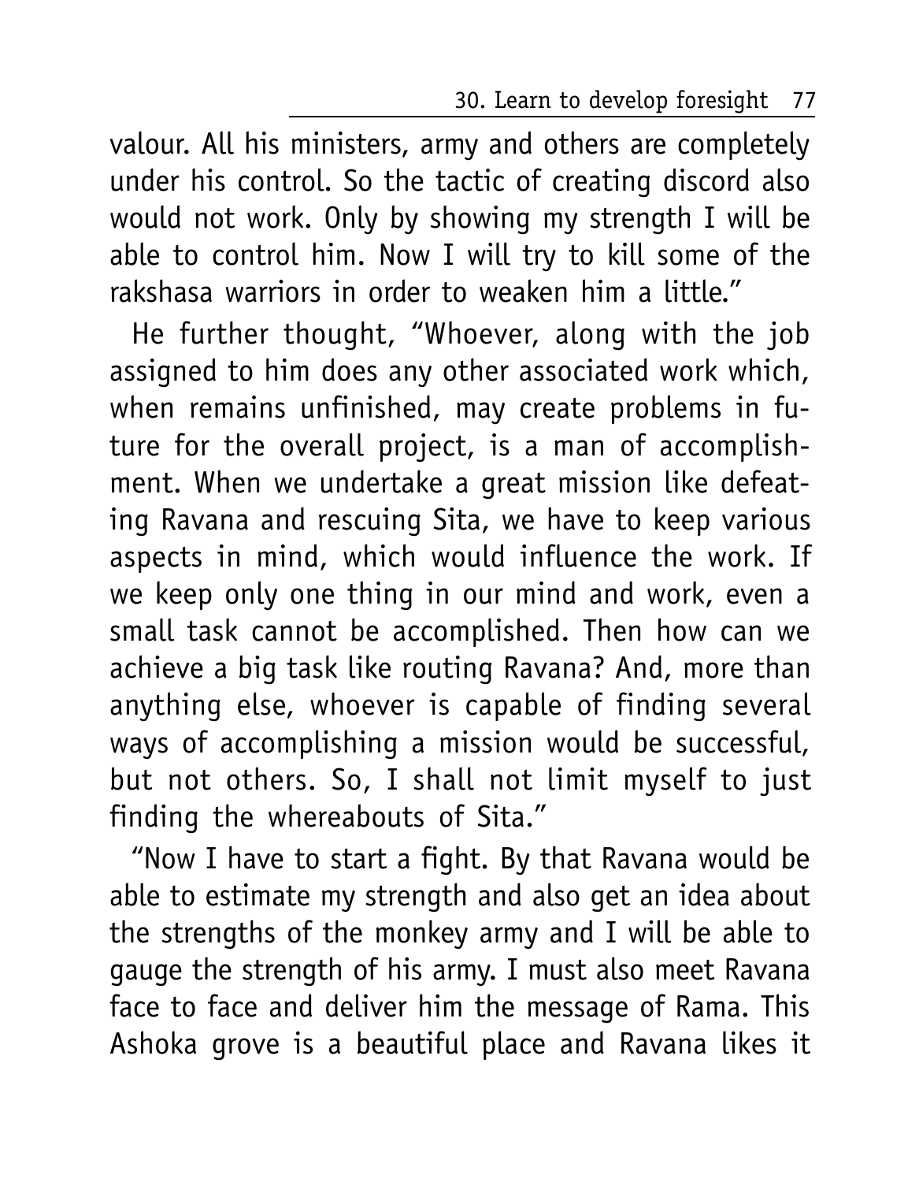valour. All his ministers, army and others are completely under his control. So the tactic of creating discord also would not work. Only by showing my strength I will be able to control him. Now I will try to kill some of the rakshasa warriors in order to weaken him a little."

He further thought, "Whoever, along with the job assigned to him does any other associated work which, when remains unfinished, may create problems in future for the overall project, is a man of accomplishment. When we undertake a great mission like defeating Ravana and rescuing Sita, we have to keep various aspects in mind, which would influence the work. If we keep only one thing in our mind and work, even a small task cannot be accomplished. Then how can we achieve a big task like routing Ravana? And, more than anything else, whoever is capable of finding several ways of accomplishing a mission would be successful, but not others. So, I shall not limit myself to just finding the whereabouts of Sita."

"Now I have to start a fight. By that Ravana would be able to estimate my strength and also get an idea about the strengths of the monkey army and I will be able to gauge the strength of his army. I must also meet Ravana face to face and deliver him the message of Rama. This Ashoka grove is a beautiful place and Ravana likes it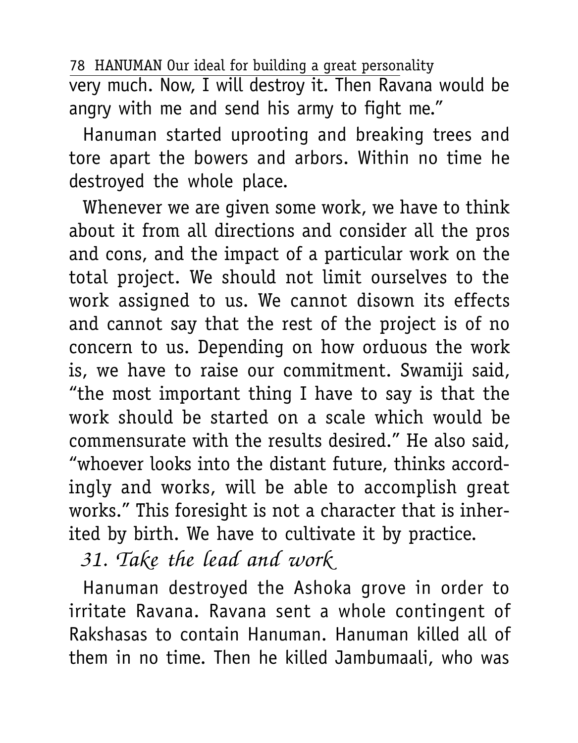very much. Now, I will destroy it. Then Ravana would be angry with me and send his army to fight me."

Hanuman started uprooting and breaking trees and tore apart the bowers and arbors. Within no time he destroyed the whole place.

Whenever we are given some work, we have to think about it from all directions and consider all the pros and cons, and the impact of a particular work on the total project. We should not limit ourselves to the work assigned to us. We cannot disown its effects and cannot say that the rest of the project is of no concern to us. Depending on how orduous the work is, we have to raise our commitment. Swamiji said, "the most important thing I have to say is that the work should be started on a scale which would be commensurate with the results desired." He also said, "whoever looks into the distant future, thinks accordingly and works, will be able to accomplish great works." This foresight is not a character that is inherited by birth. We have to cultivate it by practice.

## *31. Take the lead and work*

Hanuman destroyed the Ashoka grove in order to irritate Ravana. Ravana sent a whole contingent of Rakshasas to contain Hanuman. Hanuman killed all of them in no time. Then he killed Jambumaali, who was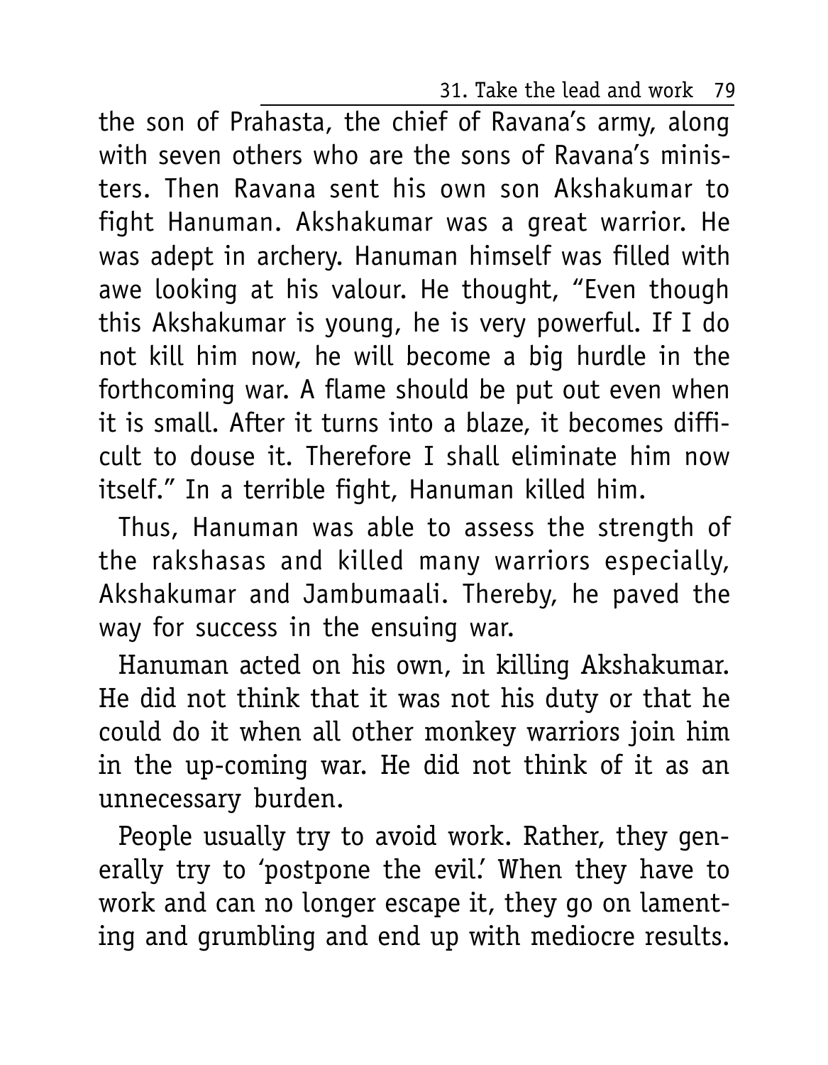the son of Prahasta, the chief of Ravana's army, along with seven others who are the sons of Ravana's ministers. Then Ravana sent his own son Akshakumar to fight Hanuman. Akshakumar was a great warrior. He was adept in archery. Hanuman himself was filled with awe looking at his valour. He thought, "Even though this Akshakumar is young, he is very powerful. If I do not kill him now, he will become a big hurdle in the forthcoming war. A flame should be put out even when it is small. After it turns into a blaze, it becomes difficult to douse it. Therefore I shall eliminate him now itself." In a terrible fight, Hanuman killed him.

Thus, Hanuman was able to assess the strength of the rakshasas and killed many warriors especially, Akshakumar and Jambumaali. Thereby, he paved the way for success in the ensuing war.

Hanuman acted on his own, in killing Akshakumar. He did not think that it was not his duty or that he could do it when all other monkey warriors join him in the up-coming war. He did not think of it as an unnecessary burden.

People usually try to avoid work. Rather, they generally try to 'postpone the evil.' When they have to work and can no longer escape it, they go on lamenting and grumbling and end up with mediocre results.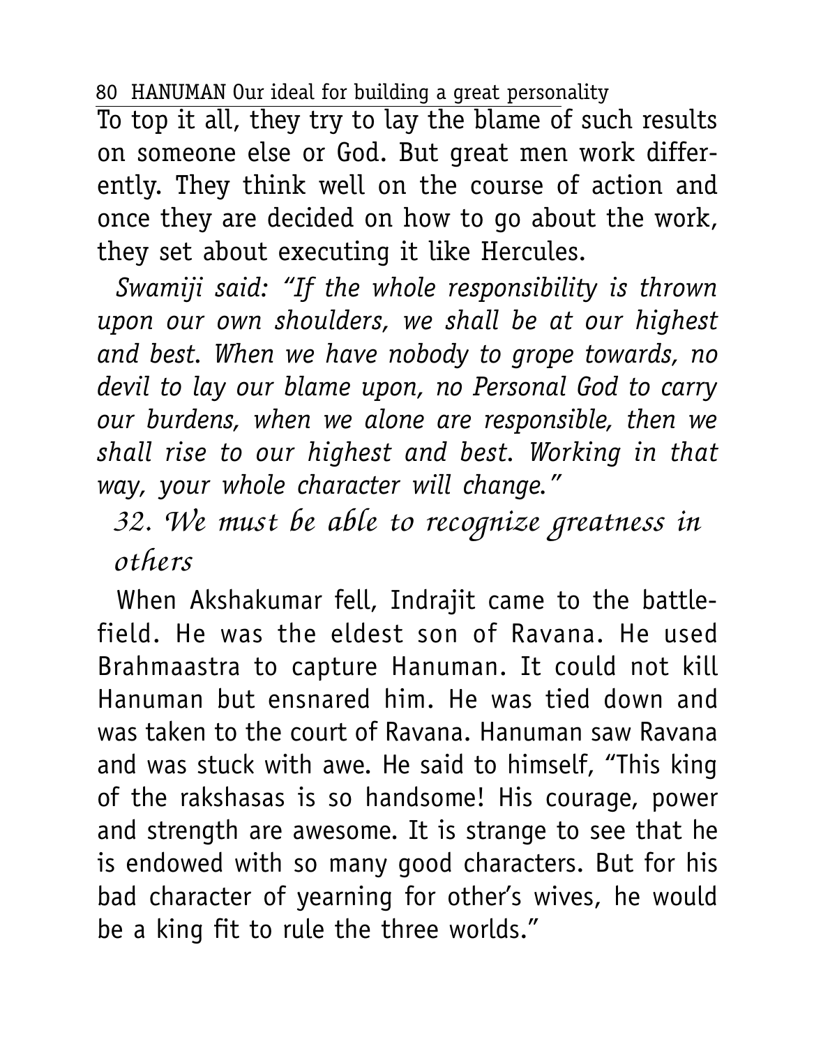To top it all, they try to lay the blame of such results on someone else or God. But great men work differently. They think well on the course of action and once they are decided on how to go about the work, they set about executing it like Hercules.

*Swamiji said: "If the whole responsibility is thrown upon our own shoulders, we shall be at our highest and best. When we have nobody to grope towards, no devil to lay our blame upon, no Personal God to carry our burdens, when we alone are responsible, then we shall rise to our highest and best. Working in that way, your whole character will change."*

## 32. We must be able to recognize greatness in others

When Akshakumar fell, Indrajit came to the battlefield. He was the eldest son of Ravana. He used Brahmaastra to capture Hanuman. It could not kill Hanuman but ensnared him. He was tied down and was taken to the court of Ravana. Hanuman saw Ravana and was stuck with awe. He said to himself, "This king of the rakshasas is so handsome! His courage, power and strength are awesome. It is strange to see that he is endowed with so many good characters. But for his bad character of yearning for other's wives, he would be a king fit to rule the three worlds."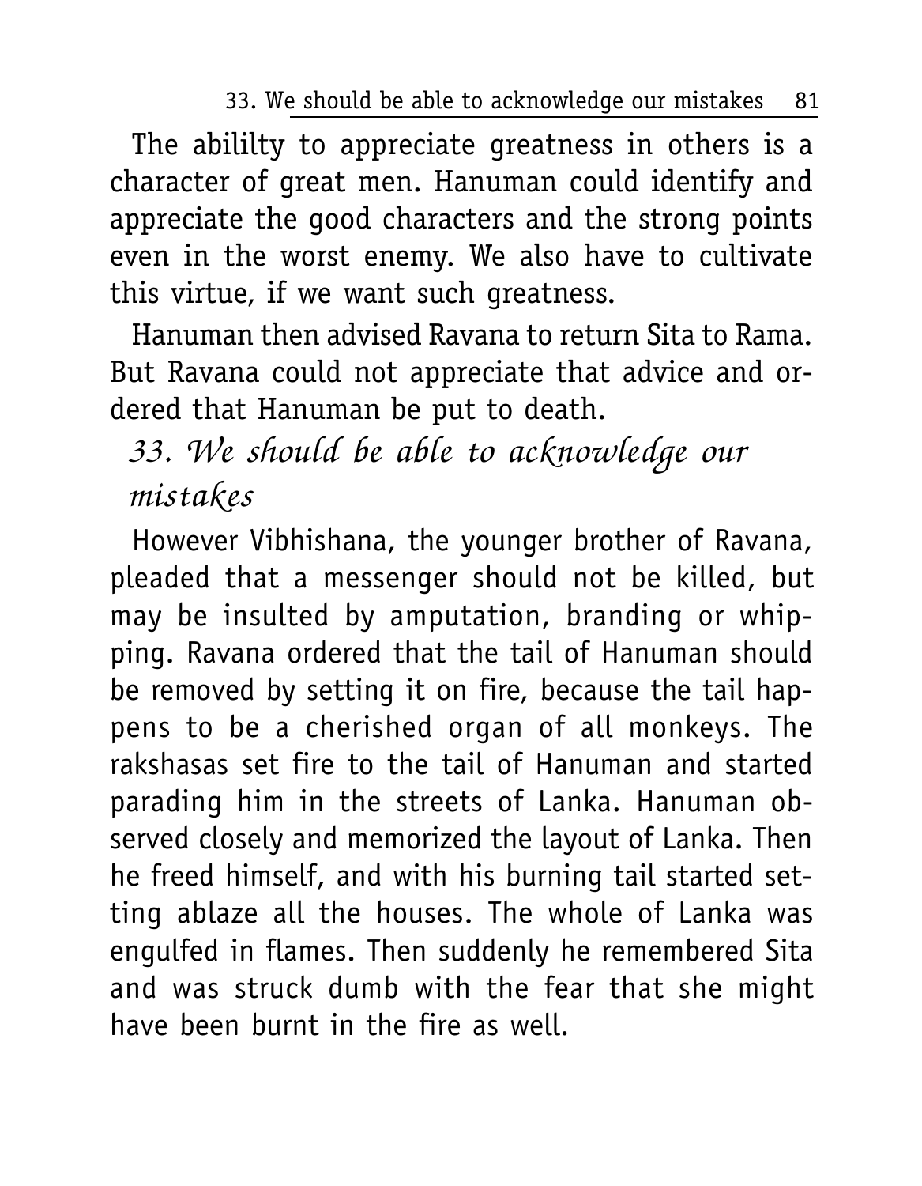The abililty to appreciate greatness in others is a character of great men. Hanuman could identify and appreciate the good characters and the strong points even in the worst enemy. We also have to cultivate this virtue, if we want such greatness.

Hanuman then advised Ravana to return Sita to Rama. But Ravana could not appreciate that advice and ordered that Hanuman be put to death.

## *33. We should be able to acknowledge our mistakes*

However Vibhishana, the younger brother of Ravana, pleaded that a messenger should not be killed, but may be insulted by amputation, branding or whipping. Ravana ordered that the tail of Hanuman should be removed by setting it on fire, because the tail happens to be a cherished organ of all monkeys. The rakshasas set fire to the tail of Hanuman and started parading him in the streets of Lanka. Hanuman observed closely and memorized the layout of Lanka. Then he freed himself, and with his burning tail started setting ablaze all the houses. The whole of Lanka was engulfed in flames. Then suddenly he remembered Sita and was struck dumb with the fear that she might have been burnt in the fire as well.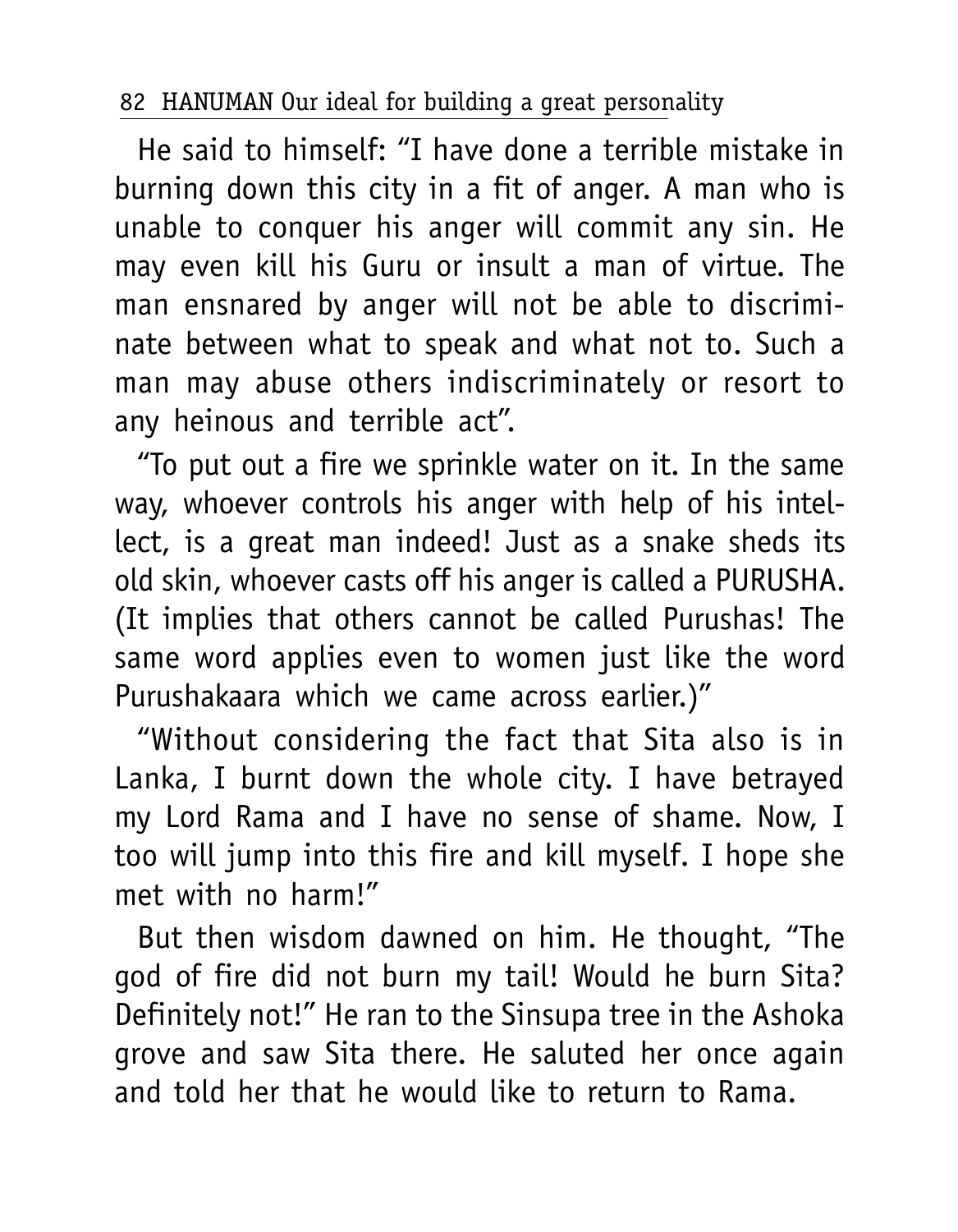He said to himself: "I have done a terrible mistake in burning down this city in a fit of anger. A man who is unable to conquer his anger will commit any sin. He may even kill his Guru or insult a man of virtue. The man ensnared by anger will not be able to discriminate between what to speak and what not to. Such a man may abuse others indiscriminately or resort to any heinous and terrible act".

"To put out a fire we sprinkle water on it. In the same way, whoever controls his anger with help of his intellect, is a great man indeed! Just as a snake sheds its old skin, whoever casts off his anger is called a PURUSHA. (It implies that others cannot be called Purushas! The same word applies even to women just like the word Purushakaara which we came across earlier.)"

"Without considering the fact that Sita also is in Lanka, I burnt down the whole city. I have betrayed my Lord Rama and I have no sense of shame. Now, I too will jump into this fire and kill myself. I hope she met with no harm!"

But then wisdom dawned on him. He thought, "The god of fire did not burn my tail! Would he burn Sita? Definitely not!" He ran to the Sinsupa tree in the Ashoka grove and saw Sita there. He saluted her once again and told her that he would like to return to Rama.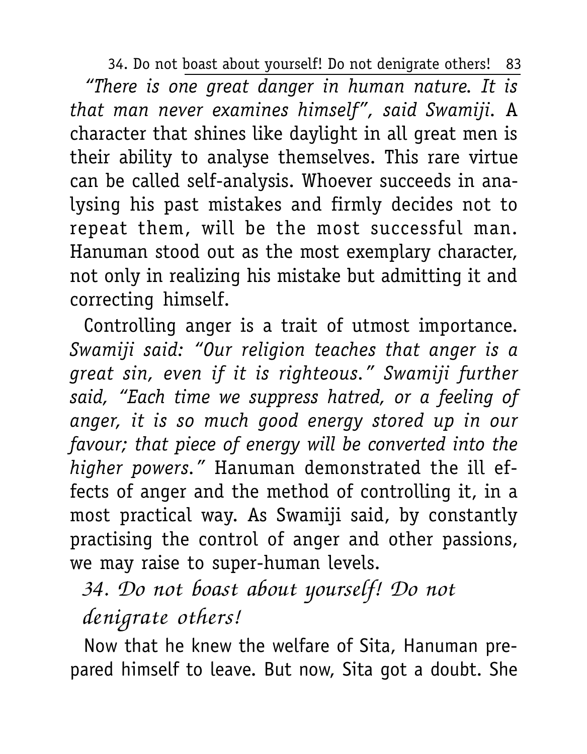*"There is one great danger in human nature. It is that man never examines himself", said Swamiji.* A character that shines like daylight in all great men is their ability to analyse themselves. This rare virtue can be called self-analysis. Whoever succeeds in analysing his past mistakes and firmly decides not to repeat them, will be the most successful man. Hanuman stood out as the most exemplary character, not only in realizing his mistake but admitting it and correcting himself.

Controlling anger is a trait of utmost importance. *Swamiji said: "Our religion teaches that anger is a great sin, even if it is righteous." Swamiji further said, "Each time we suppress hatred, or a feeling of anger, it is so much good energy stored up in our favour; that piece of energy will be converted into the higher powers."* Hanuman demonstrated the ill effects of anger and the method of controlling it, in a most practical way. As Swamiji said, by constantly practising the control of anger and other passions, we may raise to super-human levels.

## *34. Do not boast about yourself! Do not denigrate others!*

Now that he knew the welfare of Sita, Hanuman prepared himself to leave. But now, Sita got a doubt. She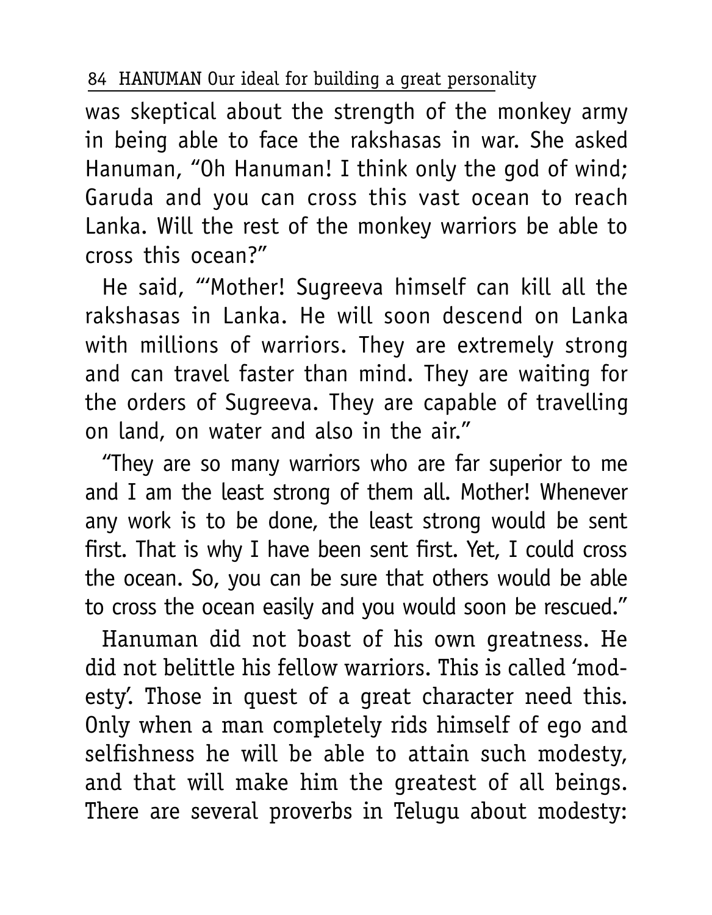was skeptical about the strength of the monkey army in being able to face the rakshasas in war. She asked Hanuman, "Oh Hanuman! I think only the god of wind; Garuda and you can cross this vast ocean to reach Lanka. Will the rest of the monkey warriors be able to cross this ocean?"

He said, "'Mother! Sugreeva himself can kill all the rakshasas in Lanka. He will soon descend on Lanka with millions of warriors. They are extremely strong and can travel faster than mind. They are waiting for the orders of Sugreeva. They are capable of travelling on land, on water and also in the air."

"They are so many warriors who are far superior to me and I am the least strong of them all. Mother! Whenever any work is to be done, the least strong would be sent first. That is why I have been sent first. Yet, I could cross the ocean. So, you can be sure that others would be able to cross the ocean easily and you would soon be rescued."

Hanuman did not boast of his own greatness. He did not belittle his fellow warriors. This is called 'modesty'. Those in quest of a great character need this. Only when a man completely rids himself of ego and selfishness he will be able to attain such modesty, and that will make him the greatest of all beings. There are several proverbs in Telugu about modesty: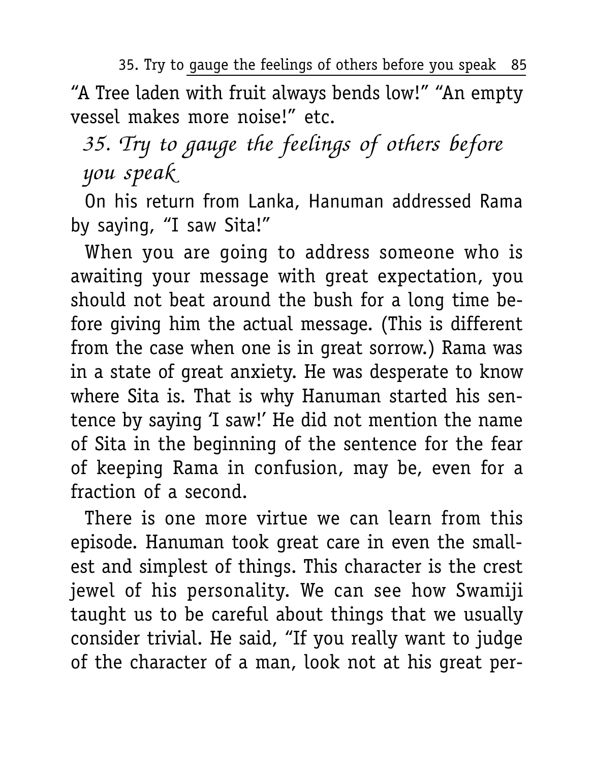"A Tree laden with fruit always bends low!" "An empty vessel makes more noise!" etc.

## *35. Try to gauge the feelings of others before you speak*

On his return from Lanka, Hanuman addressed Rama by saying, "I saw Sita!"

When you are going to address someone who is awaiting your message with great expectation, you should not beat around the bush for a long time before giving him the actual message. (This is different from the case when one is in great sorrow.) Rama was in a state of great anxiety. He was desperate to know where Sita is. That is why Hanuman started his sentence by saying 'I saw!' He did not mention the name of Sita in the beginning of the sentence for the fear of keeping Rama in confusion, may be, even for a fraction of a second.

There is one more virtue we can learn from this episode. Hanuman took great care in even the smallest and simplest of things. This character is the crest jewel of his personality. We can see how Swamiji taught us to be careful about things that we usually consider trivial. He said, "If you really want to judge of the character of a man, look not at his great per-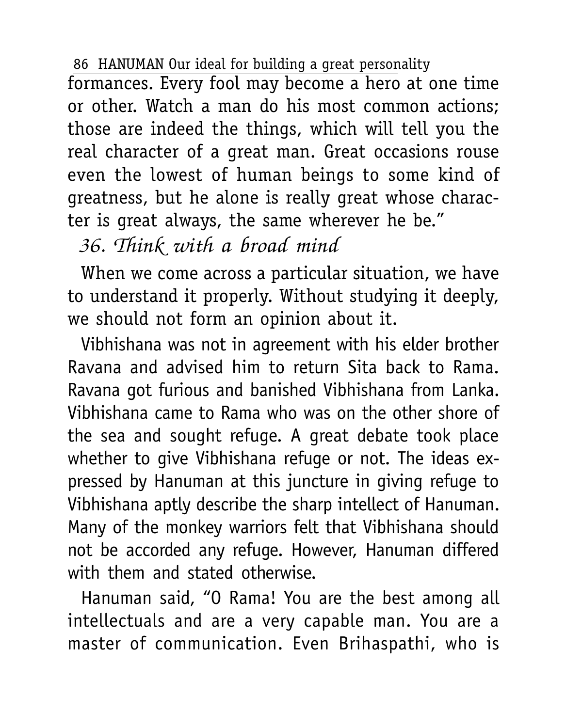formances. Every fool may become a hero at one time or other. Watch a man do his most common actions; those are indeed the things, which will tell you the real character of a great man. Great occasions rouse even the lowest of human beings to some kind of greatness, but he alone is really great whose character is great always, the same wherever he be."

## *36. Think with a broad mind*

When we come across a particular situation, we have to understand it properly. Without studying it deeply, we should not form an opinion about it.

Vibhishana was not in agreement with his elder brother Ravana and advised him to return Sita back to Rama. Ravana got furious and banished Vibhishana from Lanka. Vibhishana came to Rama who was on the other shore of the sea and sought refuge. A great debate took place whether to give Vibhishana refuge or not. The ideas expressed by Hanuman at this juncture in giving refuge to Vibhishana aptly describe the sharp intellect of Hanuman. Many of the monkey warriors felt that Vibhishana should not be accorded any refuge. However, Hanuman differed with them and stated otherwise.

Hanuman said, "O Rama! You are the best among all intellectuals and are a very capable man. You are a master of communication. Even Brihaspathi, who is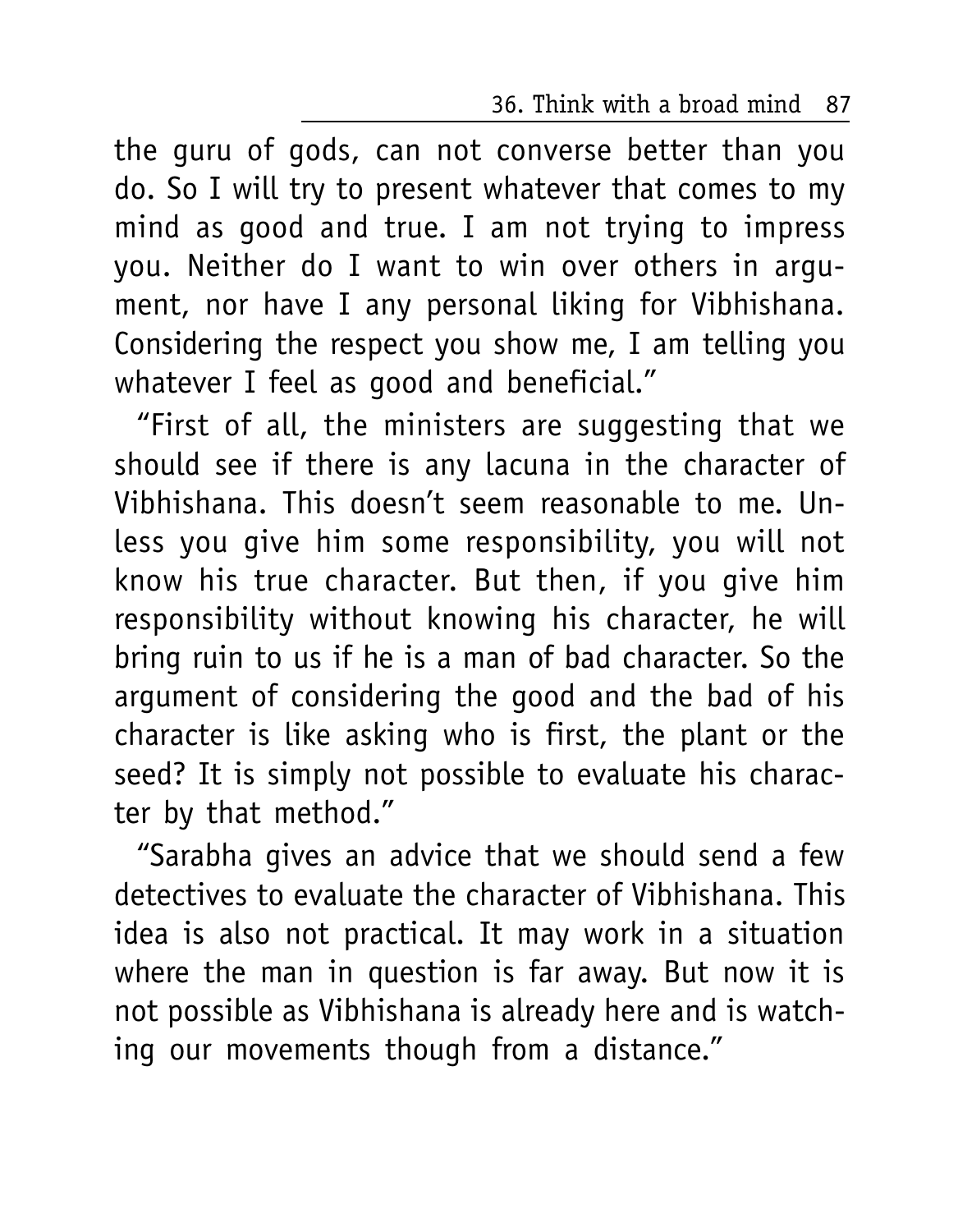the guru of gods, can not converse better than you do. So I will try to present whatever that comes to my mind as good and true. I am not trying to impress you. Neither do I want to win over others in argument, nor have I any personal liking for Vibhishana. Considering the respect you show me, I am telling you whatever I feel as good and beneficial."

"First of all, the ministers are suggesting that we should see if there is any lacuna in the character of Vibhishana. This doesn't seem reasonable to me. Unless you give him some responsibility, you will not know his true character. But then, if you give him responsibility without knowing his character, he will bring ruin to us if he is a man of bad character. So the argument of considering the good and the bad of his character is like asking who is first, the plant or the seed? It is simply not possible to evaluate his character by that method."

"Sarabha gives an advice that we should send a few detectives to evaluate the character of Vibhishana. This idea is also not practical. It may work in a situation where the man in question is far away. But now it is not possible as Vibhishana is already here and is watching our movements though from a distance."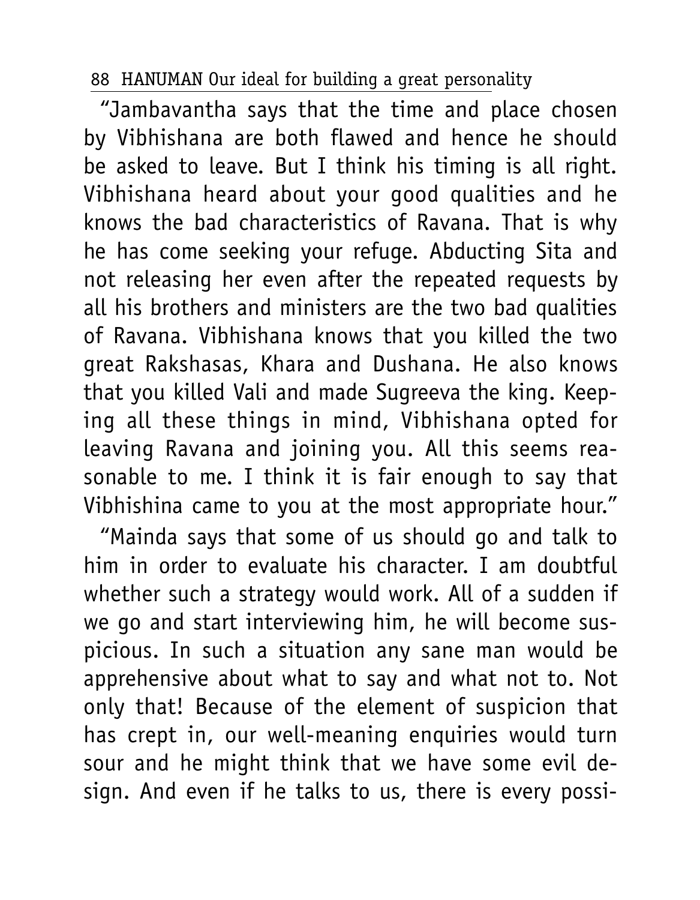"Jambavantha says that the time and place chosen by Vibhishana are both flawed and hence he should be asked to leave. But I think his timing is all right. Vibhishana heard about your good qualities and he knows the bad characteristics of Ravana. That is why he has come seeking your refuge. Abducting Sita and not releasing her even after the repeated requests by all his brothers and ministers are the two bad qualities of Ravana. Vibhishana knows that you killed the two great Rakshasas, Khara and Dushana. He also knows that you killed Vali and made Sugreeva the king. Keeping all these things in mind, Vibhishana opted for leaving Ravana and joining you. All this seems reasonable to me. I think it is fair enough to say that Vibhishina came to you at the most appropriate hour."

"Mainda says that some of us should go and talk to him in order to evaluate his character. I am doubtful whether such a strategy would work. All of a sudden if we go and start interviewing him, he will become suspicious. In such a situation any sane man would be apprehensive about what to say and what not to. Not only that! Because of the element of suspicion that has crept in, our well-meaning enquiries would turn sour and he might think that we have some evil design. And even if he talks to us, there is every possi-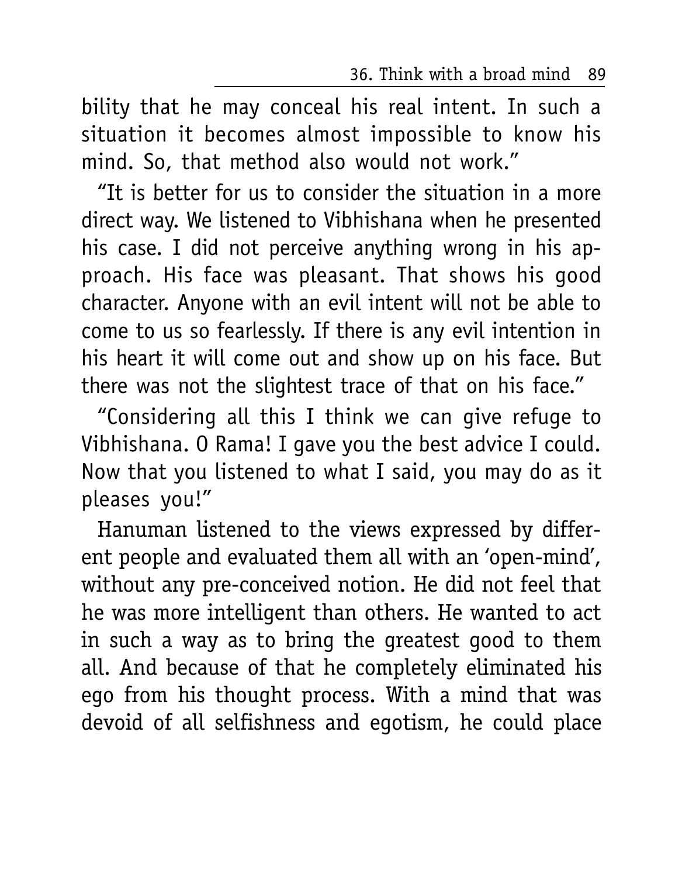bility that he may conceal his real intent. In such a situation it becomes almost impossible to know his mind. So, that method also would not work."

"It is better for us to consider the situation in a more direct way. We listened to Vibhishana when he presented his case. I did not perceive anything wrong in his approach. His face was pleasant. That shows his good character. Anyone with an evil intent will not be able to come to us so fearlessly. If there is any evil intention in his heart it will come out and show up on his face. But there was not the slightest trace of that on his face."

"Considering all this I think we can give refuge to Vibhishana. O Rama! I gave you the best advice I could. Now that you listened to what I said, you may do as it pleases you!"

Hanuman listened to the views expressed by different people and evaluated them all with an 'open-mind', without any pre-conceived notion. He did not feel that he was more intelligent than others. He wanted to act in such a way as to bring the greatest good to them all. And because of that he completely eliminated his ego from his thought process. With a mind that was devoid of all selfishness and egotism, he could place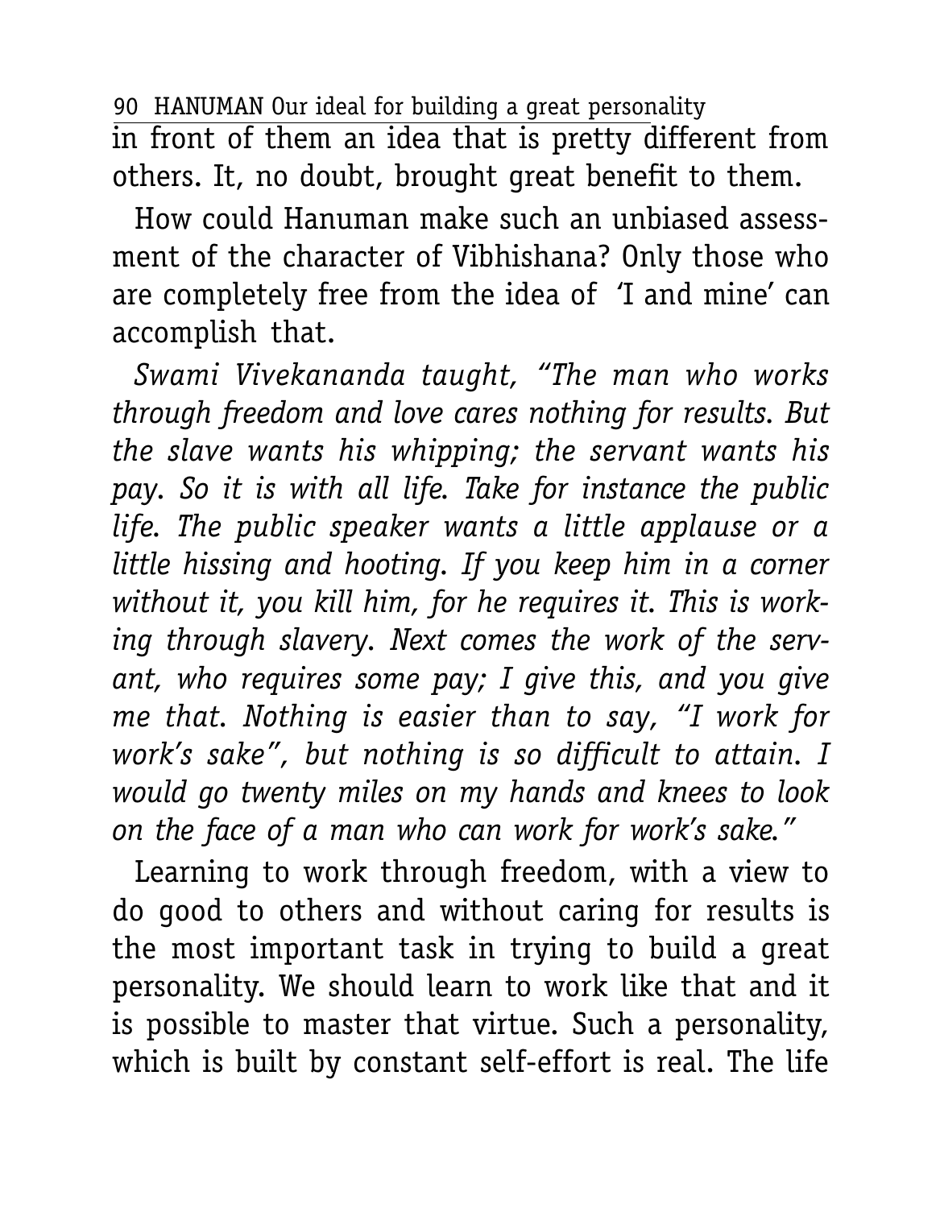in front of them an idea that is pretty different from others. It, no doubt, brought great benefit to them.

How could Hanuman make such an unbiased assessment of the character of Vibhishana? Only those who are completely free from the idea of 'I and mine' can accomplish that.

*Swami Vivekananda taught, "The man who works through freedom and love cares nothing for results. But the slave wants his whipping; the servant wants his pay. So it is with all life. Take for instance the public life. The public speaker wants a little applause or a little hissing and hooting. If you keep him in a corner without it, you kill him, for he requires it. This is working through slavery. Next comes the work of the servant, who requires some pay; I give this, and you give me that. Nothing is easier than to say, "I work for work's sake", but nothing is so difficult to attain. I would go twenty miles on my hands and knees to look on the face of a man who can work for work's sake."*

Learning to work through freedom, with a view to do good to others and without caring for results is the most important task in trying to build a great personality. We should learn to work like that and it is possible to master that virtue. Such a personality, which is built by constant self-effort is real. The life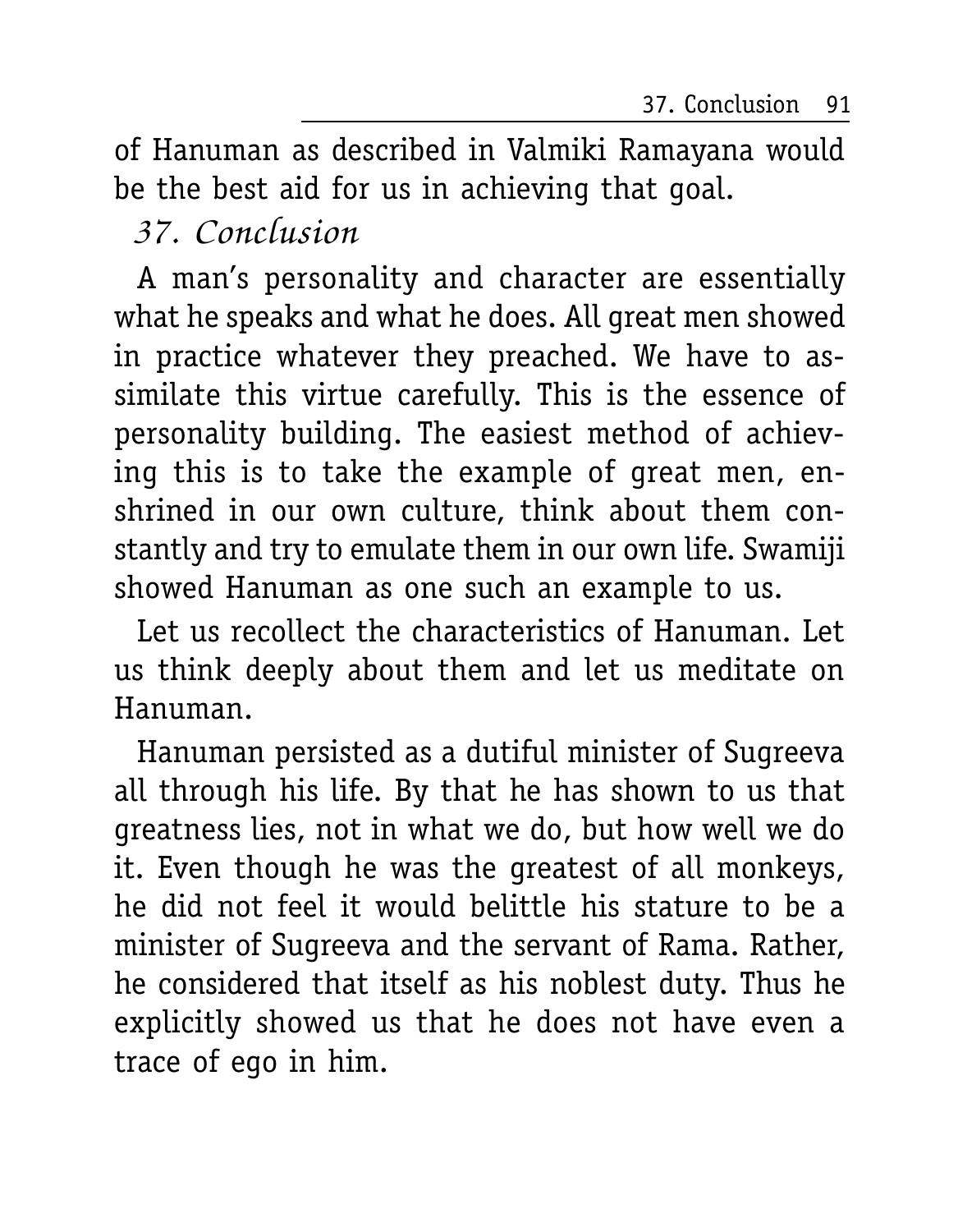of Hanuman as described in Valmiki Ramayana would be the best aid for us in achieving that goal.

## *37. Conclusion*

A man's personality and character are essentially what he speaks and what he does. All great men showed in practice whatever they preached. We have to assimilate this virtue carefully. This is the essence of personality building. The easiest method of achieving this is to take the example of great men, enshrined in our own culture, think about them constantly and try to emulate them in our own life. Swamiji showed Hanuman as one such an example to us.

Let us recollect the characteristics of Hanuman. Let us think deeply about them and let us meditate on Hanuman.

Hanuman persisted as a dutiful minister of Sugreeva all through his life. By that he has shown to us that greatness lies, not in what we do, but how well we do it. Even though he was the greatest of all monkeys, he did not feel it would belittle his stature to be a minister of Sugreeva and the servant of Rama. Rather, he considered that itself as his noblest duty. Thus he explicitly showed us that he does not have even a trace of ego in him.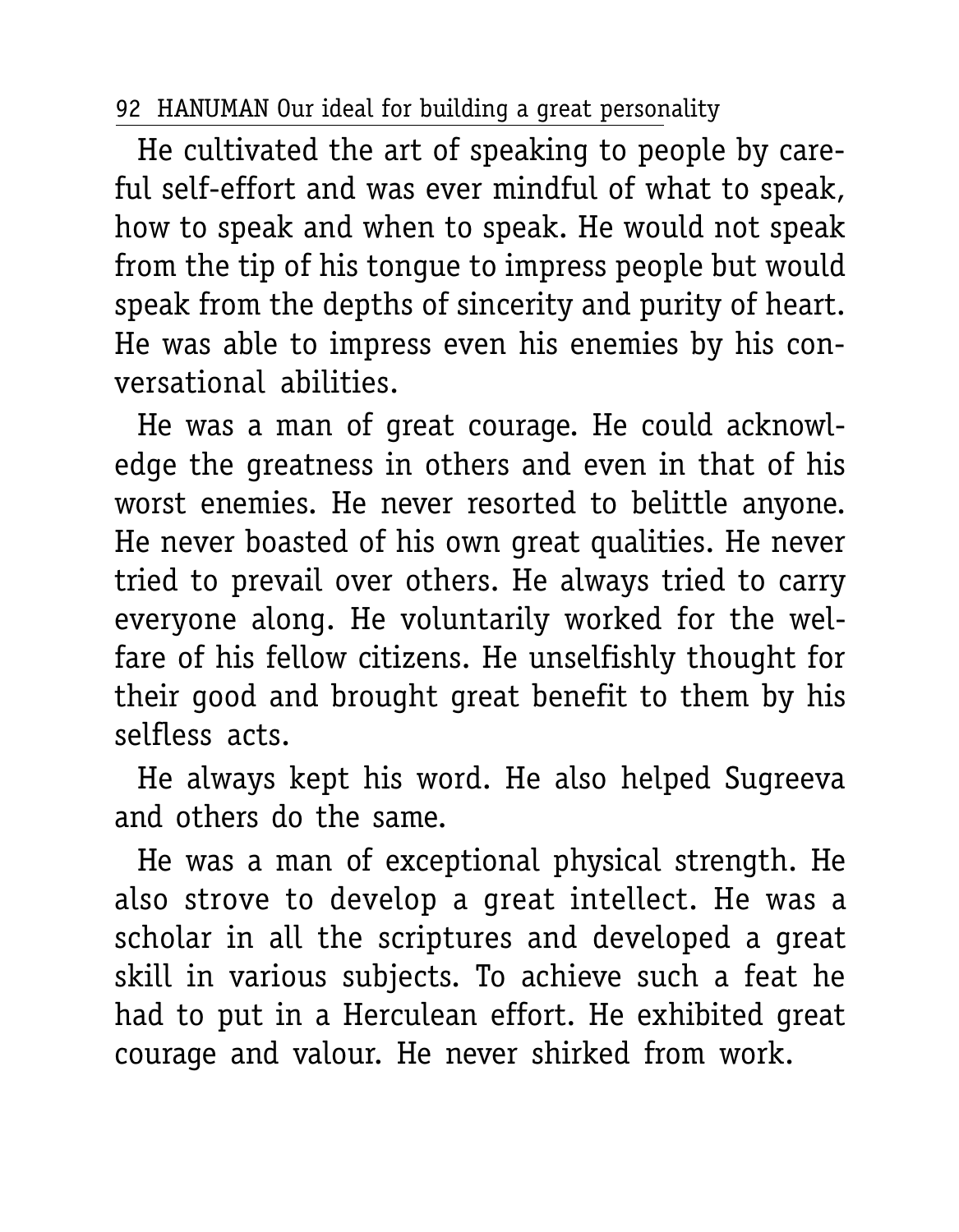He cultivated the art of speaking to people by careful self-effort and was ever mindful of what to speak, how to speak and when to speak. He would not speak from the tip of his tongue to impress people but would speak from the depths of sincerity and purity of heart. He was able to impress even his enemies by his conversational abilities.

He was a man of great courage. He could acknowledge the greatness in others and even in that of his worst enemies. He never resorted to belittle anyone. He never boasted of his own great qualities. He never tried to prevail over others. He always tried to carry everyone along. He voluntarily worked for the welfare of his fellow citizens. He unselfishly thought for their good and brought great benefit to them by his selfless acts.

He always kept his word. He also helped Sugreeva and others do the same.

He was a man of exceptional physical strength. He also strove to develop a great intellect. He was a scholar in all the scriptures and developed a great skill in various subjects. To achieve such a feat he had to put in a Herculean effort. He exhibited great courage and valour. He never shirked from work.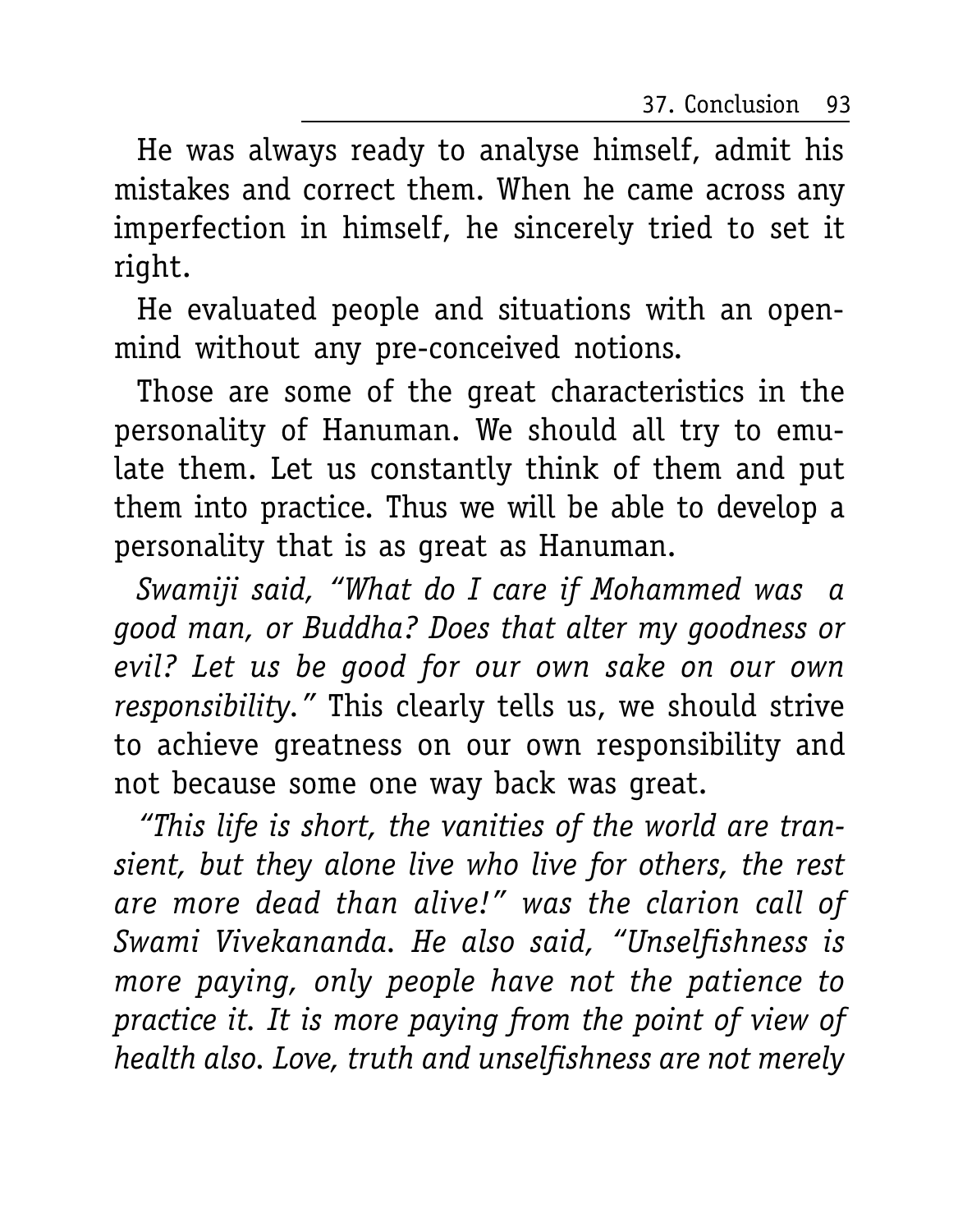He was always ready to analyse himself, admit his mistakes and correct them. When he came across any imperfection in himself, he sincerely tried to set it right.

He evaluated people and situations with an open-mind without any pre-conceived notions.

Those are some of the great characteristics in the personality of Hanuman. We should all try to emulate them. Let us constantly think of them and put them into practice. Thus we will be able to develop a personality that is as great as Hanuman.

*Swamiji said, "What do I care if Mohammed was a good man, or Buddha? Does that alter my goodness or evil? Let us be good for our own sake on our own responsibility."* This clearly tells us, we should strive to achieve greatness on our own responsibility and not because some one way back was great.

*"This life is short, the vanities of the world are transient, but they alone live who live for others, the rest are more dead than alive!" was the clarion call of Swami Vivekananda. He also said, "Unselfishness is more paying, only people have not the patience to practice it. It is more paying from the point of view of health also. Love, truth and unselfishness are not merely*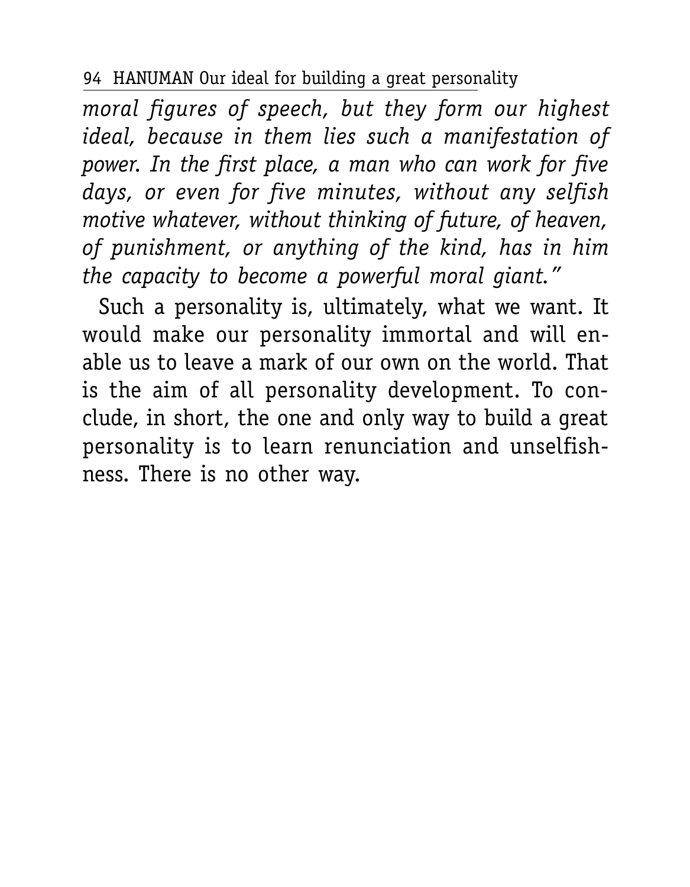*moral figures of speech, but they form our highest ideal, because in them lies such a manifestation of power. In the first place, a man who can work for five days, or even for five minutes, without any selfish motive whatever, without thinking of future, of heaven, of punishment, or anything of the kind, has in him the capacity to become a powerful moral giant."*

Such a personality is, ultimately, what we want. It would make our personality immortal and will enable us to leave a mark of our own on the world. That is the aim of all personality development. To conclude, in short, the one and only way to build a great personality is to learn renunciation and unselfishness. There is no other way.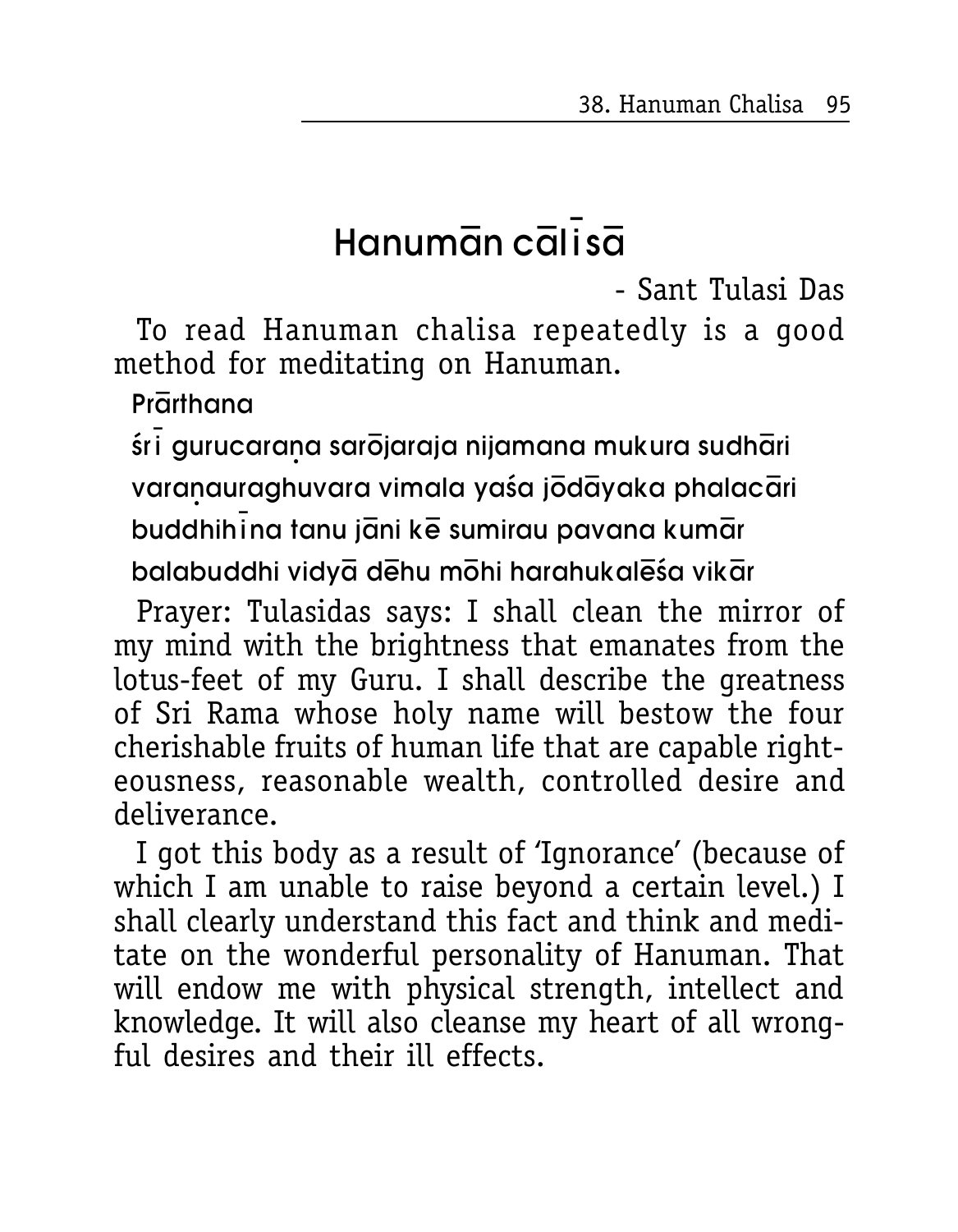# Hanumān cālīsā

- Sant Tulasi Das

To read Hanuman chalisa repeatedly is a good method for meditating on Hanuman.

Prārthana

śrī gurucaraṇa sarōjaraja nijamana mukura sudhāri

varaṇauraghuvara vimala yaśa jōdāyaka phalacāri

buddhihīna tanu jāni kē sumirau pavana kumār

balabuddhi vidyā dēhu mōhi harahukalēśa vikār

Prayer: Tulasidas says: I shall clean the mirror of my mind with the brightness that emanates from the lotus-feet of my Guru. I shall describe the greatness of Sri Rama whose holy name will bestow the four cherishable fruits of human life that are capable righteousness, reasonable wealth, controlled desire and deliverance.

I got this body as a result of 'Ignorance' (because of which I am unable to raise beyond a certain level.) I shall clearly understand this fact and think and meditate on the wonderful personality of Hanuman. That will endow me with physical strength, intellect and knowledge. It will also cleanse my heart of all wrongful desires and their ill effects.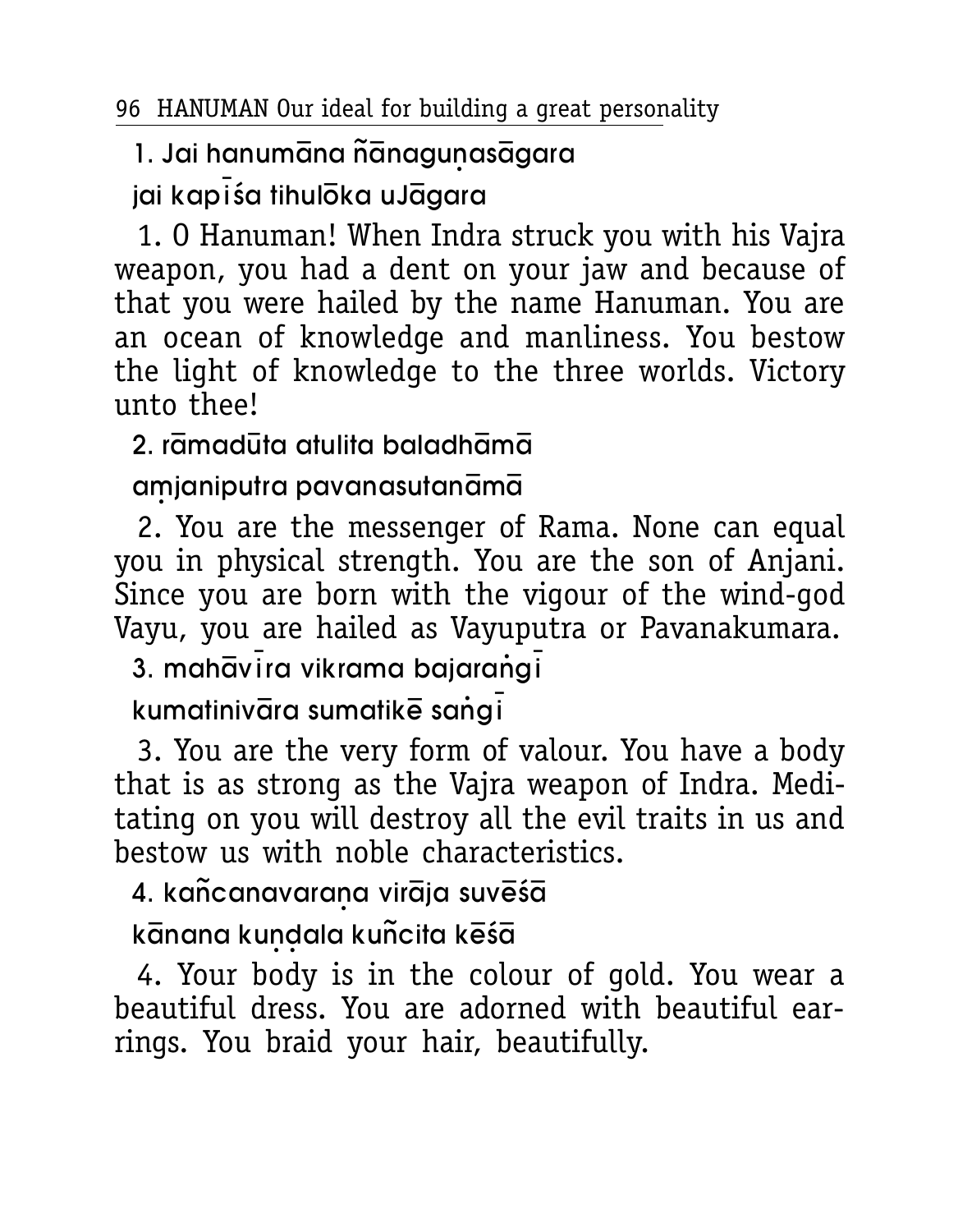1. Jai hanumāna ñānaguṇasāgara

jai kapīśa tihulōka uJāgara

1. O Hanuman! When Indra struck you with his Vajra weapon, you had a dent on your jaw and because of that you were hailed by the name Hanuman. You are an ocean of knowledge and manliness. You bestow the light of knowledge to the three worlds. Victory unto thee!

2. rāmadūta atulita baladhāmā

aṃjaniputra pavanasutanāmā

2. You are the messenger of Rama. None can equal you in physical strength. You are the son of Anjani. Since you are born with the vigour of the wind-god Vayu, you are hailed as Vayuputra or Pavanakumara.

3. mahāvīra vikrama bajaraṅgī

kumatinivāra sumatikē saṅgī

3. You are the very form of valour. You have a body that is as strong as the Vajra weapon of Indra. Meditating on you will destroy all the evil traits in us and bestow us with noble characteristics.

4. kañcanavaraṇa virāja suvēśā

kānana kuṇḍala kuñcita kēśā

4. Your body is in the colour of gold. You wear a beautiful dress. You are adorned with beautiful ear-rings. You braid your hair, beautifully.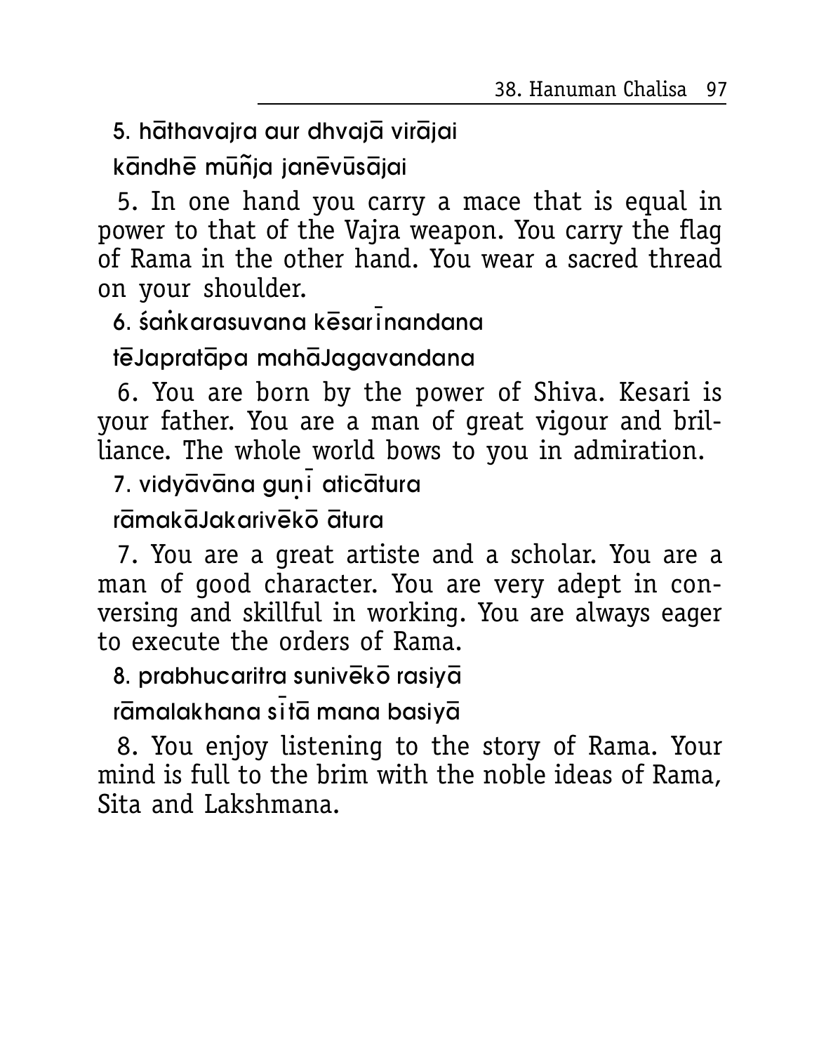5. hāthavajra aur dhvajā virājai

kāndhē mūñja janēvūsājai

5. In one hand you carry a mace that is equal in power to that of the Vajra weapon. You carry the flag of Rama in the other hand. You wear a sacred thread on your shoulder.

6. śaṅkarasuvana kēsarīnandana

tēJapratāpa mahāJagavandana

6. You are born by the power of Shiva. Kesari is your father. You are a man of great vigour and brilliance. The whole world bows to you in admiration.

7. vidyāvāna guṇī aticātura

rāmakāJakarivēkō ātura

7. You are a great artiste and a scholar. You are a man of good character. You are very adept in conversing and skillful in working. You are always eager to execute the orders of Rama.

8. prabhucaritra sunivēkō rasiyā

rāmalakhana sītā mana basiyā

8. You enjoy listening to the story of Rama. Your mind is full to the brim with the noble ideas of Rama, Sita and Lakshmana.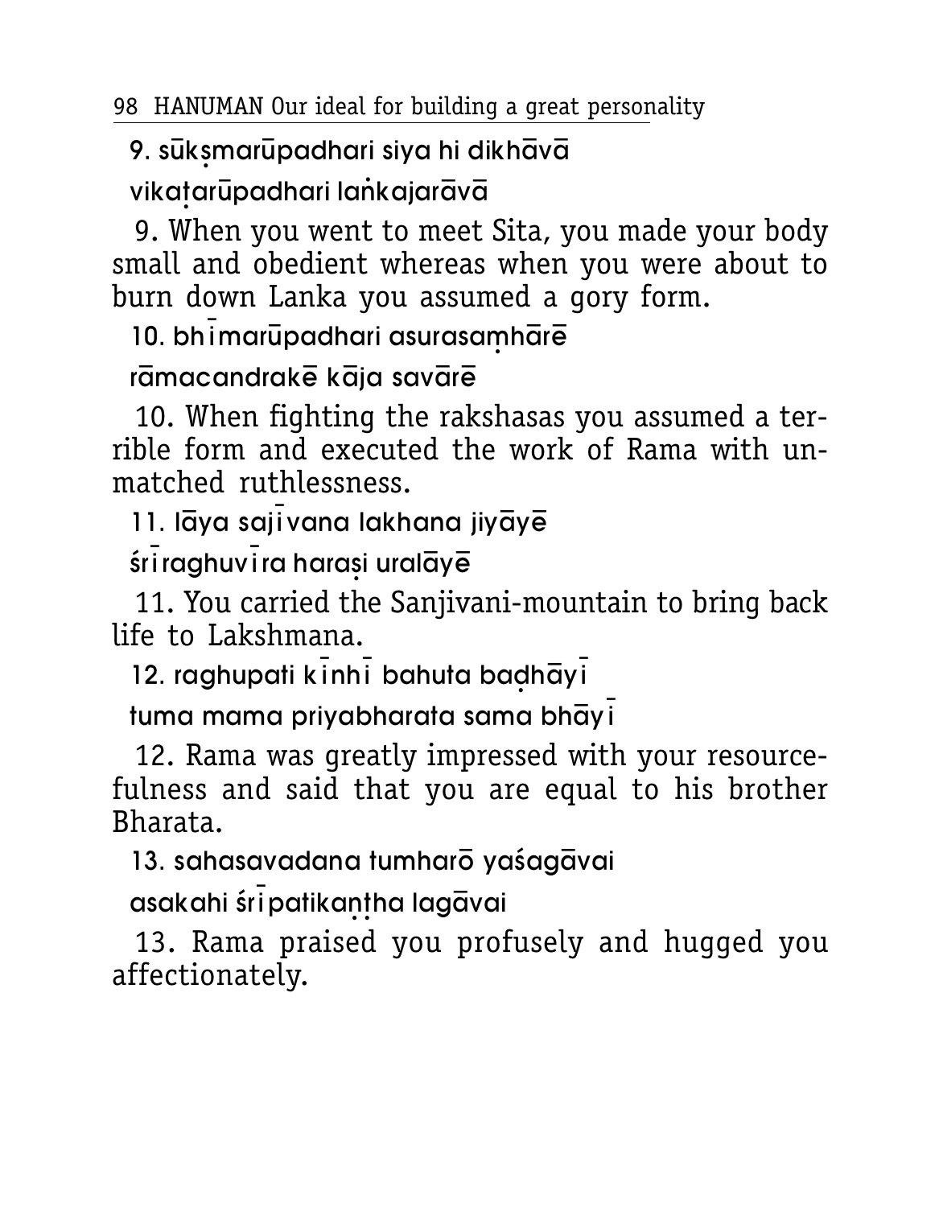9. sūkṣmarūpadhari siya hi dikhāvā

vikaṭarūpadhari laṅkajarāvā

9. When you went to meet Sita, you made your body small and obedient whereas when you were about to burn down Lanka you assumed a gory form.

10. bhīmarūpadhari asurasaṃhārē

rāmacandrakē kāja savārē

10. When fighting the rakshasas you assumed a terrible form and executed the work of Rama with unmatched ruthlessness.

11. lāya sajīvana lakhana jiyāyē

śrīraghuvīra haraṣi uralāyē

11. You carried the Sanjivani-mountain to bring back life to Lakshmana.

12. raghupati kīnhī bahuta baḍhāyī

tuma mama priyabharata sama bhāyī

12. Rama was greatly impressed with your resourcefulness and said that you are equal to his brother Bharata.

13. sahasavadana tumharō yaśagāvai

asakahi śrīpatikaṇṭha lagāvai

13. Rama praised you profusely and hugged you affectionately.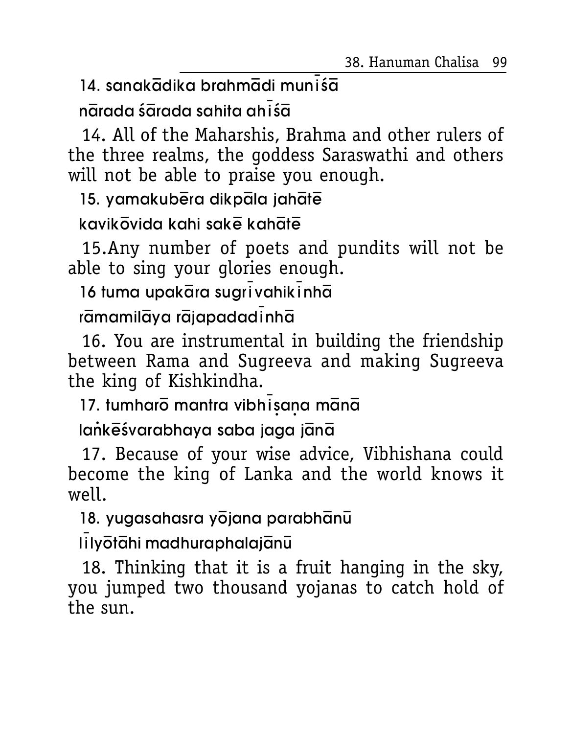14. sanakādika brahmādi munīśā

nārada śārada sahita ahīśā

14. All of the Maharshis, Brahma and other rulers of the three realms, the goddess Saraswathi and others will not be able to praise you enough.

15. yamakubēra dikpāla jahātē

kavikōvida kahi sakē kahātē

15.Any number of poets and pundits will not be able to sing your glories enough.

16 tuma upakāra sugrīvahikīnhā

rāmamilāya rājapadadīnhā

16. You are instrumental in building the friendship between Rama and Sugreeva and making Sugreeva the king of Kishkindha.

17. tumharō mantra vibhīṣaṇa mānā

laṅkēśvarabhaya saba jaga jānā

17. Because of your wise advice, Vibhishana could become the king of Lanka and the world knows it well.

18. yugasahasra yōjana parabhānū

līlyōtāhi madhuraphalajānū

18. Thinking that it is a fruit hanging in the sky, you jumped two thousand yojanas to catch hold of the sun.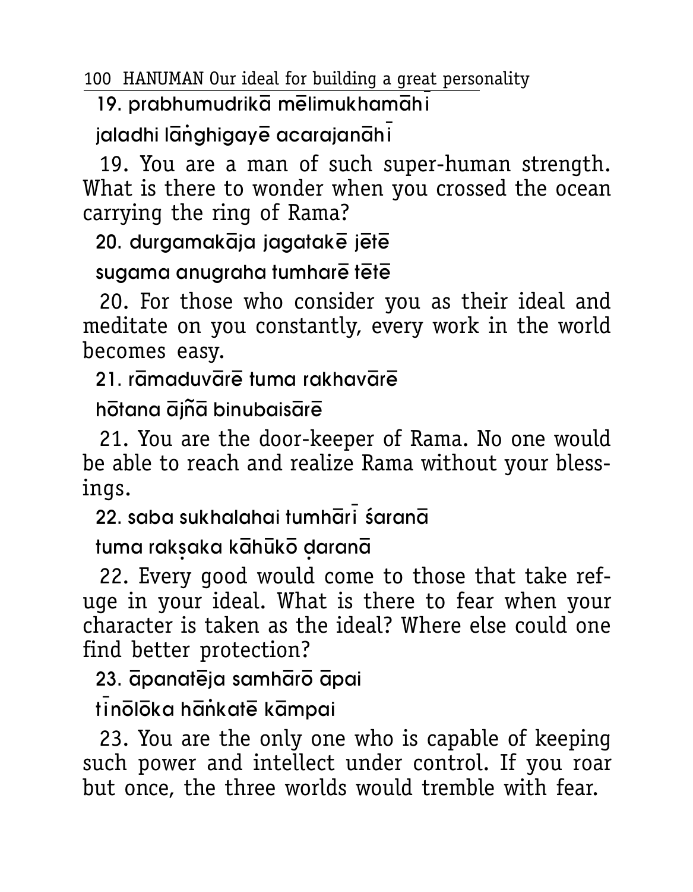19. prabhumudrikā mēlimukhamāhī

jaladhi lāṅghigayē acarajanāhī

19. You are a man of such super-human strength. What is there to wonder when you crossed the ocean carrying the ring of Rama?

20. durgamakāja jagatakē jētē

sugama anugraha tumharē tētē

20. For those who consider you as their ideal and meditate on you constantly, every work in the world becomes easy.

21. rāmaduvārē tuma rakhavārē

hōtana ājñā binubaisārē

21. You are the door-keeper of Rama. No one would be able to reach and realize Rama without your blessings.

22. saba sukhalahai tumhārī śaranā

tuma rakṣaka kāhūkō ḍaranā

22. Every good would come to those that take refuge in your ideal. What is there to fear when your character is taken as the ideal? Where else could one find better protection?

23. āpanatēja samhārō āpai

tīnōlōka hāṅkatē kāmpai

23. You are the only one who is capable of keeping such power and intellect under control. If you roar but once, the three worlds would tremble with fear.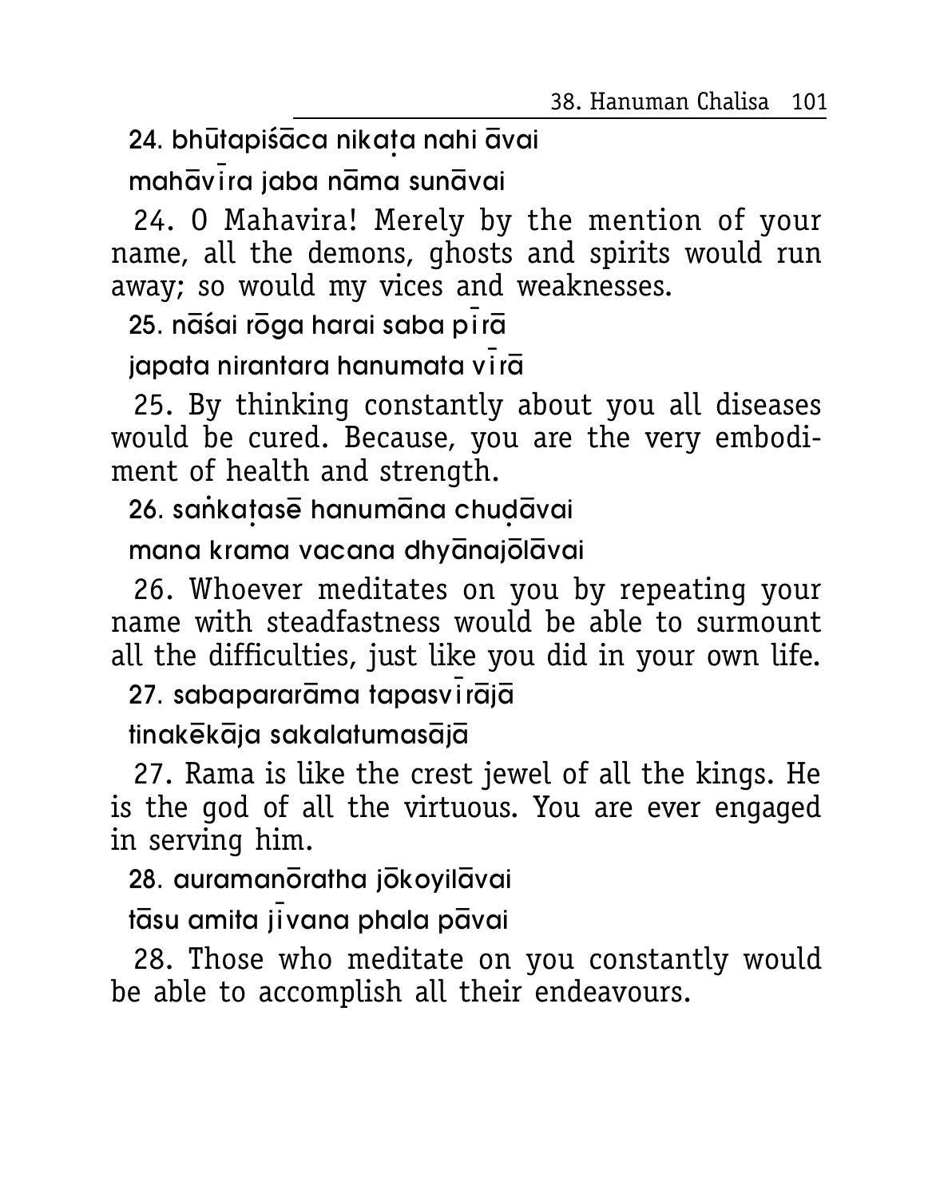24. bhūtapiśāca nikaṭa nahi āvai

mahāvīra jaba nāma sunāvai

24. O Mahavira! Merely by the mention of your name, all the demons, ghosts and spirits would run away; so would my vices and weaknesses.

25. nāśai rōga harai saba pīrā

japata nirantara hanumata vīrā

25. By thinking constantly about you all diseases would be cured. Because, you are the very embodiment of health and strength.

26. saṅkaṭasē hanumāna chuḍāvai

mana krama vacana dhyānajōlāvai

26. Whoever meditates on you by repeating your name with steadfastness would be able to surmount all the difficulties, just like you did in your own life.

27. sabapararāma tapasvīrājā

tinakēkāja sakalatumasājā

27. Rama is like the crest jewel of all the kings. He is the god of all the virtuous. You are ever engaged in serving him.

28. auramanōratha jōkoyilāvai

tāsu amita jīvana phala pāvai

28. Those who meditate on you constantly would be able to accomplish all their endeavours.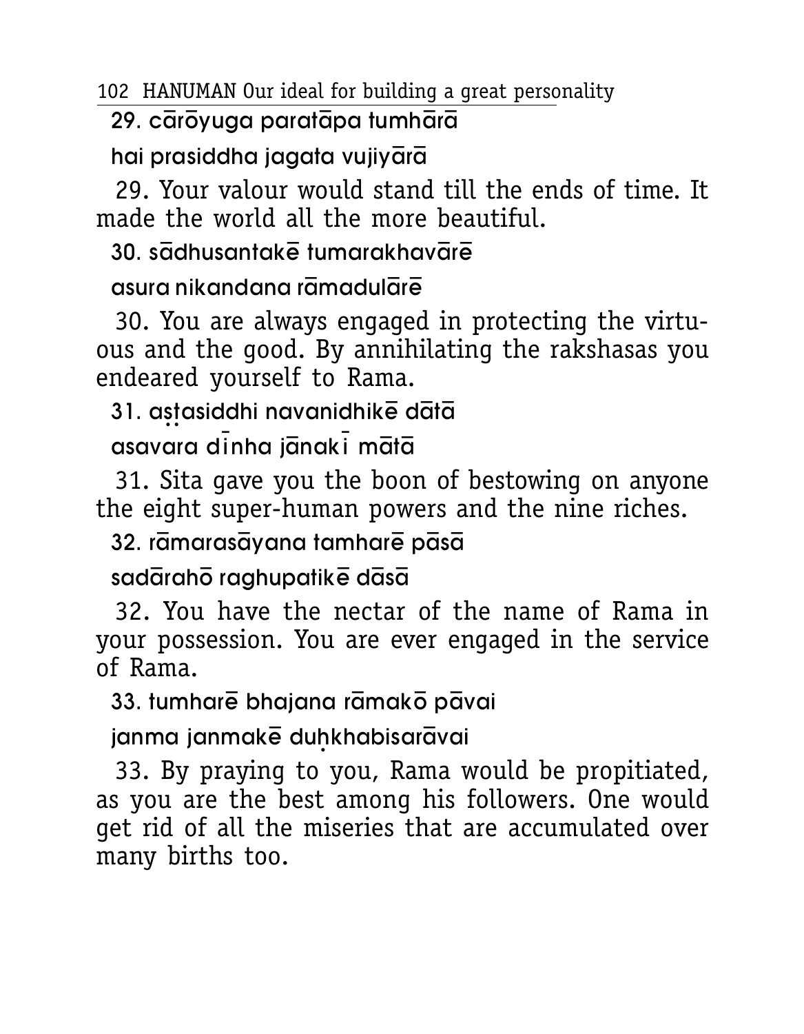29. cārōyuga paratāpa tumhārā

hai prasiddha jagata vujiyārā

29. Your valour would stand till the ends of time. It made the world all the more beautiful.

30. sādhusantakē tumarakhavārē

asura nikandana rāmadulārē

30. You are always engaged in protecting the virtuous and the good. By annihilating the rakshasas you endeared yourself to Rama.

31. aṣṭasiddhi navanidhikē dātā

asavara dīnha jānakī mātā

31. Sita gave you the boon of bestowing on anyone the eight super-human powers and the nine riches.

32. rāmarasāyana tamharē pāsā

sadārahō raghupatikē dāsā

32. You have the nectar of the name of Rama in your possession. You are ever engaged in the service of Rama.

33. tumharē bhajana rāmakō pāvai

janma janmakē duḥkhabisarāvai

33. By praying to you, Rama would be propitiated, as you are the best among his followers. One would get rid of all the miseries that are accumulated over many births too.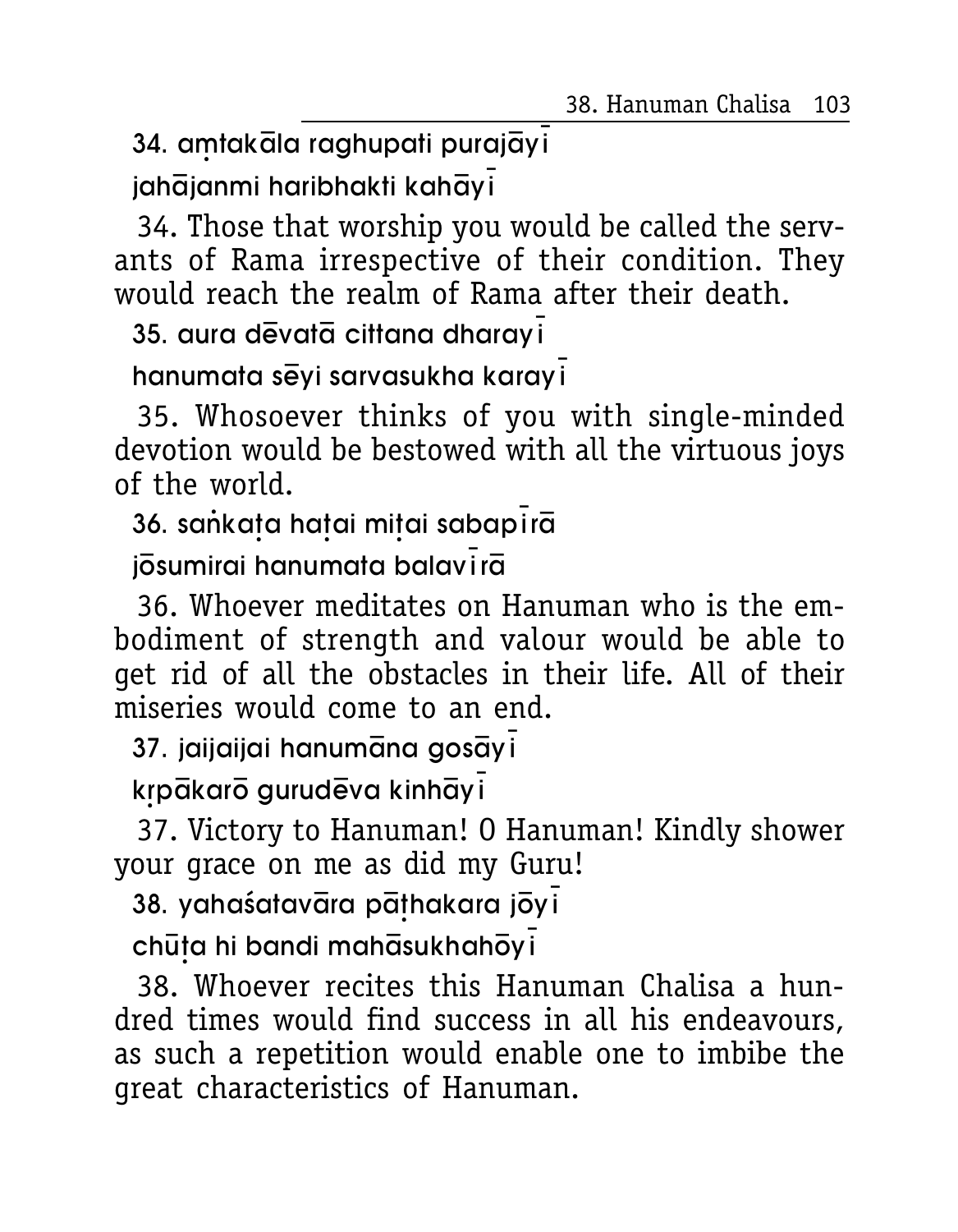34. aṃtakāla raghupati purajāyī

jahājanmi haribhakti kahāyī

34. Those that worship you would be called the servants of Rama irrespective of their condition. They would reach the realm of Rama after their death.

35. aura dēvatā cittana dharayī

hanumata sēyi sarvasukha karayī

35. Whosoever thinks of you with single-minded devotion would be bestowed with all the virtuous joys of the world.

36. saṅkaṭa haṭai miṭai sabapīrā

jōsumirai hanumata balavīrā

36. Whoever meditates on Hanuman who is the embodiment of strength and valour would be able to get rid of all the obstacles in their life. All of their miseries would come to an end.

37. jaijaijai hanumāna gosāyī

kṛpākarō gurudēva kinhāyī

37. Victory to Hanuman! O Hanuman! Kindly shower your grace on me as did my Guru!

38. yahaśatavāra pāṭhakara jōyī

chūṭa hi bandi mahāsukhahōyī

38. Whoever recites this Hanuman Chalisa a hundred times would find success in all his endeavours, as such a repetition would enable one to imbibe the great characteristics of Hanuman.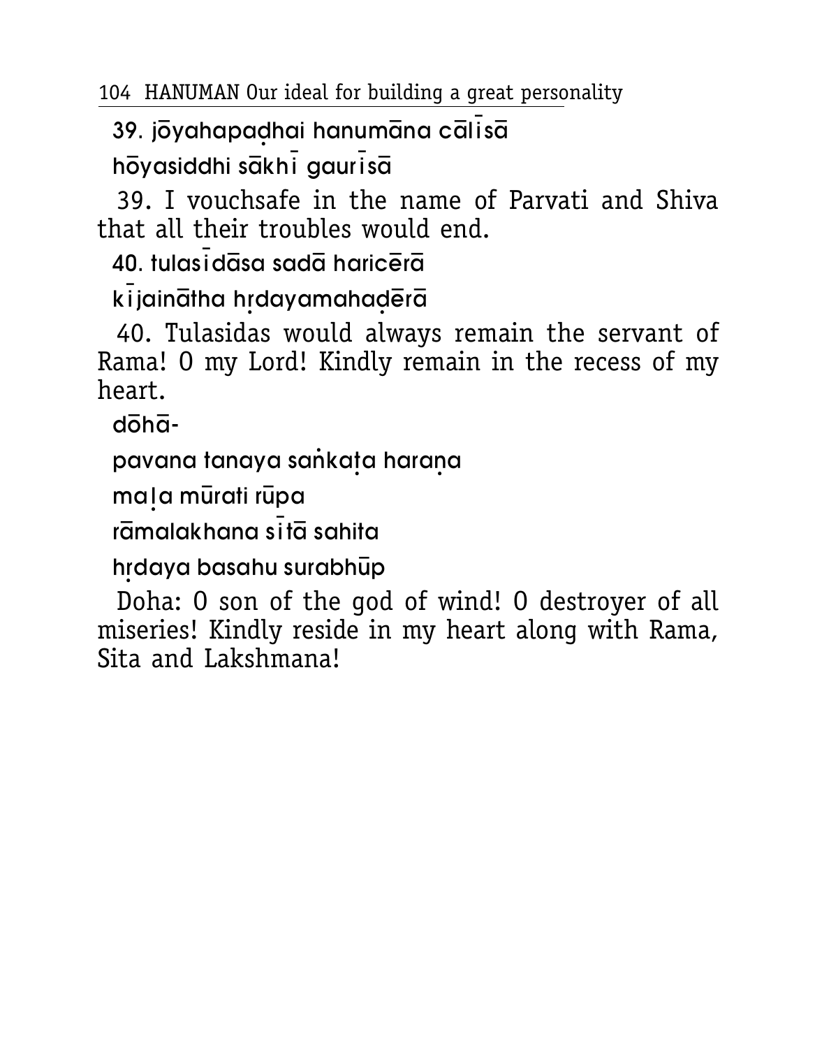39. jōyahapaḍhai hanumāna cālīsā

hōyasiddhi sākhī gaurīsā

39. I vouchsafe in the name of Parvati and Shiva that all their troubles would end.

40. tulasīdāsa sadā haricērā

kījaināthа hṛdayamahaḍērā

40. Tulasidas would always remain the servant of Rama! O my Lord! Kindly remain in the recess of my heart.

dōhā-

pavana tanaya saṅkaṭa haraṇa

maḷa mūrati rūpa

rāmalakhana sītā sahita

hṛdaya basahu surabhūp

Doha: O son of the god of wind! O destroyer of all miseries! Kindly reside in my heart along with Rama, Sita and Lakshmana!